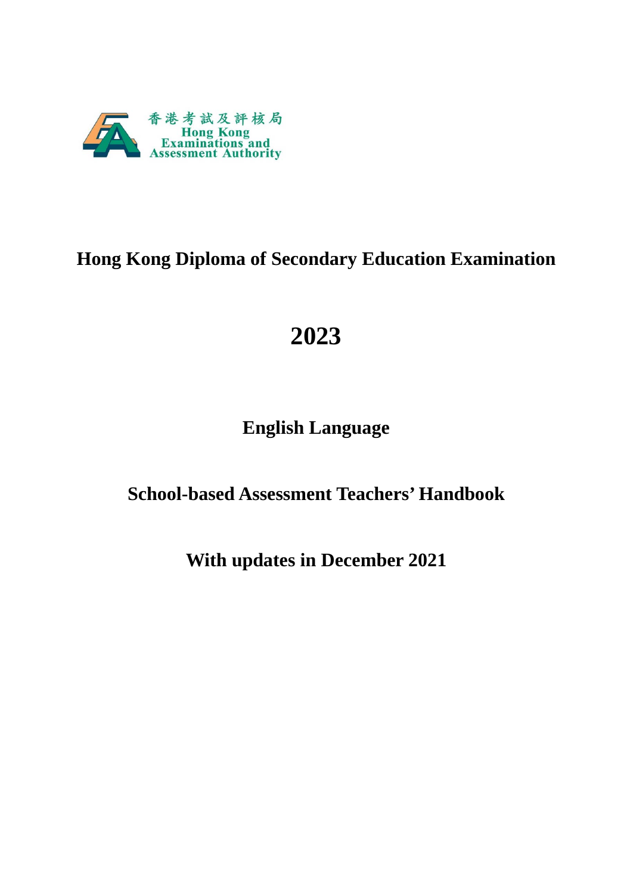香港考試及評核局
Hong Kong
Examinations and
Assessment Authority

# Hong Kong Diploma of Secondary Education Examination

# 2023

## English Language

## School-based Assessment Teachers' Handbook

## With updates in December 2021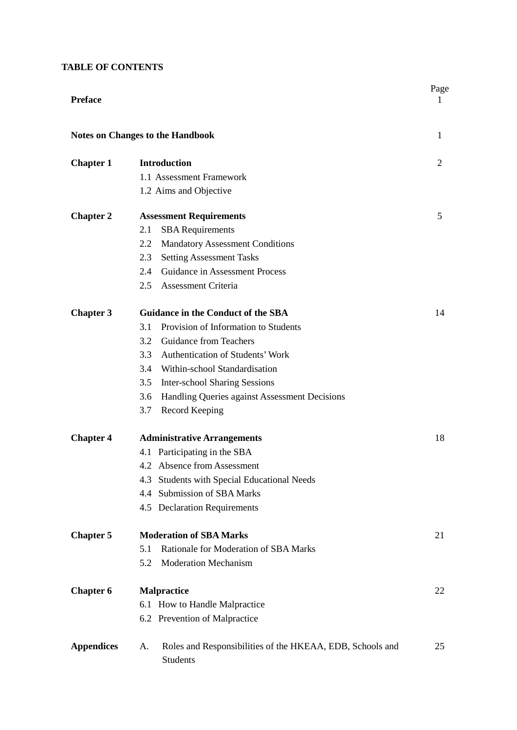**TABLE OF CONTENTS**

| | | Page |
|---|---|---|
| **Preface** | | 1 |
| **Notes on Changes to the Handbook** | | 1 |
| **Chapter 1** | **Introduction** | 2 |
| | 1.1 Assessment Framework | |
| | 1.2 Aims and Objective | |
| **Chapter 2** | **Assessment Requirements** | 5 |
| | 2.1 SBA Requirements | |
| | 2.2 Mandatory Assessment Conditions | |
| | 2.3 Setting Assessment Tasks | |
| | 2.4 Guidance in Assessment Process | |
| | 2.5 Assessment Criteria | |
| **Chapter 3** | **Guidance in the Conduct of the SBA** | 14 |
| | 3.1 Provision of Information to Students | |
| | 3.2 Guidance from Teachers | |
| | 3.3 Authentication of Students' Work | |
| | 3.4 Within-school Standardisation | |
| | 3.5 Inter-school Sharing Sessions | |
| | 3.6 Handling Queries against Assessment Decisions | |
| | 3.7 Record Keeping | |
| **Chapter 4** | **Administrative Arrangements** | 18 |
| | 4.1 Participating in the SBA | |
| | 4.2 Absence from Assessment | |
| | 4.3 Students with Special Educational Needs | |
| | 4.4 Submission of SBA Marks | |
| | 4.5 Declaration Requirements | |
| **Chapter 5** | **Moderation of SBA Marks** | 21 |
| | 5.1 Rationale for Moderation of SBA Marks | |
| | 5.2 Moderation Mechanism | |
| **Chapter 6** | **Malpractice** | 22 |
| | 6.1 How to Handle Malpractice | |
| | 6.2 Prevention of Malpractice | |
| **Appendices** | A. Roles and Responsibilities of the HKEAA, EDB, Schools and Students | 25 |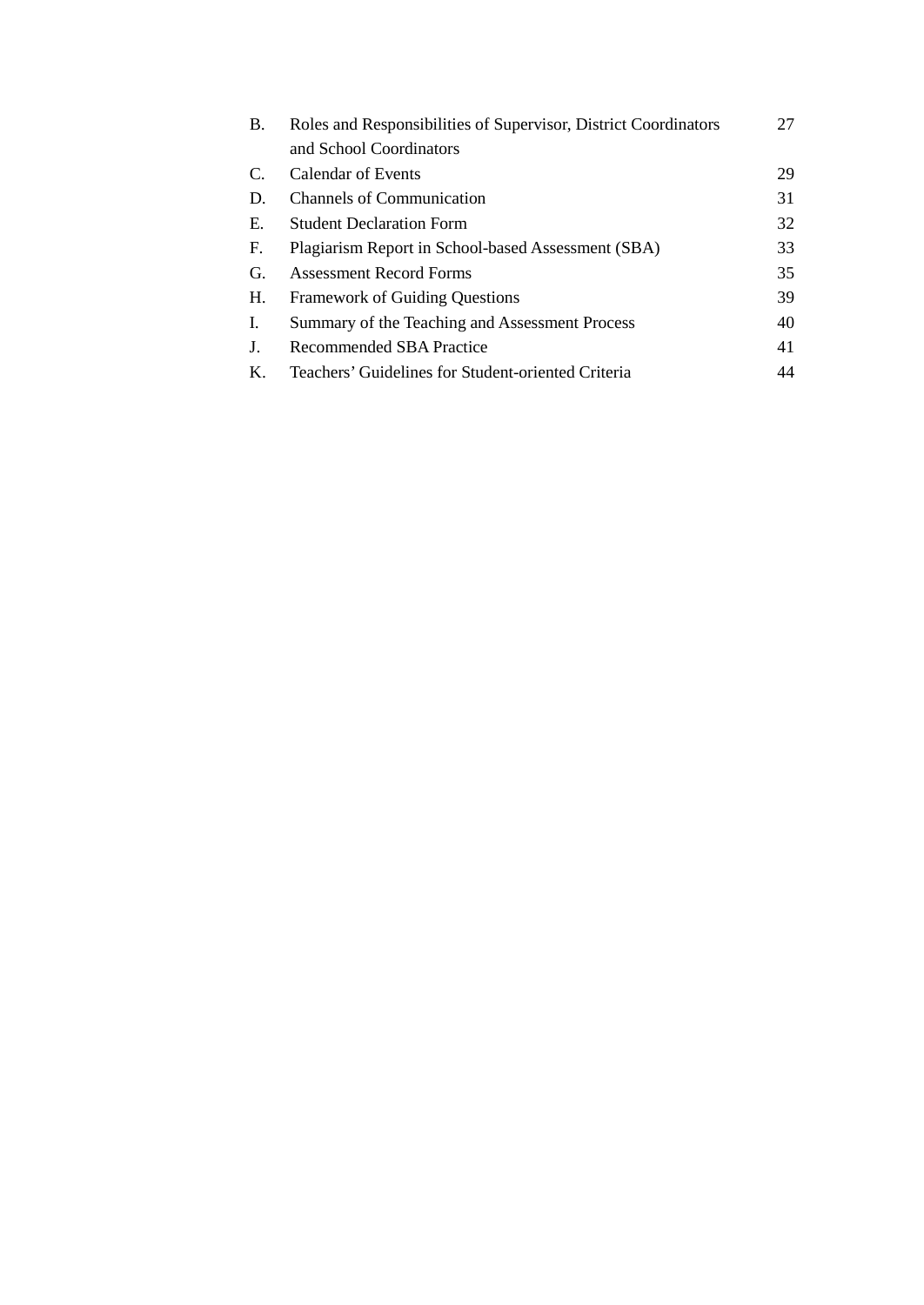| | | |
|---|---|---|
| B. | Roles and Responsibilities of Supervisor, District Coordinators and School Coordinators | 27 |
| C. | Calendar of Events | 29 |
| D. | Channels of Communication | 31 |
| E. | Student Declaration Form | 32 |
| F. | Plagiarism Report in School-based Assessment (SBA) | 33 |
| G. | Assessment Record Forms | 35 |
| H. | Framework of Guiding Questions | 39 |
| I. | Summary of the Teaching and Assessment Process | 40 |
| J. | Recommended SBA Practice | 41 |
| K. | Teachers' Guidelines for Student-oriented Criteria | 44 |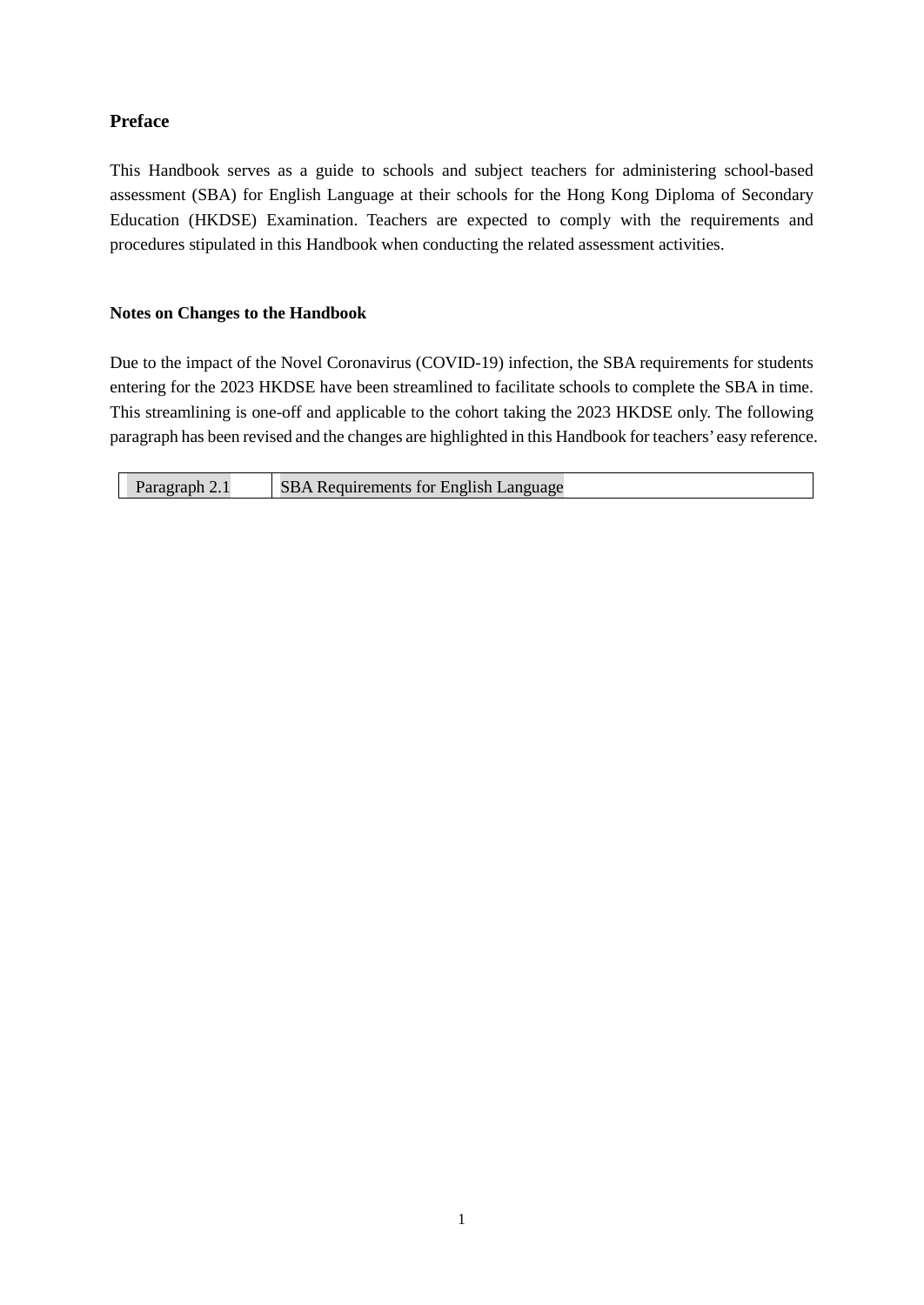## Preface

This Handbook serves as a guide to schools and subject teachers for administering school-based assessment (SBA) for English Language at their schools for the Hong Kong Diploma of Secondary Education (HKDSE) Examination. Teachers are expected to comply with the requirements and procedures stipulated in this Handbook when conducting the related assessment activities.

### Notes on Changes to the Handbook

Due to the impact of the Novel Coronavirus (COVID-19) infection, the SBA requirements for students entering for the 2023 HKDSE have been streamlined to facilitate schools to complete the SBA in time. This streamlining is one-off and applicable to the cohort taking the 2023 HKDSE only. The following paragraph has been revised and the changes are highlighted in this Handbook for teachers' easy reference.

| Paragraph 2.1 | SBA Requirements for English Language |
|---|---|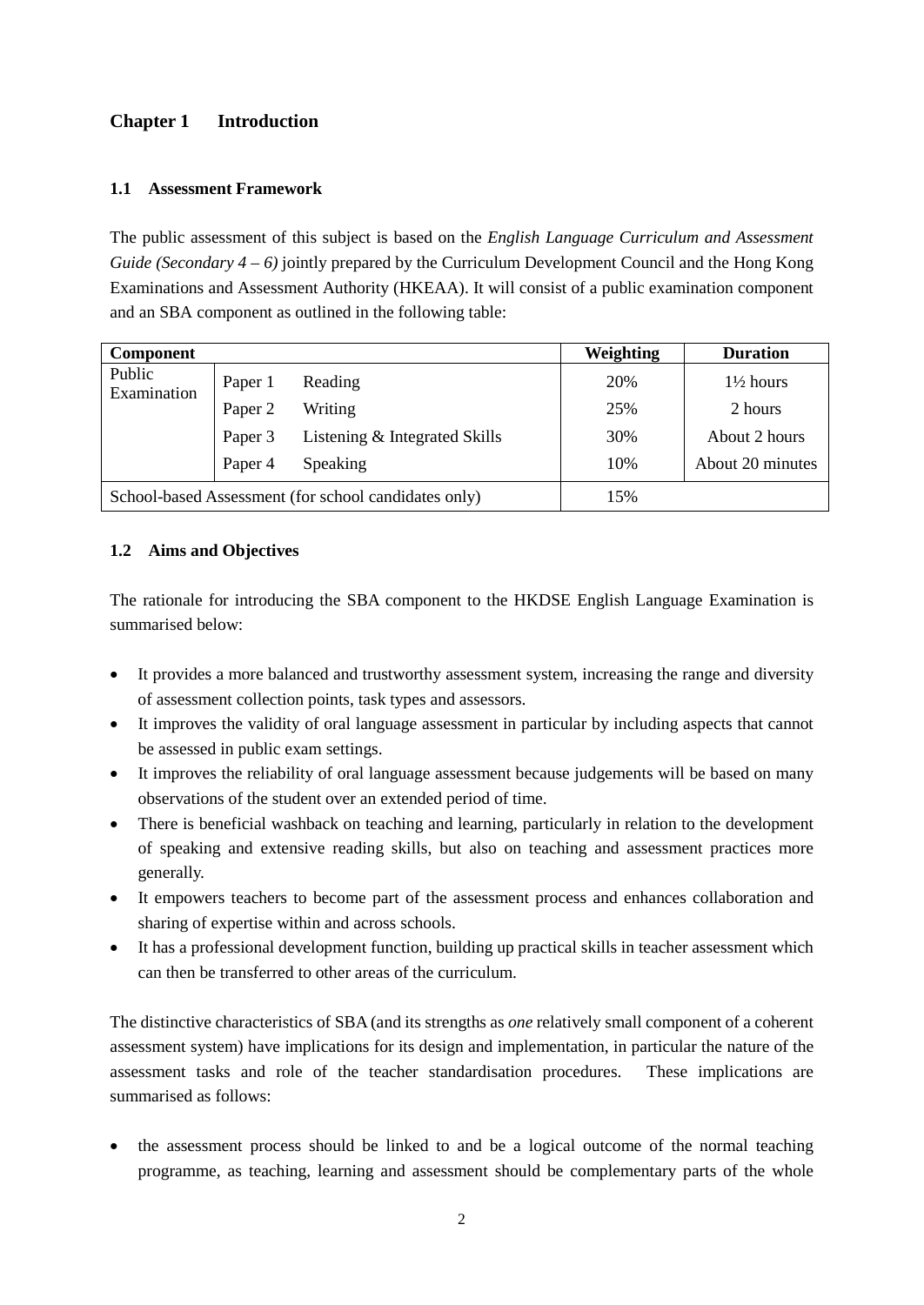## Chapter 1 Introduction

### 1.1 Assessment Framework

The public assessment of this subject is based on the *English Language Curriculum and Assessment Guide (Secondary 4 – 6)* jointly prepared by the Curriculum Development Council and the Hong Kong Examinations and Assessment Authority (HKEAA). It will consist of a public examination component and an SBA component as outlined in the following table:

| Component | | | Weighting | Duration |
|---|---|---|---|---|
| Public Examination | Paper 1 | Reading | 20% | 1½ hours |
| | Paper 2 | Writing | 25% | 2 hours |
| | Paper 3 | Listening & Integrated Skills | 30% | About 2 hours |
| | Paper 4 | Speaking | 10% | About 20 minutes |
| School-based Assessment (for school candidates only) | | | 15% | |

### 1.2 Aims and Objectives

The rationale for introducing the SBA component to the HKDSE English Language Examination is summarised below:

- It provides a more balanced and trustworthy assessment system, increasing the range and diversity of assessment collection points, task types and assessors.
- It improves the validity of oral language assessment in particular by including aspects that cannot be assessed in public exam settings.
- It improves the reliability of oral language assessment because judgements will be based on many observations of the student over an extended period of time.
- There is beneficial washback on teaching and learning, particularly in relation to the development of speaking and extensive reading skills, but also on teaching and assessment practices more generally.
- It empowers teachers to become part of the assessment process and enhances collaboration and sharing of expertise within and across schools.
- It has a professional development function, building up practical skills in teacher assessment which can then be transferred to other areas of the curriculum.

The distinctive characteristics of SBA (and its strengths as *one* relatively small component of a coherent assessment system) have implications for its design and implementation, in particular the nature of the assessment tasks and role of the teacher standardisation procedures. These implications are summarised as follows:

- the assessment process should be linked to and be a logical outcome of the normal teaching programme, as teaching, learning and assessment should be complementary parts of the whole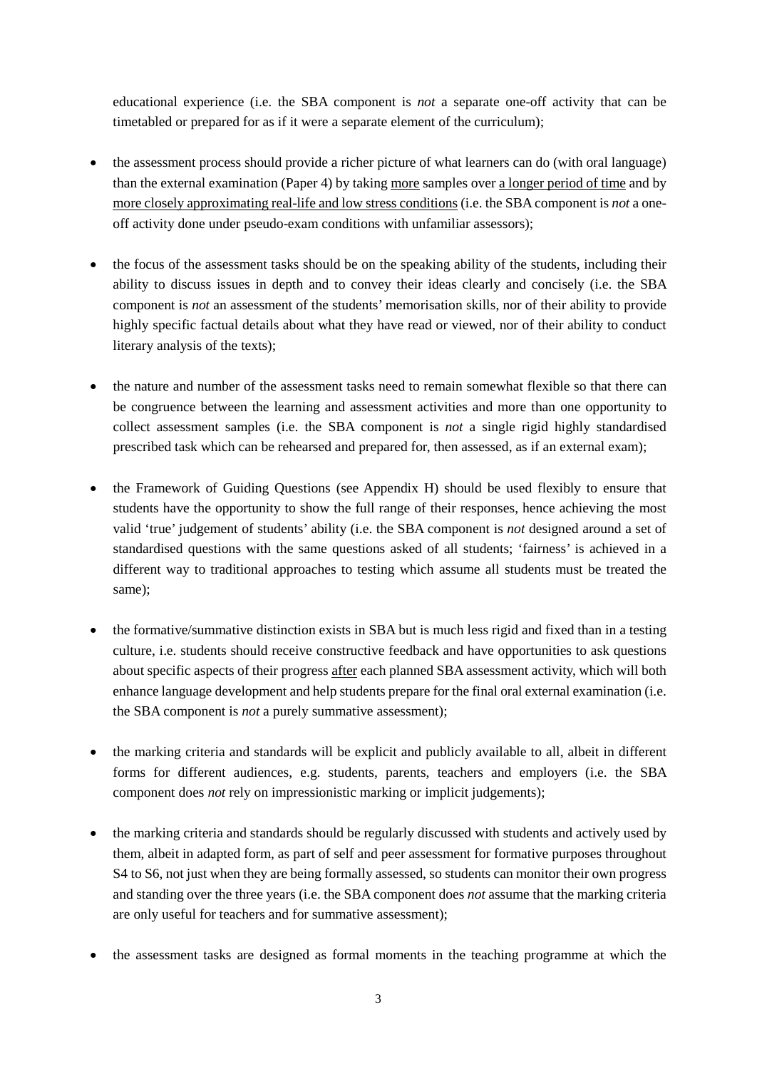educational experience (i.e. the SBA component is *not* a separate one-off activity that can be timetabled or prepared for as if it were a separate element of the curriculum);

- the assessment process should provide a richer picture of what learners can do (with oral language) than the external examination (Paper 4) by taking <u>more</u> samples over <u>a longer period of time</u> and by <u>more closely approximating real-life and low stress conditions</u> (i.e. the SBA component is *not* a one-off activity done under pseudo-exam conditions with unfamiliar assessors);

- the focus of the assessment tasks should be on the speaking ability of the students, including their ability to discuss issues in depth and to convey their ideas clearly and concisely (i.e. the SBA component is *not* an assessment of the students' memorisation skills, nor of their ability to provide highly specific factual details about what they have read or viewed, nor of their ability to conduct literary analysis of the texts);

- the nature and number of the assessment tasks need to remain somewhat flexible so that there can be congruence between the learning and assessment activities and more than one opportunity to collect assessment samples (i.e. the SBA component is *not* a single rigid highly standardised prescribed task which can be rehearsed and prepared for, then assessed, as if an external exam);

- the Framework of Guiding Questions (see Appendix H) should be used flexibly to ensure that students have the opportunity to show the full range of their responses, hence achieving the most valid 'true' judgement of students' ability (i.e. the SBA component is *not* designed around a set of standardised questions with the same questions asked of all students; 'fairness' is achieved in a different way to traditional approaches to testing which assume all students must be treated the same);

- the formative/summative distinction exists in SBA but is much less rigid and fixed than in a testing culture, i.e. students should receive constructive feedback and have opportunities to ask questions about specific aspects of their progress <u>after</u> each planned SBA assessment activity, which will both enhance language development and help students prepare for the final oral external examination (i.e. the SBA component is *not* a purely summative assessment);

- the marking criteria and standards will be explicit and publicly available to all, albeit in different forms for different audiences, e.g. students, parents, teachers and employers (i.e. the SBA component does *not* rely on impressionistic marking or implicit judgements);

- the marking criteria and standards should be regularly discussed with students and actively used by them, albeit in adapted form, as part of self and peer assessment for formative purposes throughout S4 to S6, not just when they are being formally assessed, so students can monitor their own progress and standing over the three years (i.e. the SBA component does *not* assume that the marking criteria are only useful for teachers and for summative assessment);

- the assessment tasks are designed as formal moments in the teaching programme at which the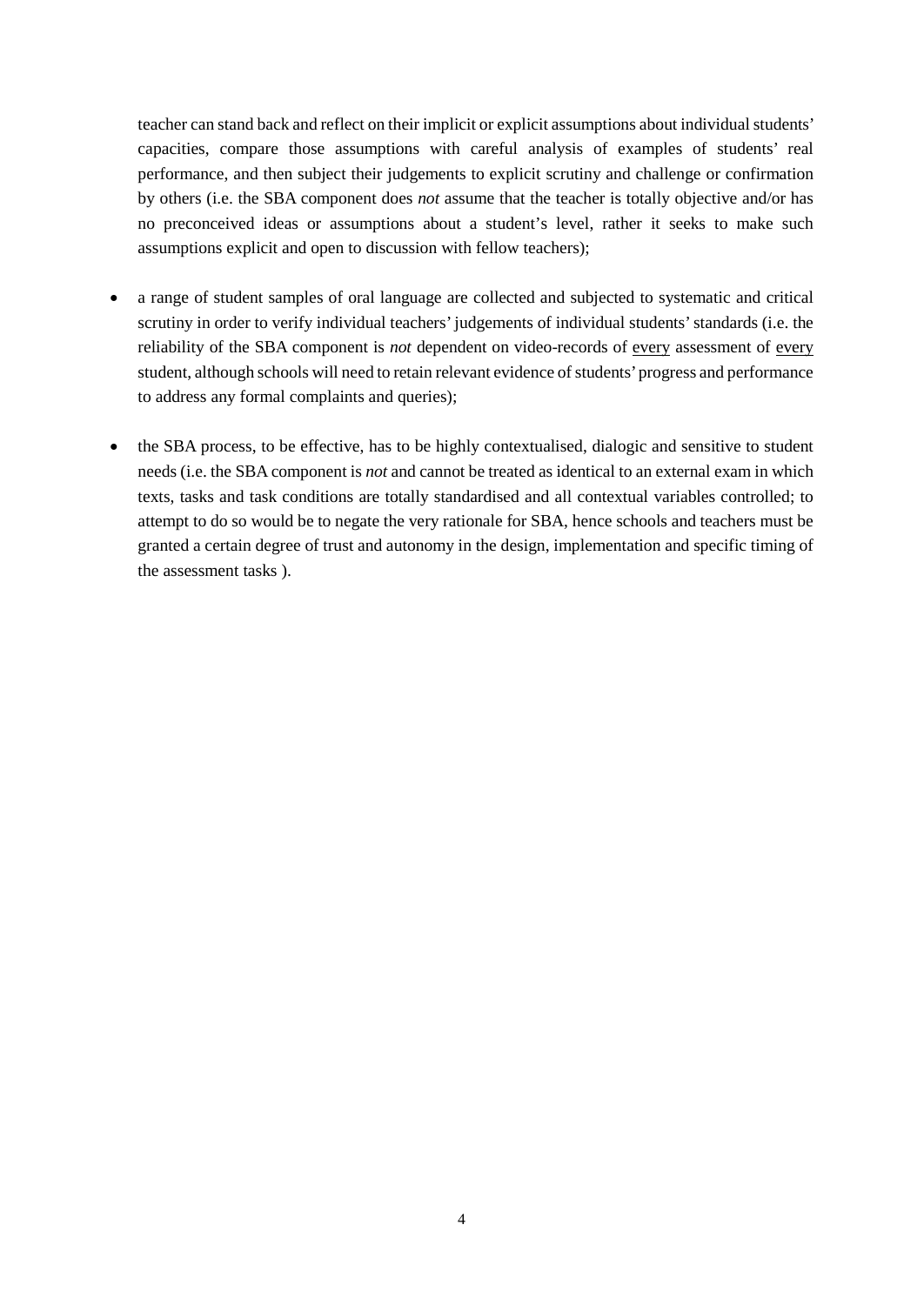teacher can stand back and reflect on their implicit or explicit assumptions about individual students' capacities, compare those assumptions with careful analysis of examples of students' real performance, and then subject their judgements to explicit scrutiny and challenge or confirmation by others (i.e. the SBA component does *not* assume that the teacher is totally objective and/or has no preconceived ideas or assumptions about a student's level, rather it seeks to make such assumptions explicit and open to discussion with fellow teachers);

- a range of student samples of oral language are collected and subjected to systematic and critical scrutiny in order to verify individual teachers' judgements of individual students' standards (i.e. the reliability of the SBA component is *not* dependent on video-records of <u>every</u> assessment of <u>every</u> student, although schools will need to retain relevant evidence of students' progress and performance to address any formal complaints and queries);

- the SBA process, to be effective, has to be highly contextualised, dialogic and sensitive to student needs (i.e. the SBA component is *not* and cannot be treated as identical to an external exam in which texts, tasks and task conditions are totally standardised and all contextual variables controlled; to attempt to do so would be to negate the very rationale for SBA, hence schools and teachers must be granted a certain degree of trust and autonomy in the design, implementation and specific timing of the assessment tasks ).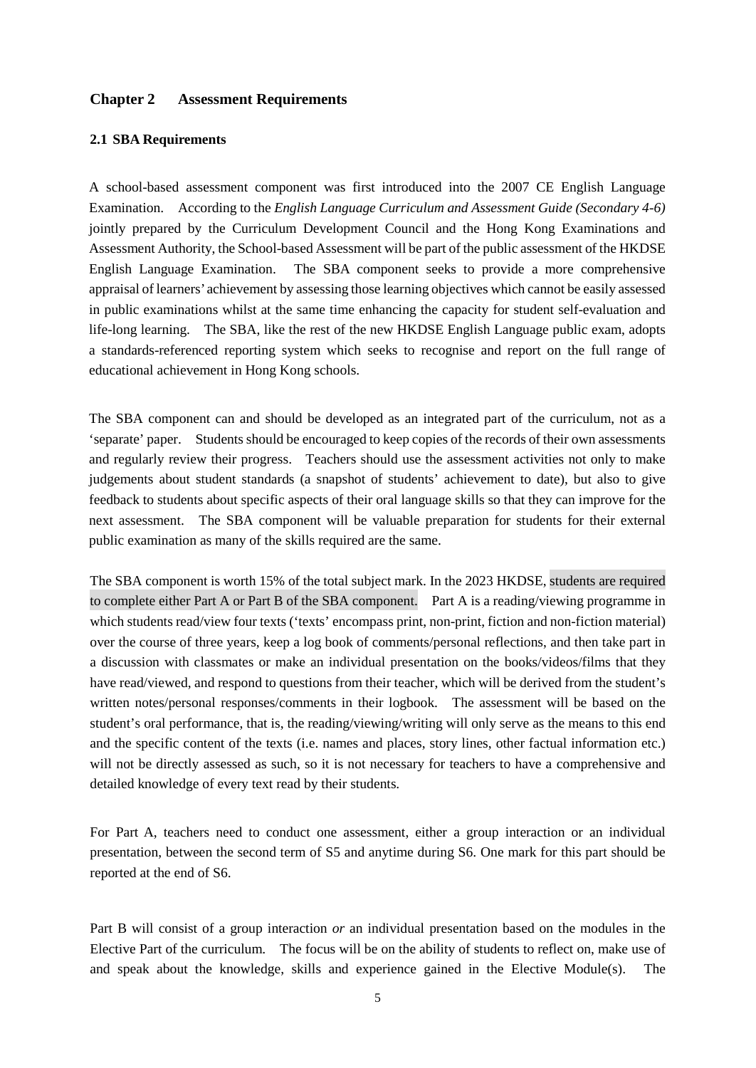## Chapter 2 Assessment Requirements

### 2.1 SBA Requirements

A school-based assessment component was first introduced into the 2007 CE English Language Examination. According to the *English Language Curriculum and Assessment Guide (Secondary 4-6)* jointly prepared by the Curriculum Development Council and the Hong Kong Examinations and Assessment Authority, the School-based Assessment will be part of the public assessment of the HKDSE English Language Examination. The SBA component seeks to provide a more comprehensive appraisal of learners' achievement by assessing those learning objectives which cannot be easily assessed in public examinations whilst at the same time enhancing the capacity for student self-evaluation and life-long learning. The SBA, like the rest of the new HKDSE English Language public exam, adopts a standards-referenced reporting system which seeks to recognise and report on the full range of educational achievement in Hong Kong schools.

The SBA component can and should be developed as an integrated part of the curriculum, not as a 'separate' paper. Students should be encouraged to keep copies of the records of their own assessments and regularly review their progress. Teachers should use the assessment activities not only to make judgements about student standards (a snapshot of students' achievement to date), but also to give feedback to students about specific aspects of their oral language skills so that they can improve for the next assessment. The SBA component will be valuable preparation for students for their external public examination as many of the skills required are the same.

The SBA component is worth 15% of the total subject mark. In the 2023 HKDSE, students are required to complete either Part A or Part B of the SBA component. Part A is a reading/viewing programme in which students read/view four texts ('texts' encompass print, non-print, fiction and non-fiction material) over the course of three years, keep a log book of comments/personal reflections, and then take part in a discussion with classmates or make an individual presentation on the books/videos/films that they have read/viewed, and respond to questions from their teacher, which will be derived from the student's written notes/personal responses/comments in their logbook. The assessment will be based on the student's oral performance, that is, the reading/viewing/writing will only serve as the means to this end and the specific content of the texts (i.e. names and places, story lines, other factual information etc.) will not be directly assessed as such, so it is not necessary for teachers to have a comprehensive and detailed knowledge of every text read by their students.

For Part A, teachers need to conduct one assessment, either a group interaction or an individual presentation, between the second term of S5 and anytime during S6. One mark for this part should be reported at the end of S6.

Part B will consist of a group interaction *or* an individual presentation based on the modules in the Elective Part of the curriculum. The focus will be on the ability of students to reflect on, make use of and speak about the knowledge, skills and experience gained in the Elective Module(s). The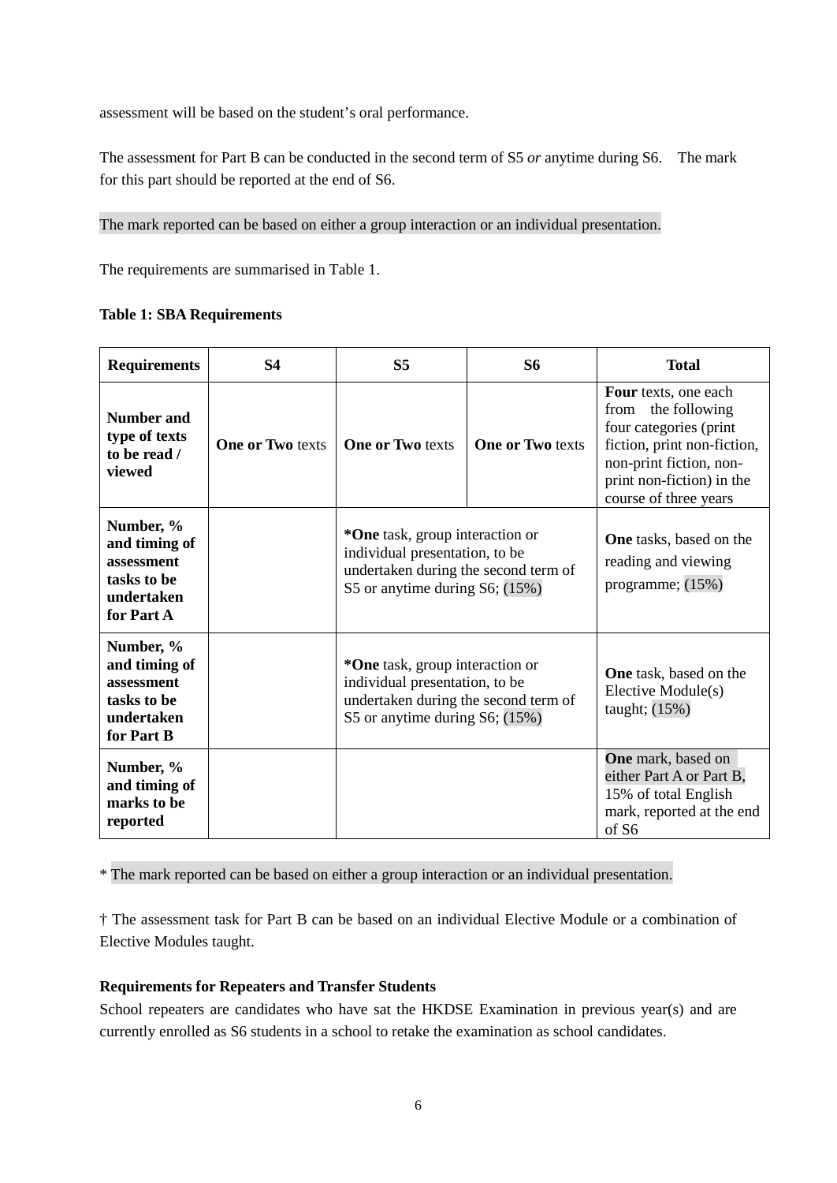assessment will be based on the student's oral performance.

The assessment for Part B can be conducted in the second term of S5 *or* anytime during S6. The mark for this part should be reported at the end of S6.

The mark reported can be based on either a group interaction or an individual presentation.

The requirements are summarised in Table 1.

**Table 1: SBA Requirements**

| **Requirements** | **S4** | **S5** | **S6** | **Total** |
|---|---|---|---|---|
| **Number and type of texts to be read / viewed** | **One or Two** texts | **One or Two** texts | **One or Two** texts | **Four** texts, one each from the following four categories (print fiction, print non-fiction, non-print fiction, non-print non-fiction) in the course of three years |
| **Number, % and timing of assessment tasks to be undertaken for Part A** | | ***One** task, group interaction or individual presentation, to be undertaken during the second term of S5 or anytime during S6; (15%) | | **One** tasks, based on the reading and viewing programme; (15%) |
| **Number, % and timing of assessment tasks to be undertaken for Part B** | | ***One** task, group interaction or individual presentation, to be undertaken during the second term of S5 or anytime during S6; (15%) | | **One** task, based on the Elective Module(s) taught; (15%) |
| **Number, % and timing of marks to be reported** | | | | **One** mark, based on either Part A or Part B, 15% of total English mark, reported at the end of S6 |

* The mark reported can be based on either a group interaction or an individual presentation.

† The assessment task for Part B can be based on an individual Elective Module or a combination of Elective Modules taught.

**Requirements for Repeaters and Transfer Students**

School repeaters are candidates who have sat the HKDSE Examination in previous year(s) and are currently enrolled as S6 students in a school to retake the examination as school candidates.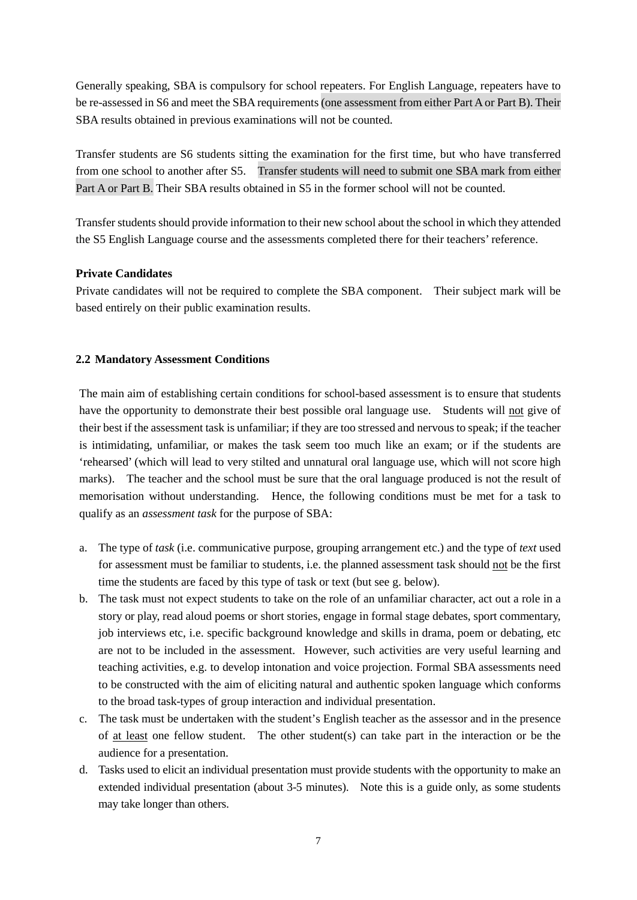Generally speaking, SBA is compulsory for school repeaters. For English Language, repeaters have to be re-assessed in S6 and meet the SBA requirements (one assessment from either Part A or Part B). Their SBA results obtained in previous examinations will not be counted.

Transfer students are S6 students sitting the examination for the first time, but who have transferred from one school to another after S5. Transfer students will need to submit one SBA mark from either Part A or Part B. Their SBA results obtained in S5 in the former school will not be counted.

Transfer students should provide information to their new school about the school in which they attended the S5 English Language course and the assessments completed there for their teachers' reference.

**Private Candidates**

Private candidates will not be required to complete the SBA component. Their subject mark will be based entirely on their public examination results.

### 2.2 Mandatory Assessment Conditions

The main aim of establishing certain conditions for school-based assessment is to ensure that students have the opportunity to demonstrate their best possible oral language use. Students will <u>not</u> give of their best if the assessment task is unfamiliar; if they are too stressed and nervous to speak; if the teacher is intimidating, unfamiliar, or makes the task seem too much like an exam; or if the students are 'rehearsed' (which will lead to very stilted and unnatural oral language use, which will not score high marks). The teacher and the school must be sure that the oral language produced is not the result of memorisation without understanding. Hence, the following conditions must be met for a task to qualify as an *assessment task* for the purpose of SBA:

a. The type of *task* (i.e. communicative purpose, grouping arrangement etc.) and the type of *text* used for assessment must be familiar to students, i.e. the planned assessment task should <u>not</u> be the first time the students are faced by this type of task or text (but see g. below).
b. The task must not expect students to take on the role of an unfamiliar character, act out a role in a story or play, read aloud poems or short stories, engage in formal stage debates, sport commentary, job interviews etc, i.e. specific background knowledge and skills in drama, poem or debating, etc are not to be included in the assessment. However, such activities are very useful learning and teaching activities, e.g. to develop intonation and voice projection. Formal SBA assessments need to be constructed with the aim of eliciting natural and authentic spoken language which conforms to the broad task-types of group interaction and individual presentation.
c. The task must be undertaken with the student's English teacher as the assessor and in the presence of <u>at least</u> one fellow student. The other student(s) can take part in the interaction or be the audience for a presentation.
d. Tasks used to elicit an individual presentation must provide students with the opportunity to make an extended individual presentation (about 3-5 minutes). Note this is a guide only, as some students may take longer than others.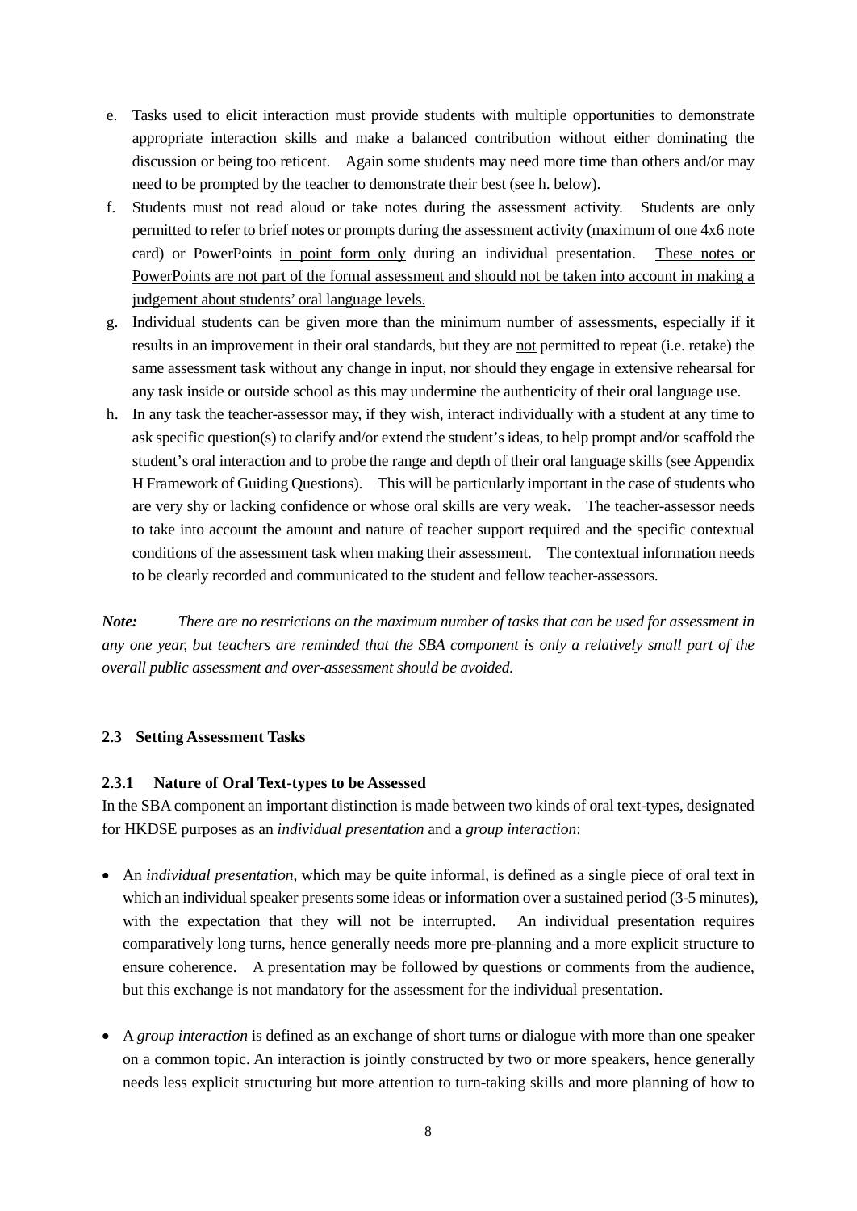e. Tasks used to elicit interaction must provide students with multiple opportunities to demonstrate appropriate interaction skills and make a balanced contribution without either dominating the discussion or being too reticent. Again some students may need more time than others and/or may need to be prompted by the teacher to demonstrate their best (see h. below).

f. Students must not read aloud or take notes during the assessment activity. Students are only permitted to refer to brief notes or prompts during the assessment activity (maximum of one 4x6 note card) or PowerPoints <u>in point form only</u> during an individual presentation. <u>These notes or PowerPoints are not part of the formal assessment and should not be taken into account in making a judgement about students' oral language levels.</u>

g. Individual students can be given more than the minimum number of assessments, especially if it results in an improvement in their oral standards, but they are <u>not</u> permitted to repeat (i.e. retake) the same assessment task without any change in input, nor should they engage in extensive rehearsal for any task inside or outside school as this may undermine the authenticity of their oral language use.

h. In any task the teacher-assessor may, if they wish, interact individually with a student at any time to ask specific question(s) to clarify and/or extend the student's ideas, to help prompt and/or scaffold the student's oral interaction and to probe the range and depth of their oral language skills (see Appendix H Framework of Guiding Questions). This will be particularly important in the case of students who are very shy or lacking confidence or whose oral skills are very weak. The teacher-assessor needs to take into account the amount and nature of teacher support required and the specific contextual conditions of the assessment task when making their assessment. The contextual information needs to be clearly recorded and communicated to the student and fellow teacher-assessors.

***Note:*** *There are no restrictions on the maximum number of tasks that can be used for assessment in any one year, but teachers are reminded that the SBA component is only a relatively small part of the overall public assessment and over-assessment should be avoided.*

### 2.3 Setting Assessment Tasks

#### 2.3.1 Nature of Oral Text-types to be Assessed

In the SBA component an important distinction is made between two kinds of oral text-types, designated for HKDSE purposes as an *individual presentation* and a *group interaction*:

- An *individual presentation*, which may be quite informal, is defined as a single piece of oral text in which an individual speaker presents some ideas or information over a sustained period (3-5 minutes), with the expectation that they will not be interrupted. An individual presentation requires comparatively long turns, hence generally needs more pre-planning and a more explicit structure to ensure coherence. A presentation may be followed by questions or comments from the audience, but this exchange is not mandatory for the assessment for the individual presentation.

- A *group interaction* is defined as an exchange of short turns or dialogue with more than one speaker on a common topic. An interaction is jointly constructed by two or more speakers, hence generally needs less explicit structuring but more attention to turn-taking skills and more planning of how to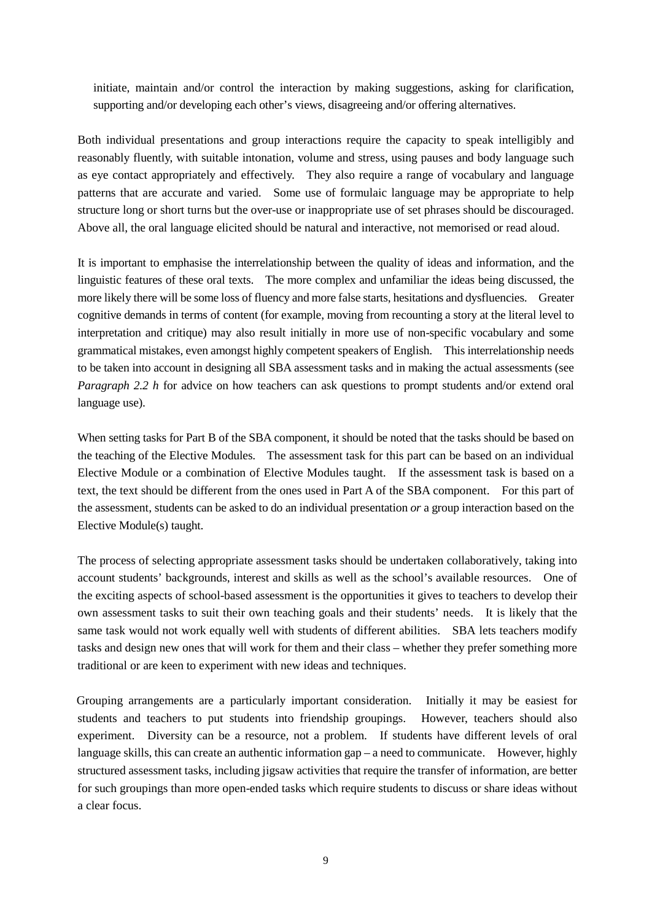initiate, maintain and/or control the interaction by making suggestions, asking for clarification, supporting and/or developing each other's views, disagreeing and/or offering alternatives.

Both individual presentations and group interactions require the capacity to speak intelligibly and reasonably fluently, with suitable intonation, volume and stress, using pauses and body language such as eye contact appropriately and effectively. They also require a range of vocabulary and language patterns that are accurate and varied. Some use of formulaic language may be appropriate to help structure long or short turns but the over-use or inappropriate use of set phrases should be discouraged. Above all, the oral language elicited should be natural and interactive, not memorised or read aloud.

It is important to emphasise the interrelationship between the quality of ideas and information, and the linguistic features of these oral texts. The more complex and unfamiliar the ideas being discussed, the more likely there will be some loss of fluency and more false starts, hesitations and dysfluencies. Greater cognitive demands in terms of content (for example, moving from recounting a story at the literal level to interpretation and critique) may also result initially in more use of non-specific vocabulary and some grammatical mistakes, even amongst highly competent speakers of English. This interrelationship needs to be taken into account in designing all SBA assessment tasks and in making the actual assessments (see *Paragraph 2.2 h* for advice on how teachers can ask questions to prompt students and/or extend oral language use).

When setting tasks for Part B of the SBA component, it should be noted that the tasks should be based on the teaching of the Elective Modules. The assessment task for this part can be based on an individual Elective Module or a combination of Elective Modules taught. If the assessment task is based on a text, the text should be different from the ones used in Part A of the SBA component. For this part of the assessment, students can be asked to do an individual presentation *or* a group interaction based on the Elective Module(s) taught.

The process of selecting appropriate assessment tasks should be undertaken collaboratively, taking into account students' backgrounds, interest and skills as well as the school's available resources. One of the exciting aspects of school-based assessment is the opportunities it gives to teachers to develop their own assessment tasks to suit their own teaching goals and their students' needs. It is likely that the same task would not work equally well with students of different abilities. SBA lets teachers modify tasks and design new ones that will work for them and their class – whether they prefer something more traditional or are keen to experiment with new ideas and techniques.

Grouping arrangements are a particularly important consideration. Initially it may be easiest for students and teachers to put students into friendship groupings. However, teachers should also experiment. Diversity can be a resource, not a problem. If students have different levels of oral language skills, this can create an authentic information gap – a need to communicate. However, highly structured assessment tasks, including jigsaw activities that require the transfer of information, are better for such groupings than more open-ended tasks which require students to discuss or share ideas without a clear focus.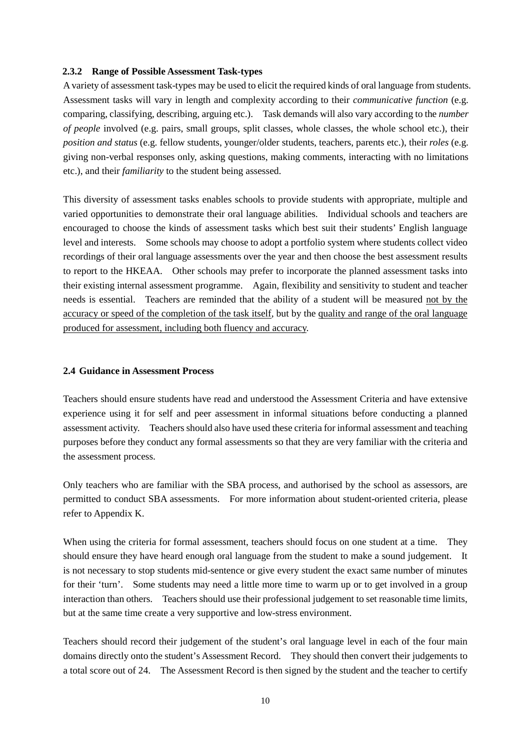### 2.3.2 Range of Possible Assessment Task-types

A variety of assessment task-types may be used to elicit the required kinds of oral language from students. Assessment tasks will vary in length and complexity according to their *communicative function* (e.g. comparing, classifying, describing, arguing etc.). Task demands will also vary according to the *number of people* involved (e.g. pairs, small groups, split classes, whole classes, the whole school etc.), their *position and status* (e.g. fellow students, younger/older students, teachers, parents etc.), their *roles* (e.g. giving non-verbal responses only, asking questions, making comments, interacting with no limitations etc.), and their *familiarity* to the student being assessed.

This diversity of assessment tasks enables schools to provide students with appropriate, multiple and varied opportunities to demonstrate their oral language abilities. Individual schools and teachers are encouraged to choose the kinds of assessment tasks which best suit their students' English language level and interests. Some schools may choose to adopt a portfolio system where students collect video recordings of their oral language assessments over the year and then choose the best assessment results to report to the HKEAA. Other schools may prefer to incorporate the planned assessment tasks into their existing internal assessment programme. Again, flexibility and sensitivity to student and teacher needs is essential. Teachers are reminded that the ability of a student will be measured <u>not by the accuracy or speed of the completion of the task itself</u>, but by the <u>quality and range of the oral language produced for assessment, including both fluency and accuracy</u>.

## 2.4 Guidance in Assessment Process

Teachers should ensure students have read and understood the Assessment Criteria and have extensive experience using it for self and peer assessment in informal situations before conducting a planned assessment activity. Teachers should also have used these criteria for informal assessment and teaching purposes before they conduct any formal assessments so that they are very familiar with the criteria and the assessment process.

Only teachers who are familiar with the SBA process, and authorised by the school as assessors, are permitted to conduct SBA assessments. For more information about student-oriented criteria, please refer to Appendix K.

When using the criteria for formal assessment, teachers should focus on one student at a time. They should ensure they have heard enough oral language from the student to make a sound judgement. It is not necessary to stop students mid-sentence or give every student the exact same number of minutes for their 'turn'. Some students may need a little more time to warm up or to get involved in a group interaction than others. Teachers should use their professional judgement to set reasonable time limits, but at the same time create a very supportive and low-stress environment.

Teachers should record their judgement of the student's oral language level in each of the four main domains directly onto the student's Assessment Record. They should then convert their judgements to a total score out of 24. The Assessment Record is then signed by the student and the teacher to certify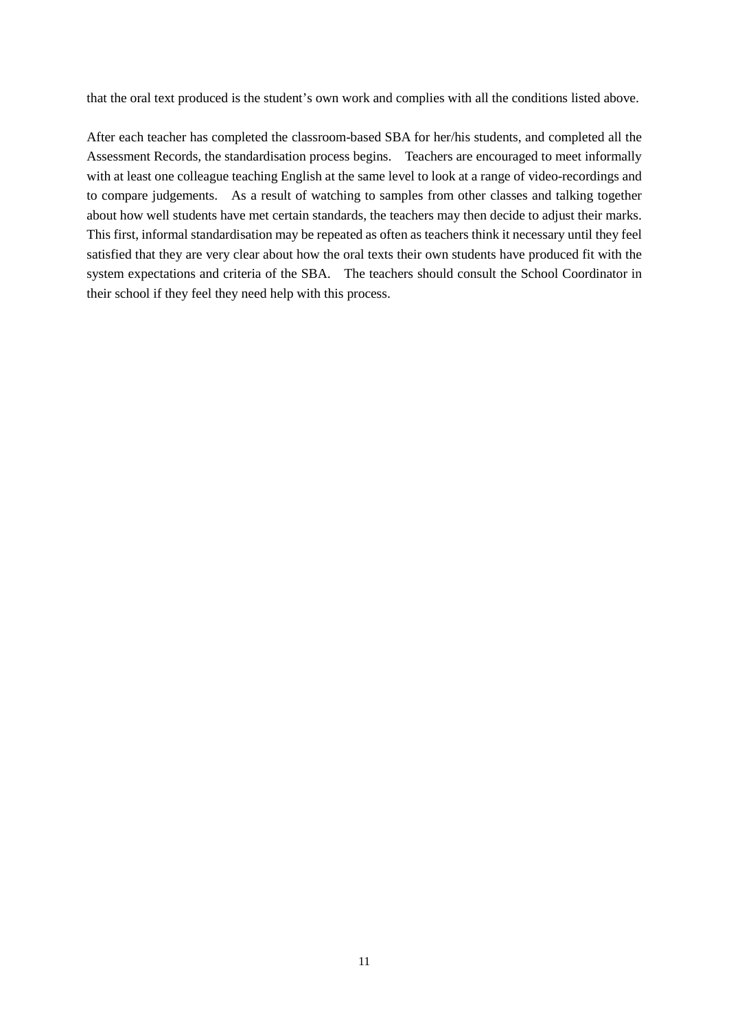that the oral text produced is the student's own work and complies with all the conditions listed above.

After each teacher has completed the classroom-based SBA for her/his students, and completed all the Assessment Records, the standardisation process begins. Teachers are encouraged to meet informally with at least one colleague teaching English at the same level to look at a range of video-recordings and to compare judgements. As a result of watching to samples from other classes and talking together about how well students have met certain standards, the teachers may then decide to adjust their marks. This first, informal standardisation may be repeated as often as teachers think it necessary until they feel satisfied that they are very clear about how the oral texts their own students have produced fit with the system expectations and criteria of the SBA. The teachers should consult the School Coordinator in their school if they feel they need help with this process.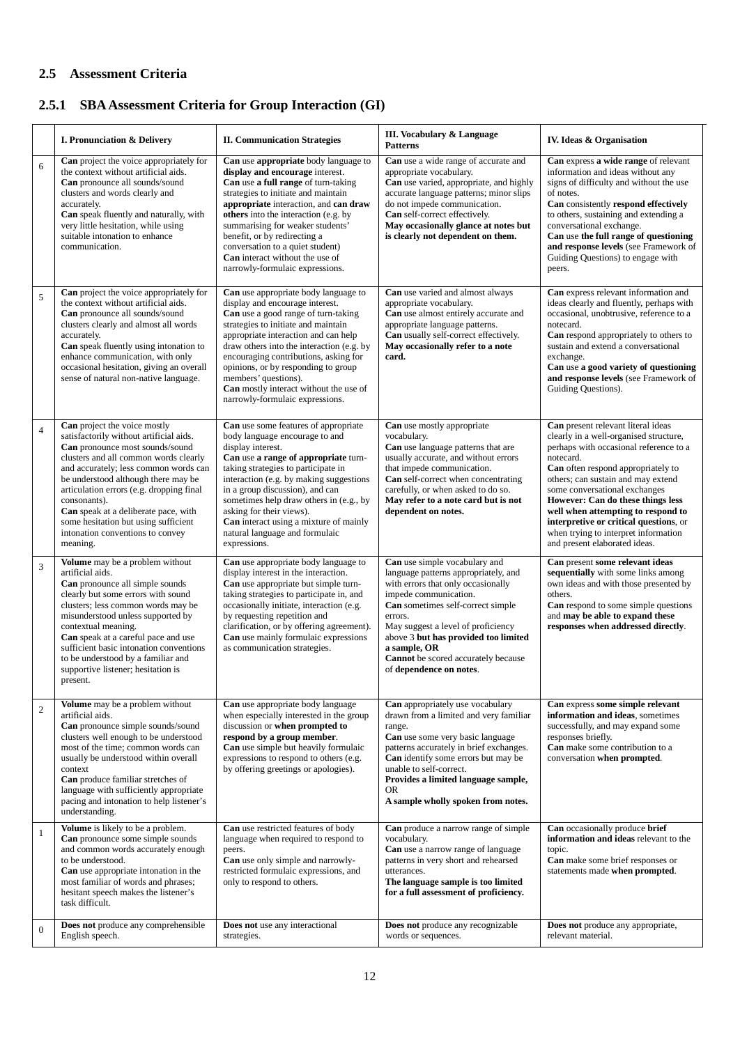## 2.5 Assessment Criteria

### 2.5.1 SBA Assessment Criteria for Group Interaction (GI)

| | I. Pronunciation & Delivery | II. Communication Strategies | III. Vocabulary & Language Patterns | IV. Ideas & Organisation |
|---|---|---|---|---|
| 6 | **Can** project the voice appropriately for the context without artificial aids. **Can** pronounce all sounds/sound clusters and words clearly and accurately. **Can** speak fluently and naturally, with very little hesitation, while using suitable intonation to enhance communication. | **Can** use **appropriate** body language to **display and encourage** interest. **Can** use **a full range** of turn-taking strategies to initiate and maintain **appropriate** interaction, and **can draw others** into the interaction (e.g. by summarising for weaker students' benefit, or by redirecting a conversation to a quiet student) **Can** interact without the use of narrowly-formulaic expressions. | **Can** use a wide range of accurate and appropriate vocabulary. **Can** use varied, appropriate, and highly accurate language patterns; minor slips do not impede communication. **Can** self-correct effectively. **May occasionally glance at notes but is clearly not dependent on them.** | **Can** express **a wide range** of relevant information and ideas without any signs of difficulty and without the use of notes. **Can** consistently **respond effectively** to others, sustaining and extending a conversational exchange. **Can** use **the full range of questioning and response levels** (see Framework of Guiding Questions) to engage with peers. |
| 5 | **Can** project the voice appropriately for the context without artificial aids. **Can** pronounce all sounds/sound clusters clearly and almost all words accurately. **Can** speak fluently using intonation to enhance communication, with only occasional hesitation, giving an overall sense of natural non-native language. | **Can** use appropriate body language to display and encourage interest. **Can** use a good range of turn-taking strategies to initiate and maintain appropriate interaction and can help draw others into the interaction (e.g. by encouraging contributions, asking for opinions, or by responding to group members' questions). **Can** mostly interact without the use of narrowly-formulaic expressions. | **Can** use varied and almost always appropriate vocabulary. **Can** use almost entirely accurate and appropriate language patterns. **Can** usually self-correct effectively. **May occasionally refer to a note card.** | **Can** express relevant information and ideas clearly and fluently, perhaps with occasional, unobtrusive, reference to a notecard. **Can** respond appropriately to others to sustain and extend a conversational exchange. **Can** use **a good variety of questioning and response levels** (see Framework of Guiding Questions). |
| 4 | **Can** project the voice mostly satisfactorily without artificial aids. **Can** pronounce most sounds/sound clusters and all common words clearly and accurately; less common words can be understood although there may be articulation errors (e.g. dropping final consonants). **Can** speak at a deliberate pace, with some hesitation but using sufficient intonation conventions to convey meaning. | **Can** use some features of appropriate body language encourage to and display interest. **Can** use **a range of appropriate** turn-taking strategies to participate in interaction (e.g. by making suggestions in a group discussion), and can sometimes help draw others in (e.g., by asking for their views). **Can** interact using a mixture of mainly natural language and formulaic expressions. | **Can** use mostly appropriate vocabulary. **Can** use language patterns that are usually accurate, and without errors that impede communication. **Can** self-correct when concentrating carefully, or when asked to do so. **May refer to a note card but is not dependent on notes.** | **Can** present relevant literal ideas clearly in a well-organised structure, perhaps with occasional reference to a notecard. **Can** often respond appropriately to others; can sustain and may extend some conversational exchanges **However: Can do these things less well when attempting to respond to interpretive or critical questions**, or when trying to interpret information and present elaborated ideas. |
| 3 | **Volume** may be a problem without artificial aids. **Can** pronounce all simple sounds clearly but some errors with sound clusters; less common words may be misunderstood unless supported by contextual meaning. **Can** speak at a careful pace and use sufficient basic intonation conventions to be understood by a familiar and supportive listener; hesitation is present. | **Can** use appropriate body language to display interest in the interaction. **Can** use appropriate but simple turn-taking strategies to participate in, and occasionally initiate, interaction (e.g. by requesting repetition and clarification, or by offering agreement). **Can** use mainly formulaic expressions as communication strategies. | **Can** use simple vocabulary and language patterns appropriately, and with errors that only occasionally impede communication. **Can** sometimes self-correct simple errors. May suggest a level of proficiency above 3 **but has provided too limited a sample, OR** **Cannot** be scored accurately because of **dependence on notes**. | **Can** present **some relevant ideas sequentially** with some links among own ideas and with those presented by others. **Can** respond to some simple questions and **may be able to expand these responses when addressed directly**. |
| 2 | **Volume** may be a problem without artificial aids. **Can** pronounce simple sounds/sound clusters well enough to be understood most of the time; common words can usually be understood within overall context **Can** produce familiar stretches of language with sufficiently appropriate pacing and intonation to help listener's understanding. | **Can** use appropriate body language when especially interested in the group discussion or **when prompted to respond by a group member**. **Can** use simple but heavily formulaic expressions to respond to others (e.g. by offering greetings or apologies). | **Can** appropriately use vocabulary drawn from a limited and very familiar range. **Can** use some very basic language patterns accurately in brief exchanges. **Can** identify some errors but may be unable to self-correct. **Provides a limited language sample,** OR **A sample wholly spoken from notes.** | **Can** express **some simple relevant information and ideas**, sometimes successfully, and may expand some responses briefly. **Can** make some contribution to a conversation **when prompted**. |
| 1 | **Volume** is likely to be a problem. **Can** pronounce some simple sounds and common words accurately enough to be understood. **Can** use appropriate intonation in the most familiar of words and phrases; hesitant speech makes the listener's task difficult. | **Can** use restricted features of body language when required to respond to peers. **Can** use only simple and narrowly-restricted formulaic expressions, and only to respond to others. | **Can** produce a narrow range of simple vocabulary. **Can** use a narrow range of language patterns in very short and rehearsed utterances. **The language sample is too limited for a full assessment of proficiency.** | **Can** occasionally produce **brief information and ideas** relevant to the topic. **Can** make some brief responses or statements made **when prompted**. |
| 0 | **Does not** produce any comprehensible English speech. | **Does not** use any interactional strategies. | **Does not** produce any recognizable words or sequences. | **Does not** produce any appropriate, relevant material. |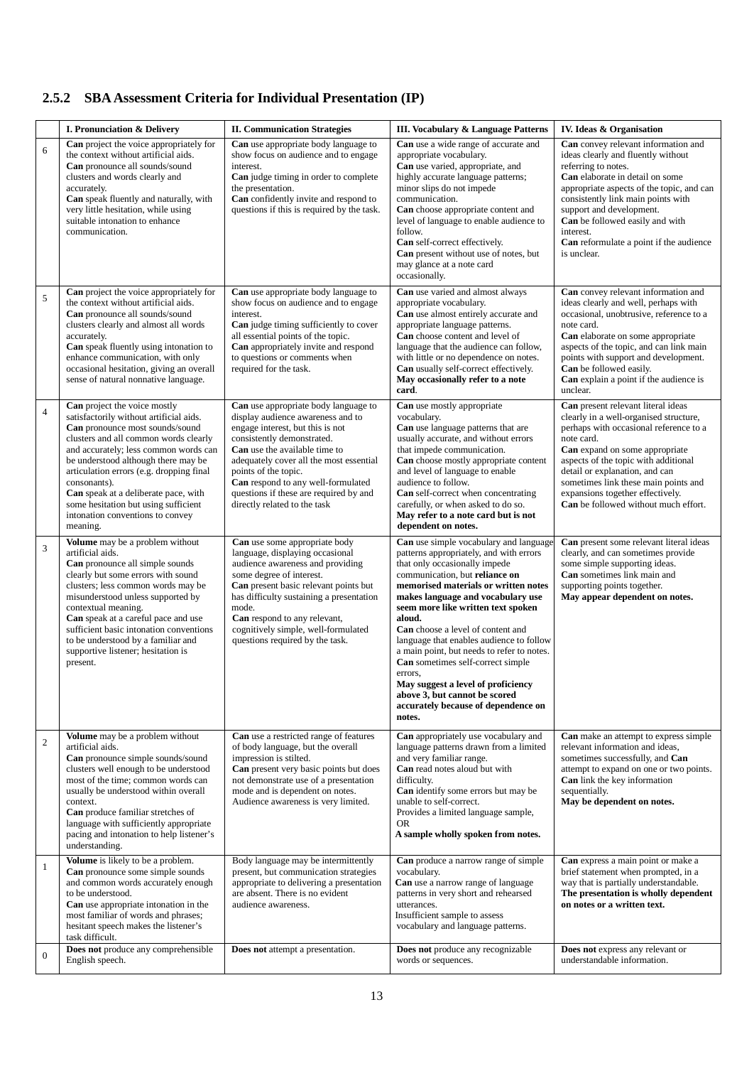### 2.5.2 SBA Assessment Criteria for Individual Presentation (IP)

| | I. Pronunciation & Delivery | II. Communication Strategies | III. Vocabulary & Language Patterns | IV. Ideas & Organisation |
|---|---|---|---|---|
| 6 | **Can** project the voice appropriately for the context without artificial aids.<br>**Can** pronounce all sounds/sound clusters and words clearly and accurately.<br>**Can** speak fluently and naturally, with very little hesitation, while using suitable intonation to enhance communication. | **Can** use appropriate body language to show focus on audience and to engage interest.<br>**Can** judge timing in order to complete the presentation.<br>**Can** confidently invite and respond to questions if this is required by the task. | **Can** use a wide range of accurate and appropriate vocabulary.<br>**Can** use varied, appropriate, and highly accurate language patterns; minor slips do not impede communication.<br>**Can** choose appropriate content and level of language to enable audience to follow.<br>**Can** self-correct effectively.<br>**Can** present without use of notes, but may glance at a note card occasionally. | **Can** convey relevant information and ideas clearly and fluently without referring to notes.<br>**Can** elaborate in detail on some appropriate aspects of the topic, and can consistently link main points with support and development.<br>**Can** be followed easily and with interest.<br>**Can** reformulate a point if the audience is unclear. |
| 5 | **Can** project the voice appropriately for the context without artificial aids.<br>**Can** pronounce all sounds/sound clusters clearly and almost all words accurately.<br>**Can** speak fluently using intonation to enhance communication, with only occasional hesitation, giving an overall sense of natural nonnative language. | **Can** use appropriate body language to show focus on audience and to engage interest.<br>**Can** judge timing sufficiently to cover all essential points of the topic.<br>**Can** appropriately invite and respond to questions or comments when required for the task. | **Can** use varied and almost always appropriate vocabulary.<br>**Can** use almost entirely accurate and appropriate language patterns.<br>**Can** choose content and level of language that the audience can follow, with little or no dependence on notes.<br>**Can** usually self-correct effectively.<br>**May occasionally refer to a note card**. | **Can** convey relevant information and ideas clearly and well, perhaps with occasional, unobtrusive, reference to a note card.<br>**Can** elaborate on some appropriate aspects of the topic, and can link main points with support and development.<br>**Can** be followed easily.<br>**Can** explain a point if the audience is unclear. |
| 4 | **Can** project the voice mostly satisfactorily without artificial aids.<br>**Can** pronounce most sounds/sound clusters and all common words clearly and accurately; less common words can be understood although there may be articulation errors (e.g. dropping final consonants).<br>**Can** speak at a deliberate pace, with some hesitation but using sufficient intonation conventions to convey meaning. | **Can** use appropriate body language to display audience awareness and to engage interest, but this is not consistently demonstrated.<br>**Can** use the available time to adequately cover all the most essential points of the topic.<br>**Can** respond to any well-formulated questions if these are required by and directly related to the task | **Can** use mostly appropriate vocabulary.<br>**Can** use language patterns that are usually accurate, and without errors that impede communication.<br>**Can** choose mostly appropriate content and level of language to enable audience to follow.<br>**Can** self-correct when concentrating carefully, or when asked to do so.<br>**May refer to a note card but is not dependent on notes.** | **Can** present relevant literal ideas clearly in a well-organised structure, perhaps with occasional reference to a note card.<br>**Can** expand on some appropriate aspects of the topic with additional detail or explanation, and can sometimes link these main points and expansions together effectively.<br>**Can** be followed without much effort. |
| 3 | **Volume** may be a problem without artificial aids.<br>**Can** pronounce all simple sounds clearly but some errors with sound clusters; less common words may be misunderstood unless supported by contextual meaning.<br>**Can** speak at a careful pace and use sufficient basic intonation conventions to be understood by a familiar and supportive listener; hesitation is present. | **Can** use some appropriate body language, displaying occasional audience awareness and providing some degree of interest.<br>**Can** present basic relevant points but has difficulty sustaining a presentation mode.<br>**Can** respond to any relevant, cognitively simple, well-formulated questions required by the task. | **Can** use simple vocabulary and language patterns appropriately, and with errors that only occasionally impede communication, but **reliance on memorised materials or written notes makes language and vocabulary use seem more like written text spoken aloud.**<br>**Can** choose a level of content and language that enables audience to follow a main point, but needs to refer to notes.<br>**Can** sometimes self-correct simple errors,<br>**May suggest a level of proficiency above 3, but cannot be scored accurately because of dependence on notes.** | **Can** present some relevant literal ideas clearly, and can sometimes provide some simple supporting ideas.<br>**Can** sometimes link main and supporting points together.<br>**May appear dependent on notes.** |
| 2 | **Volume** may be a problem without artificial aids.<br>**Can** pronounce simple sounds/sound clusters well enough to be understood most of the time; common words can usually be understood within overall context.<br>**Can** produce familiar stretches of language with sufficiently appropriate pacing and intonation to help listener's understanding. | **Can** use a restricted range of features of body language, but the overall impression is stilted.<br>**Can** present very basic points but does not demonstrate use of a presentation mode and is dependent on notes. Audience awareness is very limited. | **Can** appropriately use vocabulary and language patterns drawn from a limited and very familiar range.<br>**Can** read notes aloud but with difficulty.<br>**Can** identify some errors but may be unable to self-correct.<br>Provides a limited language sample,<br>OR<br>**A sample wholly spoken from notes.** | **Can** make an attempt to express simple relevant information and ideas, sometimes successfully, and **Can** attempt to expand on one or two points.<br>**Can** link the key information sequentially.<br>**May be dependent on notes.** |
| 1 | **Volume** is likely to be a problem.<br>**Can** pronounce some simple sounds and common words accurately enough to be understood.<br>**Can** use appropriate intonation in the most familiar of words and phrases; hesitant speech makes the listener's task difficult. | Body language may be intermittently present, but communication strategies appropriate to delivering a presentation are absent. There is no evident audience awareness. | **Can** produce a narrow range of simple vocabulary.<br>**Can** use a narrow range of language patterns in very short and rehearsed utterances.<br>Insufficient sample to assess vocabulary and language patterns. | **Can** express a main point or make a brief statement when prompted, in a way that is partially understandable.<br>**The presentation is wholly dependent on notes or a written text.** |
| 0 | **Does not** produce any comprehensible English speech. | **Does not** attempt a presentation. | **Does not** produce any recognizable words or sequences. | **Does not** express any relevant or understandable information. |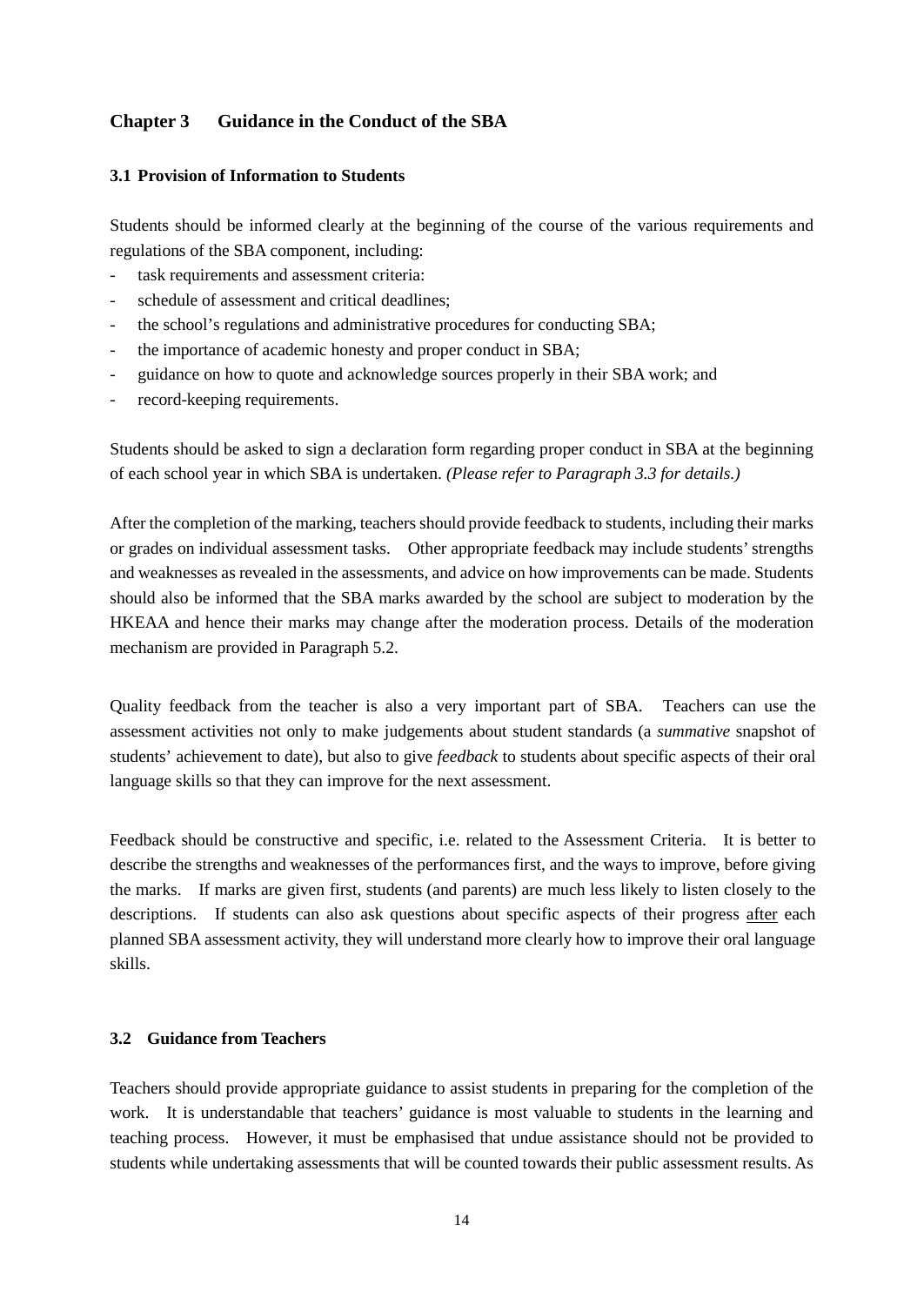## Chapter 3　Guidance in the Conduct of the SBA

### 3.1 Provision of Information to Students

Students should be informed clearly at the beginning of the course of the various requirements and regulations of the SBA component, including:

- task requirements and assessment criteria:
- schedule of assessment and critical deadlines;
- the school's regulations and administrative procedures for conducting SBA;
- the importance of academic honesty and proper conduct in SBA;
- guidance on how to quote and acknowledge sources properly in their SBA work; and
- record-keeping requirements.

Students should be asked to sign a declaration form regarding proper conduct in SBA at the beginning of each school year in which SBA is undertaken. *(Please refer to Paragraph 3.3 for details.)*

After the completion of the marking, teachers should provide feedback to students, including their marks or grades on individual assessment tasks. Other appropriate feedback may include students' strengths and weaknesses as revealed in the assessments, and advice on how improvements can be made. Students should also be informed that the SBA marks awarded by the school are subject to moderation by the HKEAA and hence their marks may change after the moderation process. Details of the moderation mechanism are provided in Paragraph 5.2.

Quality feedback from the teacher is also a very important part of SBA. Teachers can use the assessment activities not only to make judgements about student standards (a *summative* snapshot of students' achievement to date), but also to give *feedback* to students about specific aspects of their oral language skills so that they can improve for the next assessment.

Feedback should be constructive and specific, i.e. related to the Assessment Criteria. It is better to describe the strengths and weaknesses of the performances first, and the ways to improve, before giving the marks. If marks are given first, students (and parents) are much less likely to listen closely to the descriptions. If students can also ask questions about specific aspects of their progress <u>after</u> each planned SBA assessment activity, they will understand more clearly how to improve their oral language skills.

### 3.2 Guidance from Teachers

Teachers should provide appropriate guidance to assist students in preparing for the completion of the work. It is understandable that teachers' guidance is most valuable to students in the learning and teaching process. However, it must be emphasised that undue assistance should not be provided to students while undertaking assessments that will be counted towards their public assessment results. As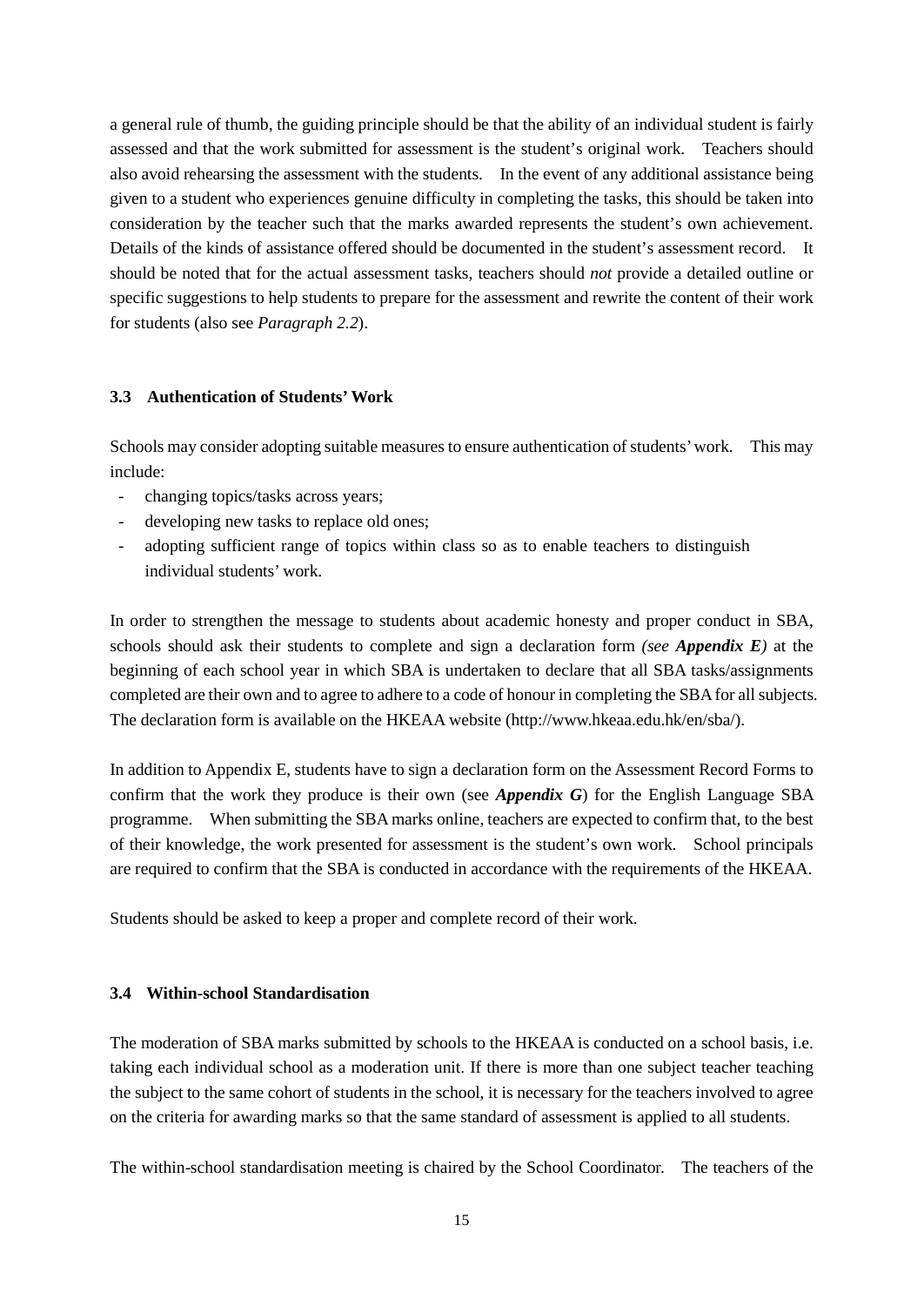a general rule of thumb, the guiding principle should be that the ability of an individual student is fairly assessed and that the work submitted for assessment is the student's original work. Teachers should also avoid rehearsing the assessment with the students. In the event of any additional assistance being given to a student who experiences genuine difficulty in completing the tasks, this should be taken into consideration by the teacher such that the marks awarded represents the student's own achievement. Details of the kinds of assistance offered should be documented in the student's assessment record. It should be noted that for the actual assessment tasks, teachers should *not* provide a detailed outline or specific suggestions to help students to prepare for the assessment and rewrite the content of their work for students (also see *Paragraph 2.2*).

### 3.3 Authentication of Students' Work

Schools may consider adopting suitable measures to ensure authentication of students' work. This may include:

- changing topics/tasks across years;
- developing new tasks to replace old ones;
- adopting sufficient range of topics within class so as to enable teachers to distinguish individual students' work.

In order to strengthen the message to students about academic honesty and proper conduct in SBA, schools should ask their students to complete and sign a declaration form *(see **Appendix E**)* at the beginning of each school year in which SBA is undertaken to declare that all SBA tasks/assignments completed are their own and to agree to adhere to a code of honour in completing the SBA for all subjects. The declaration form is available on the HKEAA website (http://www.hkeaa.edu.hk/en/sba/).

In addition to Appendix E, students have to sign a declaration form on the Assessment Record Forms to confirm that the work they produce is their own (see ***Appendix G***) for the English Language SBA programme. When submitting the SBA marks online, teachers are expected to confirm that, to the best of their knowledge, the work presented for assessment is the student's own work. School principals are required to confirm that the SBA is conducted in accordance with the requirements of the HKEAA.

Students should be asked to keep a proper and complete record of their work.

### 3.4 Within-school Standardisation

The moderation of SBA marks submitted by schools to the HKEAA is conducted on a school basis, i.e. taking each individual school as a moderation unit. If there is more than one subject teacher teaching the subject to the same cohort of students in the school, it is necessary for the teachers involved to agree on the criteria for awarding marks so that the same standard of assessment is applied to all students.

The within-school standardisation meeting is chaired by the School Coordinator. The teachers of the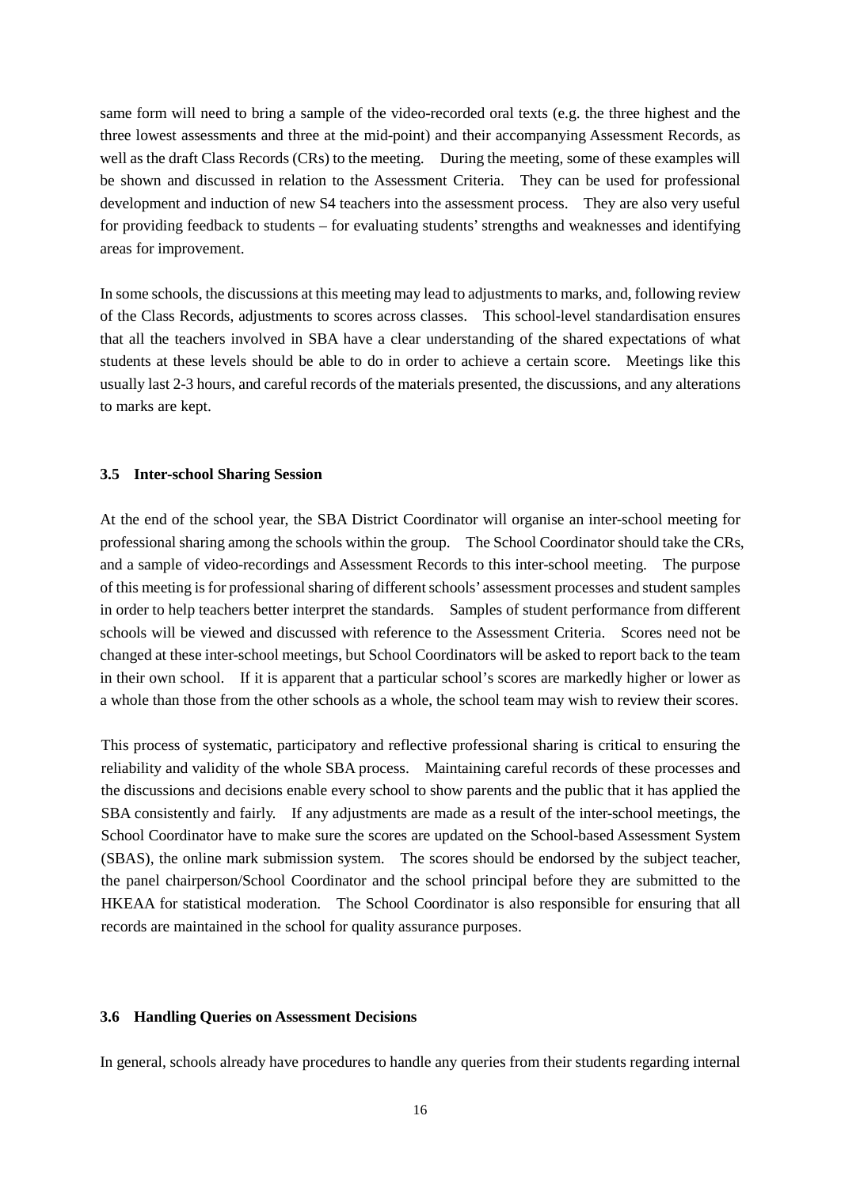same form will need to bring a sample of the video-recorded oral texts (e.g. the three highest and the three lowest assessments and three at the mid-point) and their accompanying Assessment Records, as well as the draft Class Records (CRs) to the meeting. During the meeting, some of these examples will be shown and discussed in relation to the Assessment Criteria. They can be used for professional development and induction of new S4 teachers into the assessment process. They are also very useful for providing feedback to students – for evaluating students' strengths and weaknesses and identifying areas for improvement.

In some schools, the discussions at this meeting may lead to adjustments to marks, and, following review of the Class Records, adjustments to scores across classes. This school-level standardisation ensures that all the teachers involved in SBA have a clear understanding of the shared expectations of what students at these levels should be able to do in order to achieve a certain score. Meetings like this usually last 2-3 hours, and careful records of the materials presented, the discussions, and any alterations to marks are kept.

### 3.5 Inter-school Sharing Session

At the end of the school year, the SBA District Coordinator will organise an inter-school meeting for professional sharing among the schools within the group. The School Coordinator should take the CRs, and a sample of video-recordings and Assessment Records to this inter-school meeting. The purpose of this meeting is for professional sharing of different schools' assessment processes and student samples in order to help teachers better interpret the standards. Samples of student performance from different schools will be viewed and discussed with reference to the Assessment Criteria. Scores need not be changed at these inter-school meetings, but School Coordinators will be asked to report back to the team in their own school. If it is apparent that a particular school's scores are markedly higher or lower as a whole than those from the other schools as a whole, the school team may wish to review their scores.

This process of systematic, participatory and reflective professional sharing is critical to ensuring the reliability and validity of the whole SBA process. Maintaining careful records of these processes and the discussions and decisions enable every school to show parents and the public that it has applied the SBA consistently and fairly. If any adjustments are made as a result of the inter-school meetings, the School Coordinator have to make sure the scores are updated on the School-based Assessment System (SBAS), the online mark submission system. The scores should be endorsed by the subject teacher, the panel chairperson/School Coordinator and the school principal before they are submitted to the HKEAA for statistical moderation. The School Coordinator is also responsible for ensuring that all records are maintained in the school for quality assurance purposes.

### 3.6 Handling Queries on Assessment Decisions

In general, schools already have procedures to handle any queries from their students regarding internal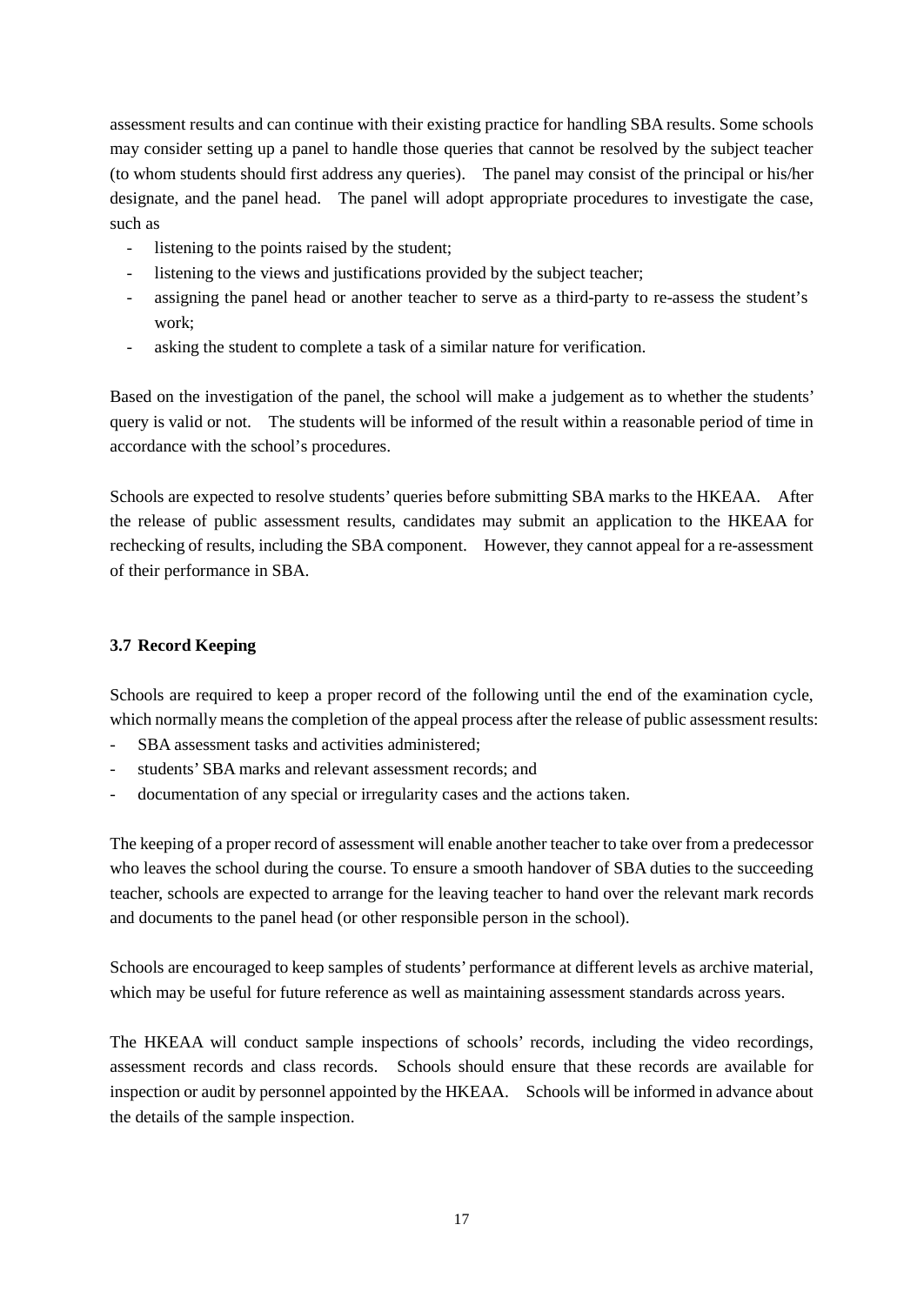assessment results and can continue with their existing practice for handling SBA results. Some schools may consider setting up a panel to handle those queries that cannot be resolved by the subject teacher (to whom students should first address any queries). The panel may consist of the principal or his/her designate, and the panel head. The panel will adopt appropriate procedures to investigate the case, such as

- listening to the points raised by the student;
- listening to the views and justifications provided by the subject teacher;
- assigning the panel head or another teacher to serve as a third-party to re-assess the student's work;
- asking the student to complete a task of a similar nature for verification.

Based on the investigation of the panel, the school will make a judgement as to whether the students' query is valid or not. The students will be informed of the result within a reasonable period of time in accordance with the school's procedures.

Schools are expected to resolve students' queries before submitting SBA marks to the HKEAA. After the release of public assessment results, candidates may submit an application to the HKEAA for rechecking of results, including the SBA component. However, they cannot appeal for a re-assessment of their performance in SBA.

### 3.7 Record Keeping

Schools are required to keep a proper record of the following until the end of the examination cycle, which normally means the completion of the appeal process after the release of public assessment results:

- SBA assessment tasks and activities administered;
- students' SBA marks and relevant assessment records; and
- documentation of any special or irregularity cases and the actions taken.

The keeping of a proper record of assessment will enable another teacher to take over from a predecessor who leaves the school during the course. To ensure a smooth handover of SBA duties to the succeeding teacher, schools are expected to arrange for the leaving teacher to hand over the relevant mark records and documents to the panel head (or other responsible person in the school).

Schools are encouraged to keep samples of students' performance at different levels as archive material, which may be useful for future reference as well as maintaining assessment standards across years.

The HKEAA will conduct sample inspections of schools' records, including the video recordings, assessment records and class records. Schools should ensure that these records are available for inspection or audit by personnel appointed by the HKEAA. Schools will be informed in advance about the details of the sample inspection.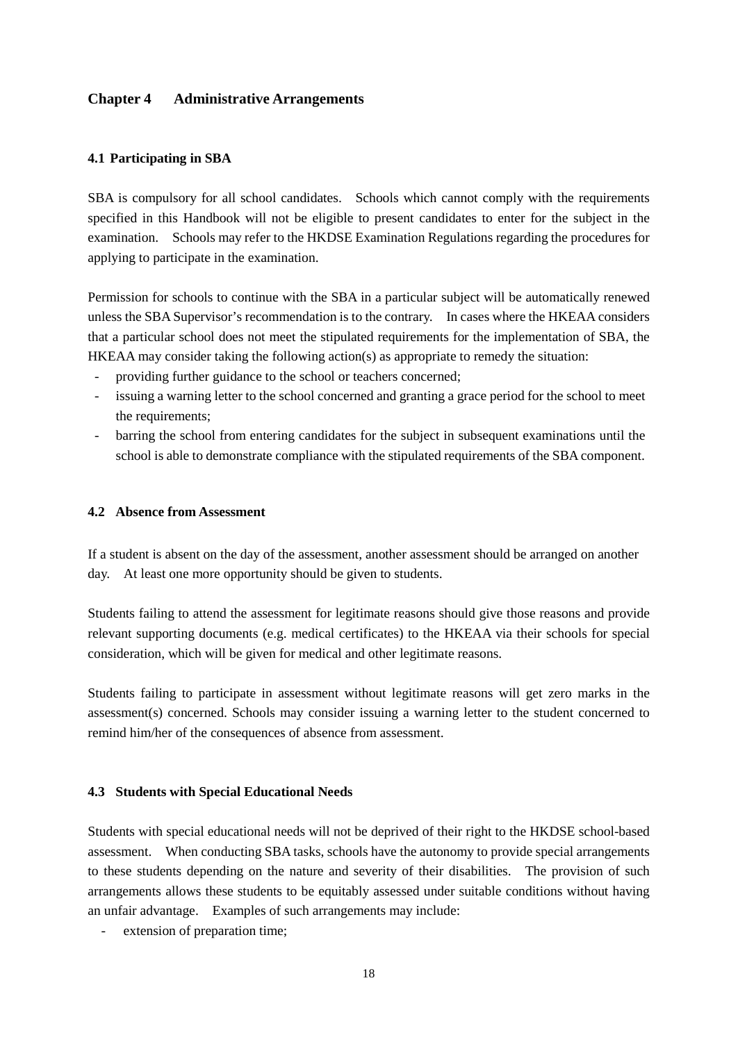## Chapter 4 Administrative Arrangements

### 4.1 Participating in SBA

SBA is compulsory for all school candidates. Schools which cannot comply with the requirements specified in this Handbook will not be eligible to present candidates to enter for the subject in the examination. Schools may refer to the HKDSE Examination Regulations regarding the procedures for applying to participate in the examination.

Permission for schools to continue with the SBA in a particular subject will be automatically renewed unless the SBA Supervisor's recommendation is to the contrary. In cases where the HKEAA considers that a particular school does not meet the stipulated requirements for the implementation of SBA, the HKEAA may consider taking the following action(s) as appropriate to remedy the situation:

- providing further guidance to the school or teachers concerned;
- issuing a warning letter to the school concerned and granting a grace period for the school to meet the requirements;
- barring the school from entering candidates for the subject in subsequent examinations until the school is able to demonstrate compliance with the stipulated requirements of the SBA component.

### 4.2 Absence from Assessment

If a student is absent on the day of the assessment, another assessment should be arranged on another day. At least one more opportunity should be given to students.

Students failing to attend the assessment for legitimate reasons should give those reasons and provide relevant supporting documents (e.g. medical certificates) to the HKEAA via their schools for special consideration, which will be given for medical and other legitimate reasons.

Students failing to participate in assessment without legitimate reasons will get zero marks in the assessment(s) concerned. Schools may consider issuing a warning letter to the student concerned to remind him/her of the consequences of absence from assessment.

### 4.3 Students with Special Educational Needs

Students with special educational needs will not be deprived of their right to the HKDSE school-based assessment. When conducting SBA tasks, schools have the autonomy to provide special arrangements to these students depending on the nature and severity of their disabilities. The provision of such arrangements allows these students to be equitably assessed under suitable conditions without having an unfair advantage. Examples of such arrangements may include:

- extension of preparation time;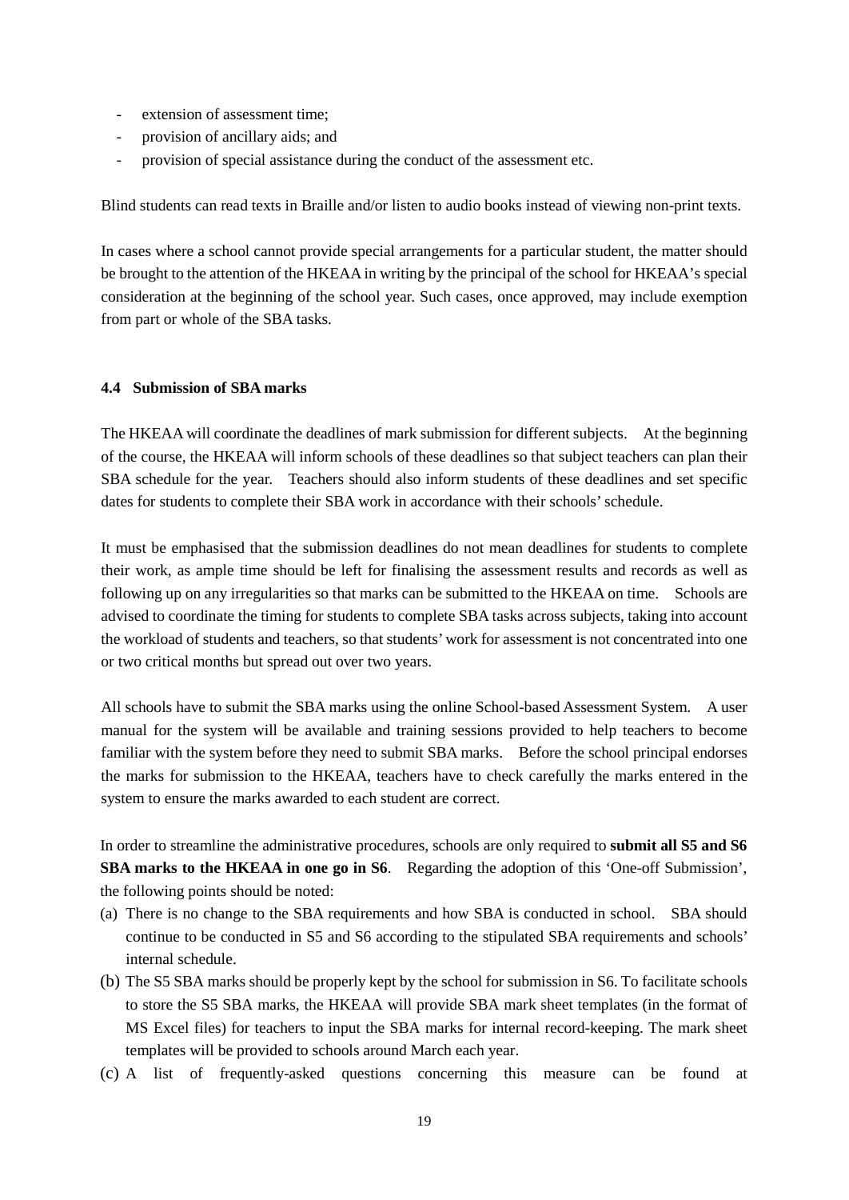- extension of assessment time;
- provision of ancillary aids; and
- provision of special assistance during the conduct of the assessment etc.

Blind students can read texts in Braille and/or listen to audio books instead of viewing non-print texts.

In cases where a school cannot provide special arrangements for a particular student, the matter should be brought to the attention of the HKEAA in writing by the principal of the school for HKEAA's special consideration at the beginning of the school year. Such cases, once approved, may include exemption from part or whole of the SBA tasks.

### 4.4 Submission of SBA marks

The HKEAA will coordinate the deadlines of mark submission for different subjects. At the beginning of the course, the HKEAA will inform schools of these deadlines so that subject teachers can plan their SBA schedule for the year. Teachers should also inform students of these deadlines and set specific dates for students to complete their SBA work in accordance with their schools' schedule.

It must be emphasised that the submission deadlines do not mean deadlines for students to complete their work, as ample time should be left for finalising the assessment results and records as well as following up on any irregularities so that marks can be submitted to the HKEAA on time. Schools are advised to coordinate the timing for students to complete SBA tasks across subjects, taking into account the workload of students and teachers, so that students' work for assessment is not concentrated into one or two critical months but spread out over two years.

All schools have to submit the SBA marks using the online School-based Assessment System. A user manual for the system will be available and training sessions provided to help teachers to become familiar with the system before they need to submit SBA marks. Before the school principal endorses the marks for submission to the HKEAA, teachers have to check carefully the marks entered in the system to ensure the marks awarded to each student are correct.

In order to streamline the administrative procedures, schools are only required to **submit all S5 and S6 SBA marks to the HKEAA in one go in S6**. Regarding the adoption of this 'One-off Submission', the following points should be noted:

(a) There is no change to the SBA requirements and how SBA is conducted in school. SBA should continue to be conducted in S5 and S6 according to the stipulated SBA requirements and schools' internal schedule.

(b) The S5 SBA marks should be properly kept by the school for submission in S6. To facilitate schools to store the S5 SBA marks, the HKEAA will provide SBA mark sheet templates (in the format of MS Excel files) for teachers to input the SBA marks for internal record-keeping. The mark sheet templates will be provided to schools around March each year.

(c) A list of frequently-asked questions concerning this measure can be found at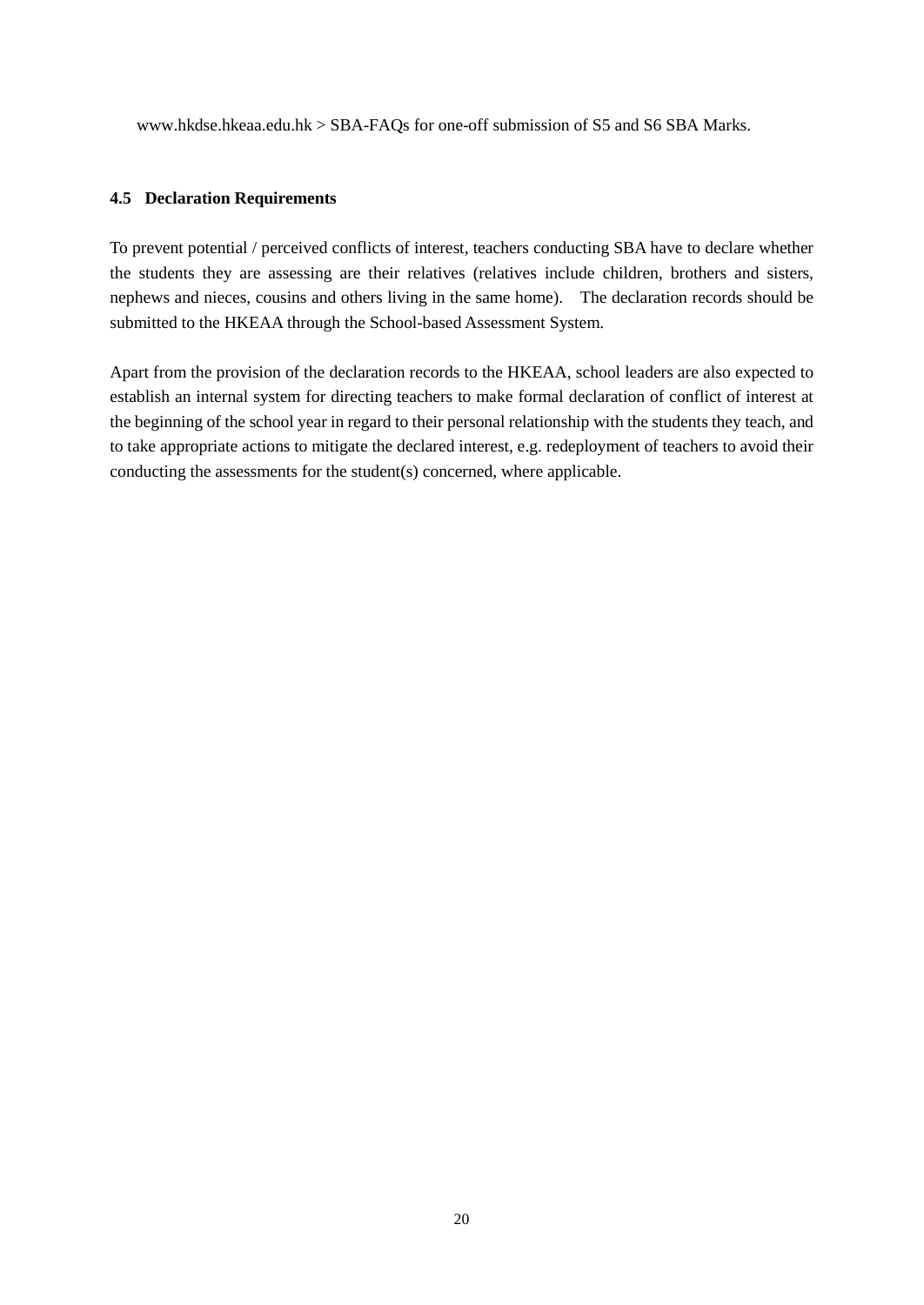www.hkdse.hkeaa.edu.hk > SBA-FAQs for one-off submission of S5 and S6 SBA Marks.

### 4.5 Declaration Requirements

To prevent potential / perceived conflicts of interest, teachers conducting SBA have to declare whether the students they are assessing are their relatives (relatives include children, brothers and sisters, nephews and nieces, cousins and others living in the same home). The declaration records should be submitted to the HKEAA through the School-based Assessment System.

Apart from the provision of the declaration records to the HKEAA, school leaders are also expected to establish an internal system for directing teachers to make formal declaration of conflict of interest at the beginning of the school year in regard to their personal relationship with the students they teach, and to take appropriate actions to mitigate the declared interest, e.g. redeployment of teachers to avoid their conducting the assessments for the student(s) concerned, where applicable.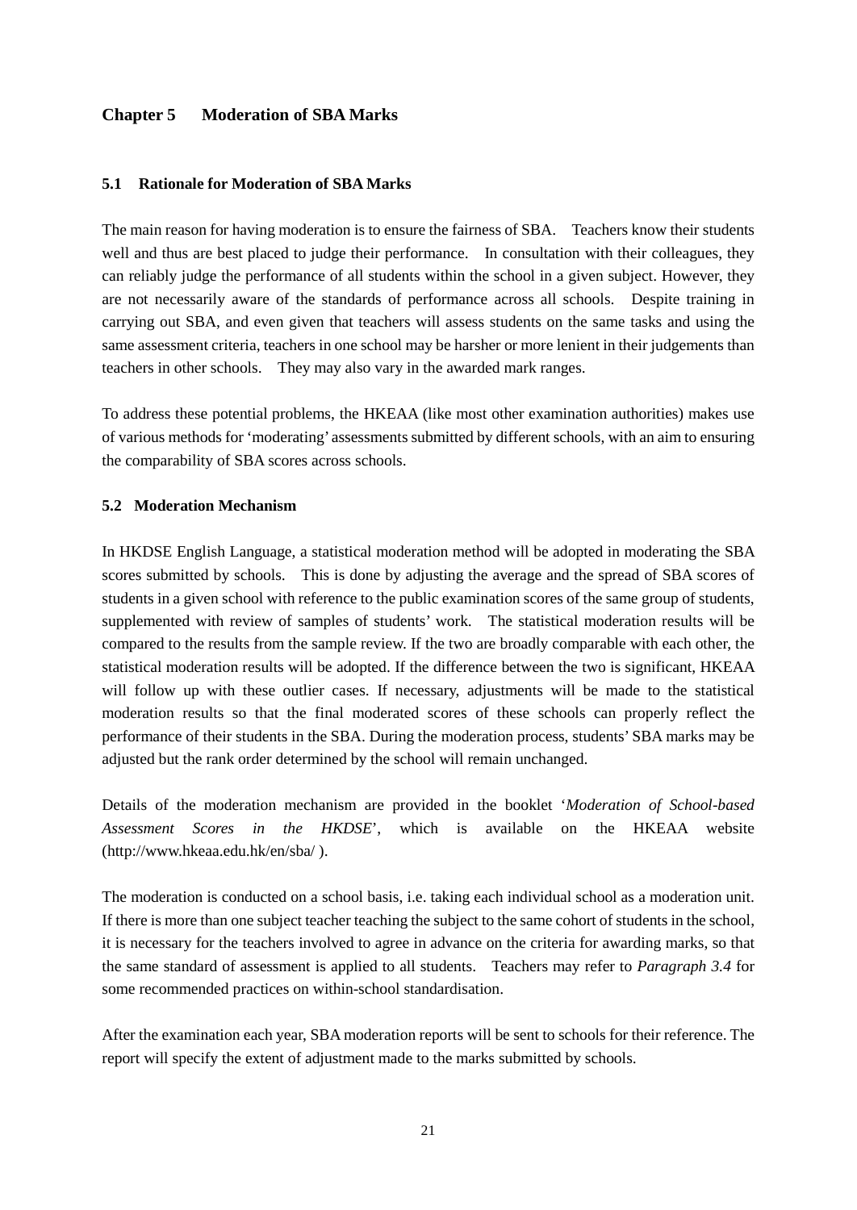## Chapter 5 Moderation of SBA Marks

### 5.1 Rationale for Moderation of SBA Marks

The main reason for having moderation is to ensure the fairness of SBA. Teachers know their students well and thus are best placed to judge their performance. In consultation with their colleagues, they can reliably judge the performance of all students within the school in a given subject. However, they are not necessarily aware of the standards of performance across all schools. Despite training in carrying out SBA, and even given that teachers will assess students on the same tasks and using the same assessment criteria, teachers in one school may be harsher or more lenient in their judgements than teachers in other schools. They may also vary in the awarded mark ranges.

To address these potential problems, the HKEAA (like most other examination authorities) makes use of various methods for 'moderating' assessments submitted by different schools, with an aim to ensuring the comparability of SBA scores across schools.

### 5.2 Moderation Mechanism

In HKDSE English Language, a statistical moderation method will be adopted in moderating the SBA scores submitted by schools. This is done by adjusting the average and the spread of SBA scores of students in a given school with reference to the public examination scores of the same group of students, supplemented with review of samples of students' work. The statistical moderation results will be compared to the results from the sample review. If the two are broadly comparable with each other, the statistical moderation results will be adopted. If the difference between the two is significant, HKEAA will follow up with these outlier cases. If necessary, adjustments will be made to the statistical moderation results so that the final moderated scores of these schools can properly reflect the performance of their students in the SBA. During the moderation process, students' SBA marks may be adjusted but the rank order determined by the school will remain unchanged.

Details of the moderation mechanism are provided in the booklet '*Moderation of School-based Assessment Scores in the HKDSE*', which is available on the HKEAA website (http://www.hkeaa.edu.hk/en/sba/ ).

The moderation is conducted on a school basis, i.e. taking each individual school as a moderation unit. If there is more than one subject teacher teaching the subject to the same cohort of students in the school, it is necessary for the teachers involved to agree in advance on the criteria for awarding marks, so that the same standard of assessment is applied to all students. Teachers may refer to *Paragraph 3.4* for some recommended practices on within-school standardisation.

After the examination each year, SBA moderation reports will be sent to schools for their reference. The report will specify the extent of adjustment made to the marks submitted by schools.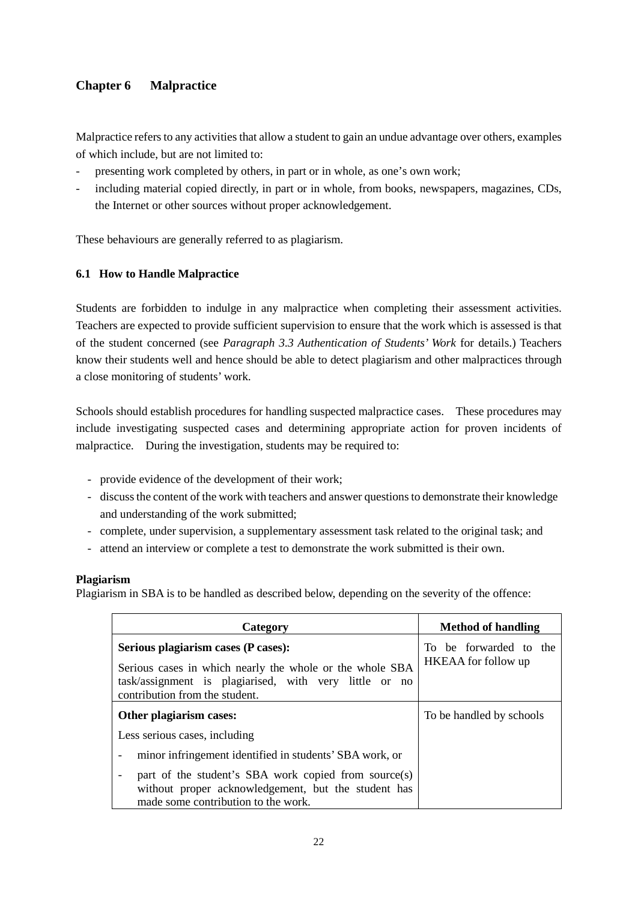# Chapter 6 Malpractice

Malpractice refers to any activities that allow a student to gain an undue advantage over others, examples of which include, but are not limited to:

- presenting work completed by others, in part or in whole, as one's own work;
- including material copied directly, in part or in whole, from books, newspapers, magazines, CDs, the Internet or other sources without proper acknowledgement.

These behaviours are generally referred to as plagiarism.

## 6.1 How to Handle Malpractice

Students are forbidden to indulge in any malpractice when completing their assessment activities. Teachers are expected to provide sufficient supervision to ensure that the work which is assessed is that of the student concerned (see *Paragraph 3.3 Authentication of Students' Work* for details.) Teachers know their students well and hence should be able to detect plagiarism and other malpractices through a close monitoring of students' work.

Schools should establish procedures for handling suspected malpractice cases. These procedures may include investigating suspected cases and determining appropriate action for proven incidents of malpractice. During the investigation, students may be required to:

- provide evidence of the development of their work;
- discuss the content of the work with teachers and answer questions to demonstrate their knowledge and understanding of the work submitted;
- complete, under supervision, a supplementary assessment task related to the original task; and
- attend an interview or complete a test to demonstrate the work submitted is their own.

**Plagiarism**

Plagiarism in SBA is to be handled as described below, depending on the severity of the offence:

| Category | Method of handling |
|---|---|
| **Serious plagiarism cases (P cases):**<br>Serious cases in which nearly the whole or the whole SBA task/assignment is plagiarised, with very little or no contribution from the student. | To be forwarded to the HKEAA for follow up |
| **Other plagiarism cases:**<br>Less serious cases, including<br>- minor infringement identified in students' SBA work, or<br>- part of the student's SBA work copied from source(s) without proper acknowledgement, but the student has made some contribution to the work. | To be handled by schools |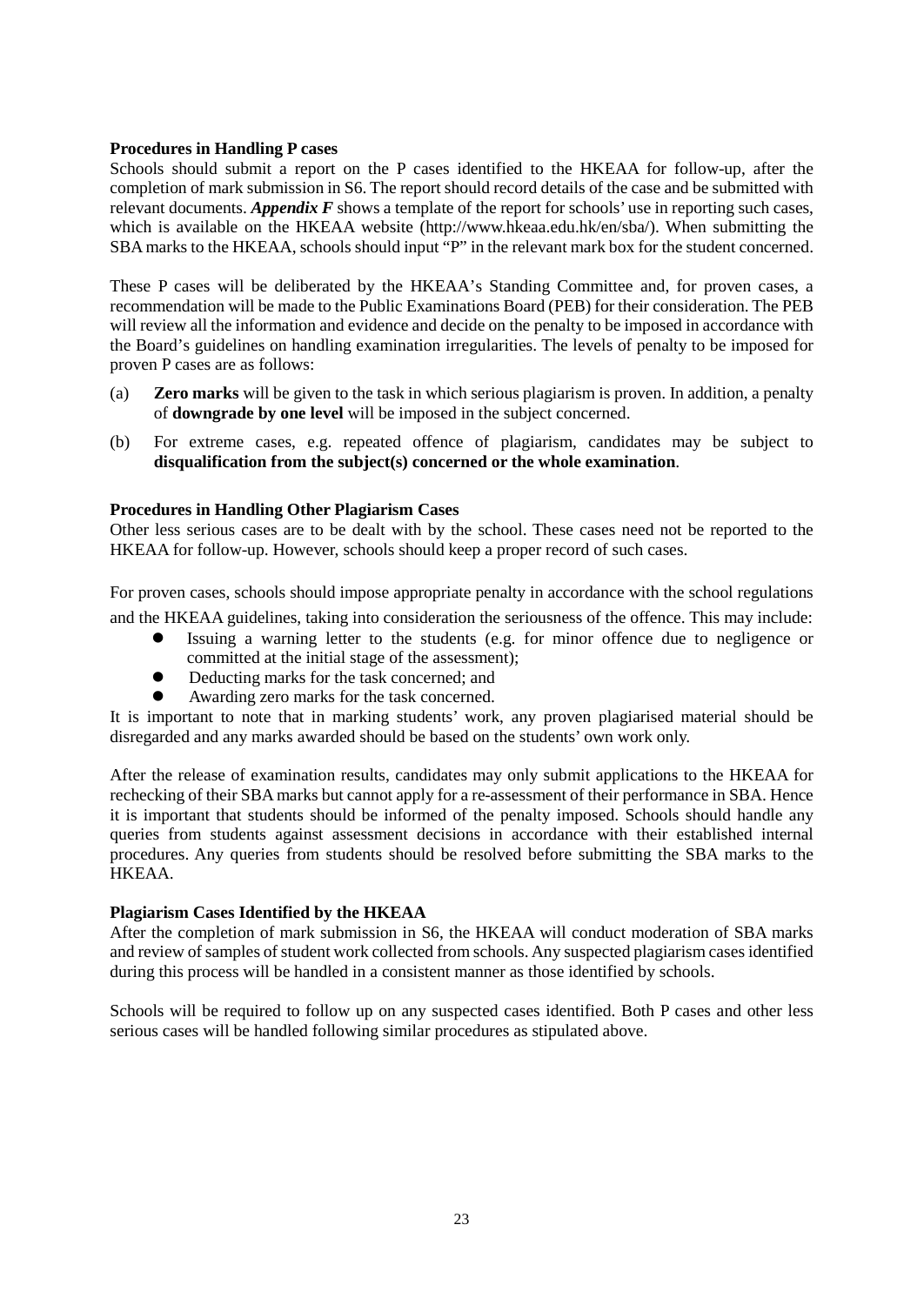**Procedures in Handling P cases**

Schools should submit a report on the P cases identified to the HKEAA for follow-up, after the completion of mark submission in S6. The report should record details of the case and be submitted with relevant documents. ***Appendix F*** shows a template of the report for schools' use in reporting such cases, which is available on the HKEAA website (http://www.hkeaa.edu.hk/en/sba/). When submitting the SBA marks to the HKEAA, schools should input "P" in the relevant mark box for the student concerned.

These P cases will be deliberated by the HKEAA's Standing Committee and, for proven cases, a recommendation will be made to the Public Examinations Board (PEB) for their consideration. The PEB will review all the information and evidence and decide on the penalty to be imposed in accordance with the Board's guidelines on handling examination irregularities. The levels of penalty to be imposed for proven P cases are as follows:

(a) **Zero marks** will be given to the task in which serious plagiarism is proven. In addition, a penalty of **downgrade by one level** will be imposed in the subject concerned.

(b) For extreme cases, e.g. repeated offence of plagiarism, candidates may be subject to **disqualification from the subject(s) concerned or the whole examination**.

**Procedures in Handling Other Plagiarism Cases**

Other less serious cases are to be dealt with by the school. These cases need not be reported to the HKEAA for follow-up. However, schools should keep a proper record of such cases.

For proven cases, schools should impose appropriate penalty in accordance with the school regulations and the HKEAA guidelines, taking into consideration the seriousness of the offence. This may include:

- Issuing a warning letter to the students (e.g. for minor offence due to negligence or committed at the initial stage of the assessment);
- Deducting marks for the task concerned; and
- Awarding zero marks for the task concerned.

It is important to note that in marking students' work, any proven plagiarised material should be disregarded and any marks awarded should be based on the students' own work only.

After the release of examination results, candidates may only submit applications to the HKEAA for rechecking of their SBA marks but cannot apply for a re-assessment of their performance in SBA. Hence it is important that students should be informed of the penalty imposed. Schools should handle any queries from students against assessment decisions in accordance with their established internal procedures. Any queries from students should be resolved before submitting the SBA marks to the HKEAA.

**Plagiarism Cases Identified by the HKEAA**

After the completion of mark submission in S6, the HKEAA will conduct moderation of SBA marks and review of samples of student work collected from schools. Any suspected plagiarism cases identified during this process will be handled in a consistent manner as those identified by schools.

Schools will be required to follow up on any suspected cases identified. Both P cases and other less serious cases will be handled following similar procedures as stipulated above.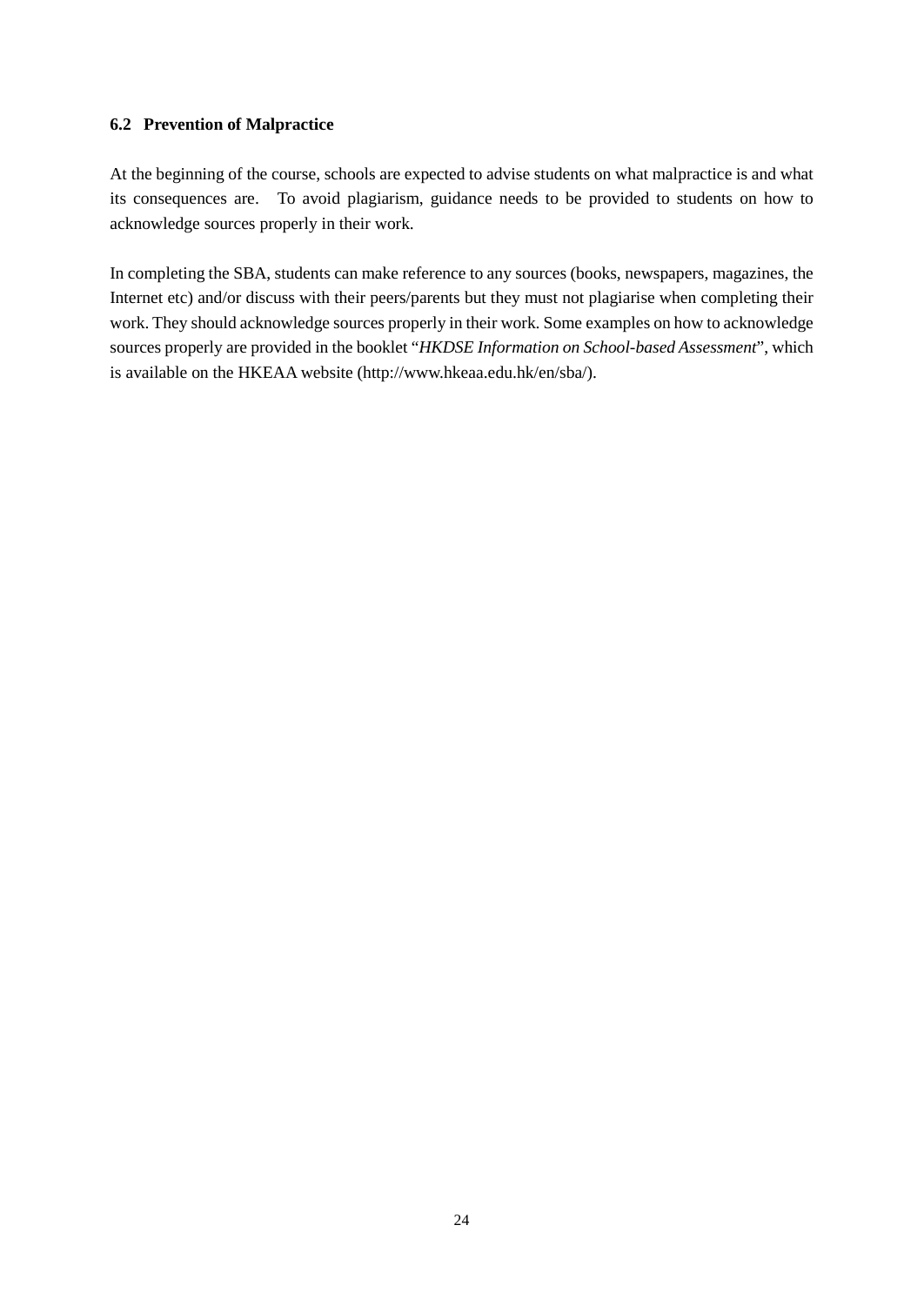### 6.2 Prevention of Malpractice

At the beginning of the course, schools are expected to advise students on what malpractice is and what its consequences are. To avoid plagiarism, guidance needs to be provided to students on how to acknowledge sources properly in their work.

In completing the SBA, students can make reference to any sources (books, newspapers, magazines, the Internet etc) and/or discuss with their peers/parents but they must not plagiarise when completing their work. They should acknowledge sources properly in their work. Some examples on how to acknowledge sources properly are provided in the booklet "*HKDSE Information on School-based Assessment*", which is available on the HKEAA website (http://www.hkeaa.edu.hk/en/sba/).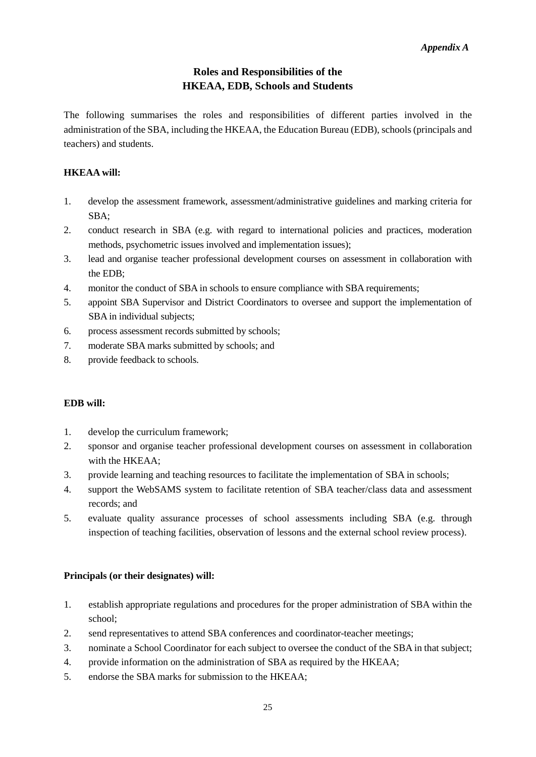*Appendix A*

## Roles and Responsibilities of the HKEAA, EDB, Schools and Students

The following summarises the roles and responsibilities of different parties involved in the administration of the SBA, including the HKEAA, the Education Bureau (EDB), schools (principals and teachers) and students.

**HKEAA will:**

1. develop the assessment framework, assessment/administrative guidelines and marking criteria for SBA;
2. conduct research in SBA (e.g. with regard to international policies and practices, moderation methods, psychometric issues involved and implementation issues);
3. lead and organise teacher professional development courses on assessment in collaboration with the EDB;
4. monitor the conduct of SBA in schools to ensure compliance with SBA requirements;
5. appoint SBA Supervisor and District Coordinators to oversee and support the implementation of SBA in individual subjects;
6. process assessment records submitted by schools;
7. moderate SBA marks submitted by schools; and
8. provide feedback to schools.

**EDB will:**

1. develop the curriculum framework;
2. sponsor and organise teacher professional development courses on assessment in collaboration with the HKEAA;
3. provide learning and teaching resources to facilitate the implementation of SBA in schools;
4. support the WebSAMS system to facilitate retention of SBA teacher/class data and assessment records; and
5. evaluate quality assurance processes of school assessments including SBA (e.g. through inspection of teaching facilities, observation of lessons and the external school review process).

**Principals (or their designates) will:**

1. establish appropriate regulations and procedures for the proper administration of SBA within the school;
2. send representatives to attend SBA conferences and coordinator-teacher meetings;
3. nominate a School Coordinator for each subject to oversee the conduct of the SBA in that subject;
4. provide information on the administration of SBA as required by the HKEAA;
5. endorse the SBA marks for submission to the HKEAA;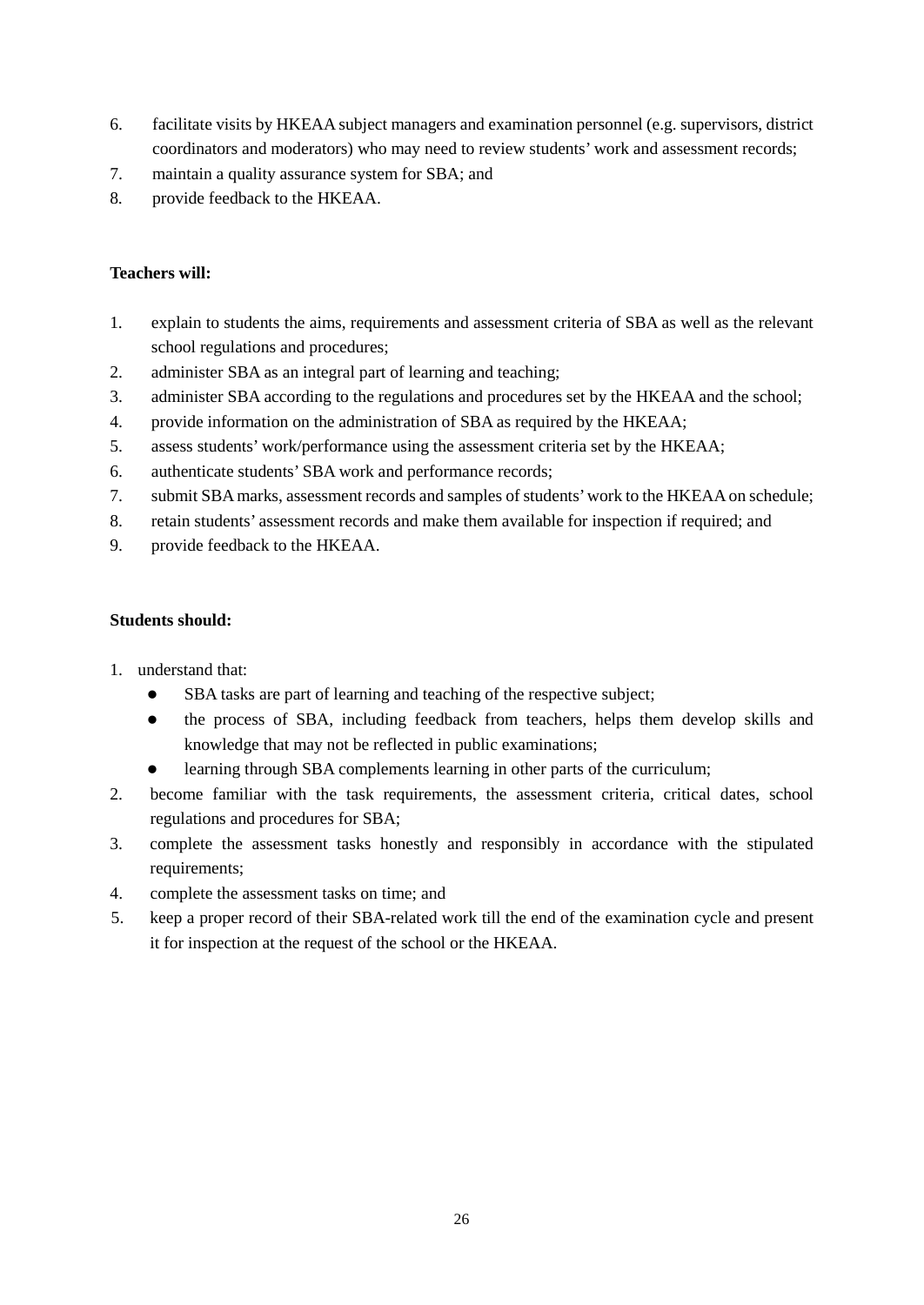6. facilitate visits by HKEAA subject managers and examination personnel (e.g. supervisors, district coordinators and moderators) who may need to review students' work and assessment records;
7. maintain a quality assurance system for SBA; and
8. provide feedback to the HKEAA.

**Teachers will:**

1. explain to students the aims, requirements and assessment criteria of SBA as well as the relevant school regulations and procedures;
2. administer SBA as an integral part of learning and teaching;
3. administer SBA according to the regulations and procedures set by the HKEAA and the school;
4. provide information on the administration of SBA as required by the HKEAA;
5. assess students' work/performance using the assessment criteria set by the HKEAA;
6. authenticate students' SBA work and performance records;
7. submit SBA marks, assessment records and samples of students' work to the HKEAA on schedule;
8. retain students' assessment records and make them available for inspection if required; and
9. provide feedback to the HKEAA.

**Students should:**

1. understand that:
   - SBA tasks are part of learning and teaching of the respective subject;
   - the process of SBA, including feedback from teachers, helps them develop skills and knowledge that may not be reflected in public examinations;
   - learning through SBA complements learning in other parts of the curriculum;
2. become familiar with the task requirements, the assessment criteria, critical dates, school regulations and procedures for SBA;
3. complete the assessment tasks honestly and responsibly in accordance with the stipulated requirements;
4. complete the assessment tasks on time; and
5. keep a proper record of their SBA-related work till the end of the examination cycle and present it for inspection at the request of the school or the HKEAA.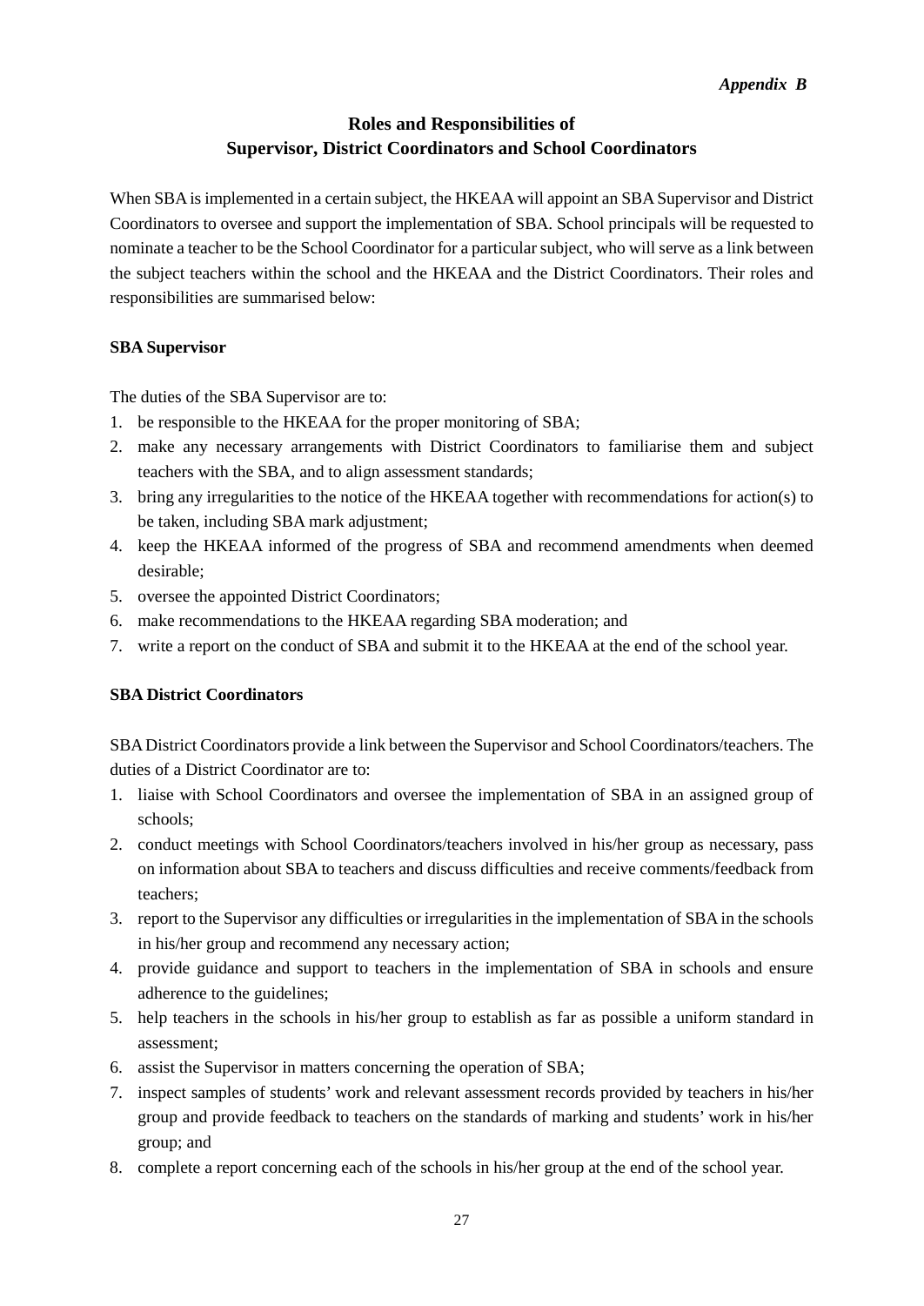*Appendix B*

# Roles and Responsibilities of Supervisor, District Coordinators and School Coordinators

When SBA is implemented in a certain subject, the HKEAA will appoint an SBA Supervisor and District Coordinators to oversee and support the implementation of SBA. School principals will be requested to nominate a teacher to be the School Coordinator for a particular subject, who will serve as a link between the subject teachers within the school and the HKEAA and the District Coordinators. Their roles and responsibilities are summarised below:

**SBA Supervisor**

The duties of the SBA Supervisor are to:

1. be responsible to the HKEAA for the proper monitoring of SBA;
2. make any necessary arrangements with District Coordinators to familiarise them and subject teachers with the SBA, and to align assessment standards;
3. bring any irregularities to the notice of the HKEAA together with recommendations for action(s) to be taken, including SBA mark adjustment;
4. keep the HKEAA informed of the progress of SBA and recommend amendments when deemed desirable;
5. oversee the appointed District Coordinators;
6. make recommendations to the HKEAA regarding SBA moderation; and
7. write a report on the conduct of SBA and submit it to the HKEAA at the end of the school year.

**SBA District Coordinators**

SBA District Coordinators provide a link between the Supervisor and School Coordinators/teachers. The duties of a District Coordinator are to:

1. liaise with School Coordinators and oversee the implementation of SBA in an assigned group of schools;
2. conduct meetings with School Coordinators/teachers involved in his/her group as necessary, pass on information about SBA to teachers and discuss difficulties and receive comments/feedback from teachers;
3. report to the Supervisor any difficulties or irregularities in the implementation of SBA in the schools in his/her group and recommend any necessary action;
4. provide guidance and support to teachers in the implementation of SBA in schools and ensure adherence to the guidelines;
5. help teachers in the schools in his/her group to establish as far as possible a uniform standard in assessment;
6. assist the Supervisor in matters concerning the operation of SBA;
7. inspect samples of students' work and relevant assessment records provided by teachers in his/her group and provide feedback to teachers on the standards of marking and students' work in his/her group; and
8. complete a report concerning each of the schools in his/her group at the end of the school year.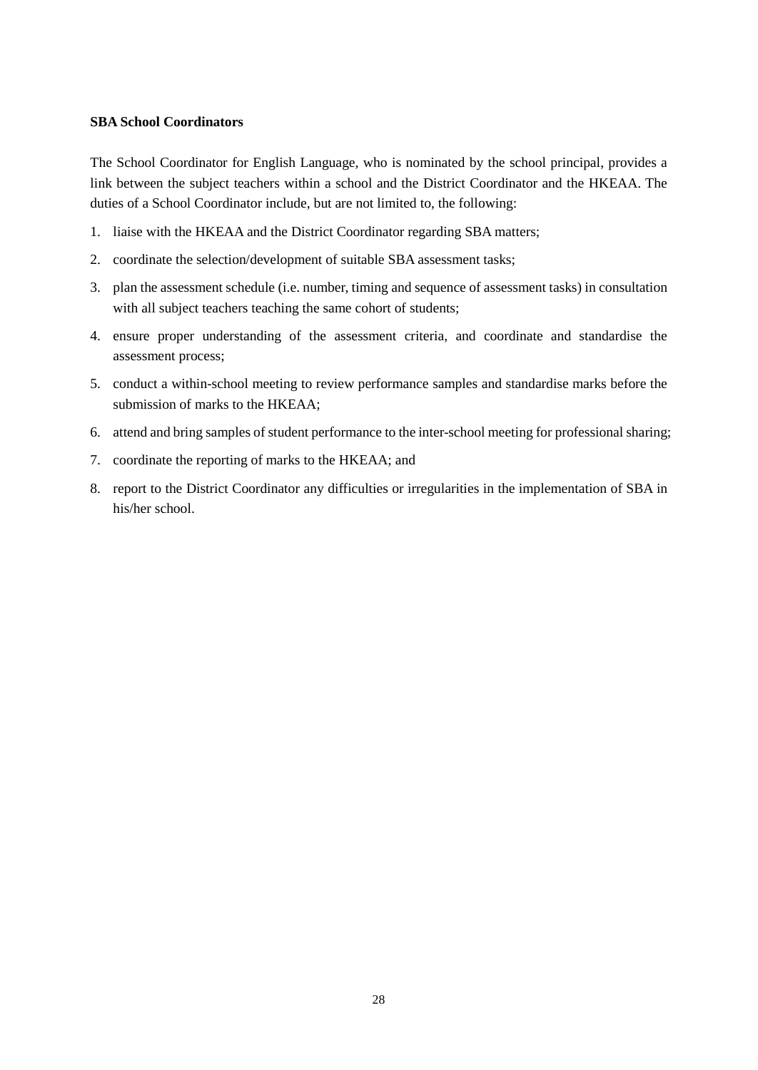**SBA School Coordinators**

The School Coordinator for English Language, who is nominated by the school principal, provides a link between the subject teachers within a school and the District Coordinator and the HKEAA. The duties of a School Coordinator include, but are not limited to, the following:

1. liaise with the HKEAA and the District Coordinator regarding SBA matters;
2. coordinate the selection/development of suitable SBA assessment tasks;
3. plan the assessment schedule (i.e. number, timing and sequence of assessment tasks) in consultation with all subject teachers teaching the same cohort of students;
4. ensure proper understanding of the assessment criteria, and coordinate and standardise the assessment process;
5. conduct a within-school meeting to review performance samples and standardise marks before the submission of marks to the HKEAA;
6. attend and bring samples of student performance to the inter-school meeting for professional sharing;
7. coordinate the reporting of marks to the HKEAA; and
8. report to the District Coordinator any difficulties or irregularities in the implementation of SBA in his/her school.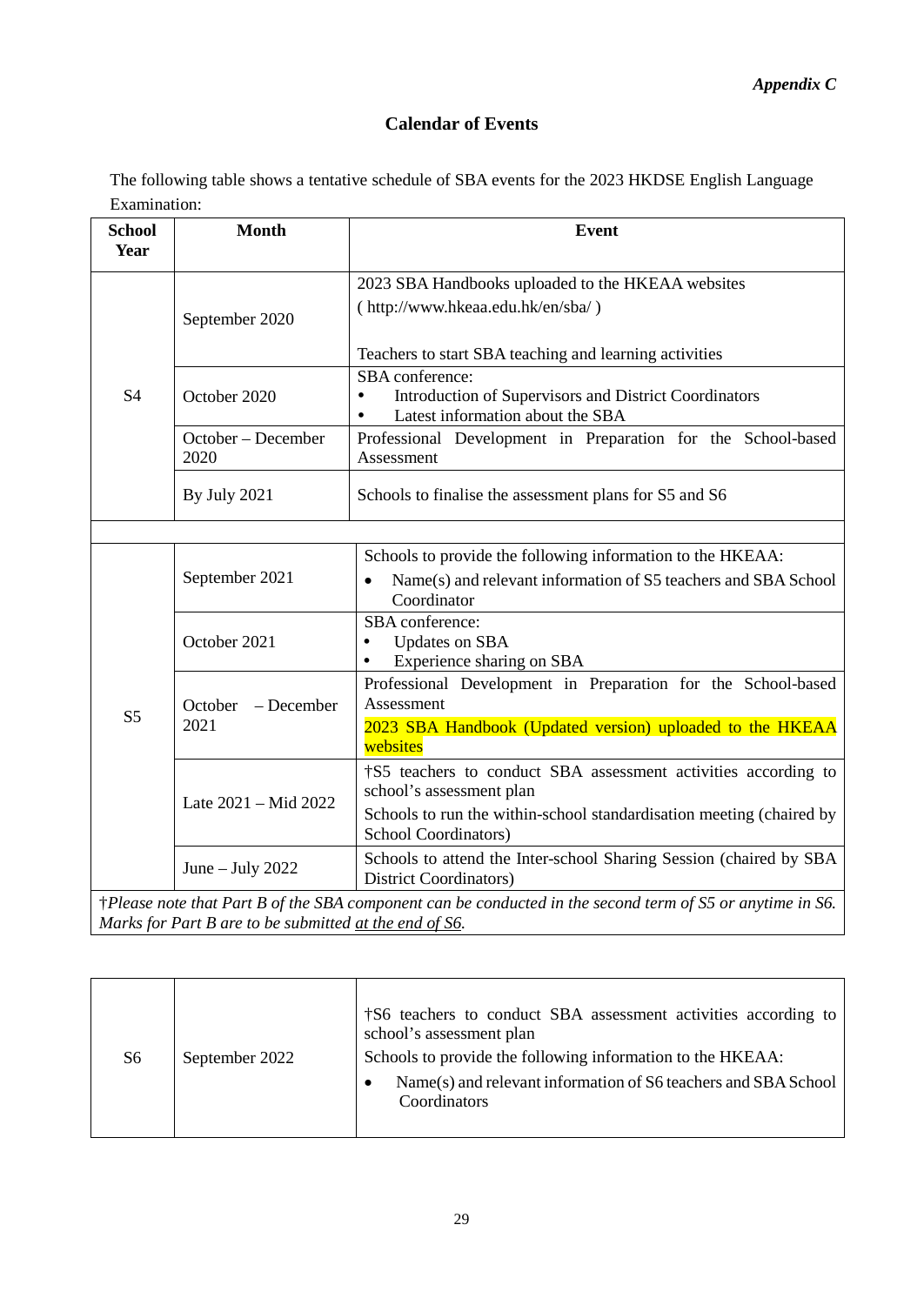*Appendix C*

## Calendar of Events

The following table shows a tentative schedule of SBA events for the 2023 HKDSE English Language Examination:

| School Year | Month | Event |
|---|---|---|
| S4 | September 2020 | 2023 SBA Handbooks uploaded to the HKEAA websites (http://www.hkeaa.edu.hk/en/sba/ )<br><br>Teachers to start SBA teaching and learning activities |
| | October 2020 | SBA conference:<br>• Introduction of Supervisors and District Coordinators<br>• Latest information about the SBA |
| | October – December 2020 | Professional Development in Preparation for the School-based Assessment |
| | By July 2021 | Schools to finalise the assessment plans for S5 and S6 |
| | | |
| S5 | September 2021 | Schools to provide the following information to the HKEAA:<br>• Name(s) and relevant information of S5 teachers and SBA School Coordinator |
| | October 2021 | SBA conference:<br>• Updates on SBA<br>• Experience sharing on SBA |
| | October – December 2021 | Professional Development in Preparation for the School-based Assessment<br><br>2023 SBA Handbook (Updated version) uploaded to the HKEAA websites |
| | Late 2021 – Mid 2022 | †S5 teachers to conduct SBA assessment activities according to school's assessment plan<br><br>Schools to run the within-school standardisation meeting (chaired by School Coordinators) |
| | June – July 2022 | Schools to attend the Inter-school Sharing Session (chaired by SBA District Coordinators) |

†*Please note that Part B of the SBA component can be conducted in the second term of S5 or anytime in S6. Marks for Part B are to be submitted <u>at the end of S6</u>.*

| School Year | Month | Event |
|---|---|---|
| S6 | September 2022 | †S6 teachers to conduct SBA assessment activities according to school's assessment plan<br><br>Schools to provide the following information to the HKEAA:<br>• Name(s) and relevant information of S6 teachers and SBA School Coordinators |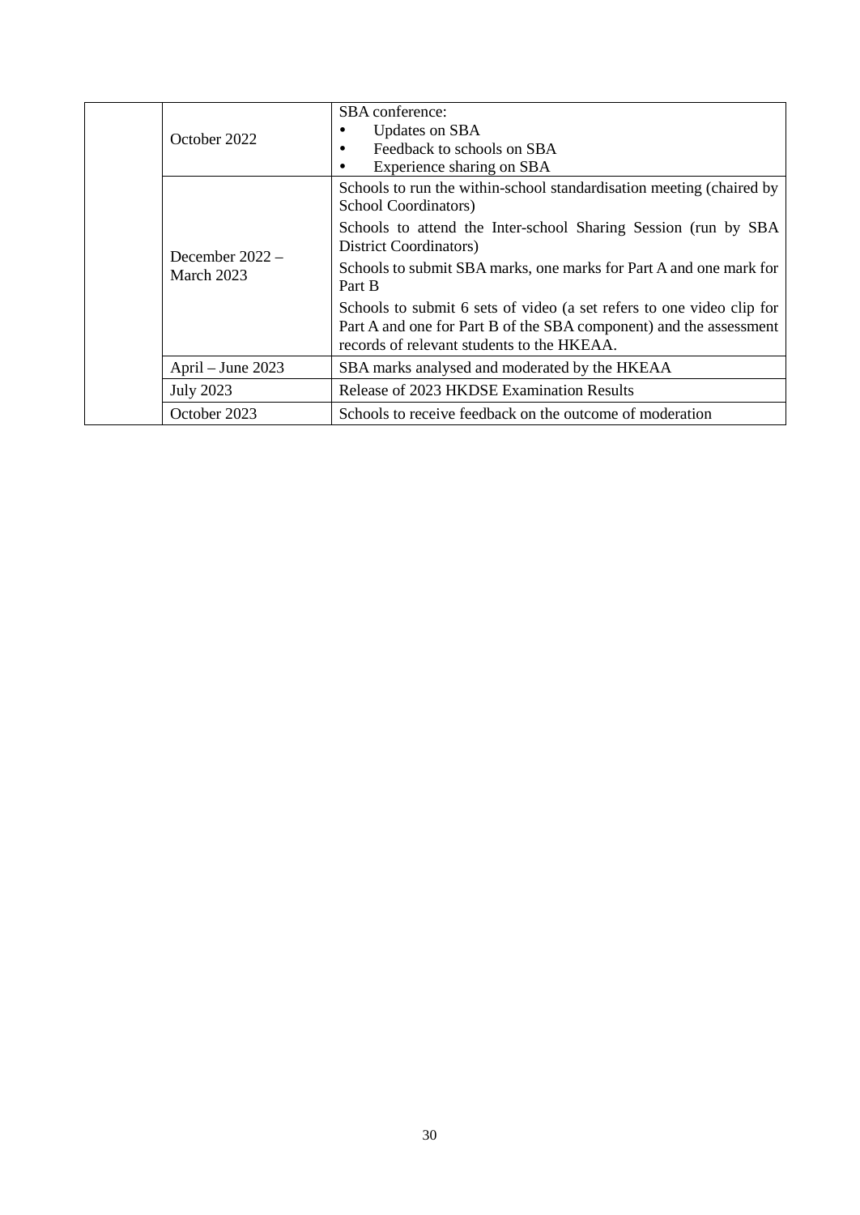| | | |
|---|---|---|
| | October 2022 | SBA conference:<br>• Updates on SBA<br>• Feedback to schools on SBA<br>• Experience sharing on SBA |
| | December 2022 – March 2023 | Schools to run the within-school standardisation meeting (chaired by School Coordinators)<br><br>Schools to attend the Inter-school Sharing Session (run by SBA District Coordinators)<br><br>Schools to submit SBA marks, one marks for Part A and one mark for Part B<br><br>Schools to submit 6 sets of video (a set refers to one video clip for Part A and one for Part B of the SBA component) and the assessment records of relevant students to the HKEAA. |
| | April – June 2023 | SBA marks analysed and moderated by the HKEAA |
| | July 2023 | Release of 2023 HKDSE Examination Results |
| | October 2023 | Schools to receive feedback on the outcome of moderation |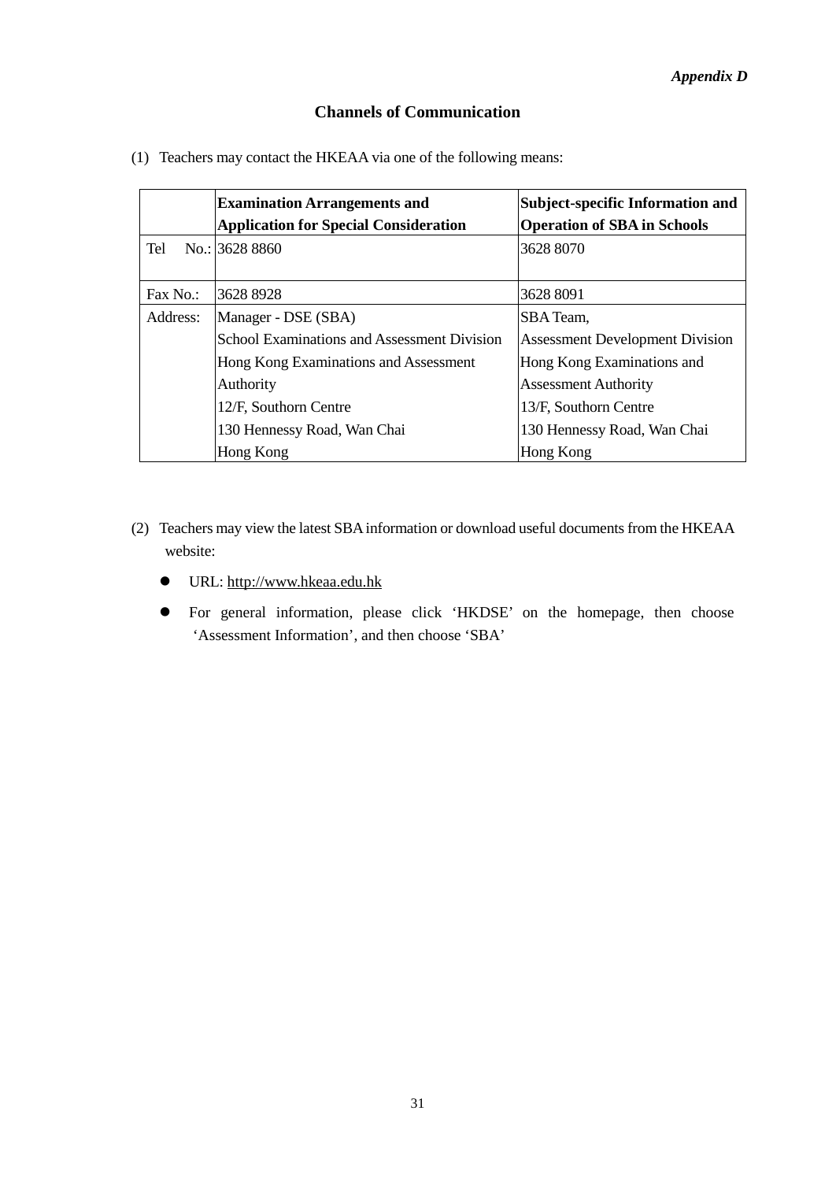*Appendix D*

## Channels of Communication

(1) Teachers may contact the HKEAA via one of the following means:

| | **Examination Arrangements and Application for Special Consideration** | **Subject-specific Information and Operation of SBA in Schools** |
|---|---|---|
| Tel No.: | 3628 8860 | 3628 8070 |
| Fax No.: | 3628 8928 | 3628 8091 |
| Address: | Manager - DSE (SBA)<br>School Examinations and Assessment Division<br>Hong Kong Examinations and Assessment Authority<br>12/F, Southorn Centre<br>130 Hennessy Road, Wan Chai<br>Hong Kong | SBA Team,<br>Assessment Development Division<br>Hong Kong Examinations and Assessment Authority<br>13/F, Southorn Centre<br>130 Hennessy Road, Wan Chai<br>Hong Kong |

(2) Teachers may view the latest SBA information or download useful documents from the HKEAA website:

- URL: http://www.hkeaa.edu.hk
- For general information, please click 'HKDSE' on the homepage, then choose 'Assessment Information', and then choose 'SBA'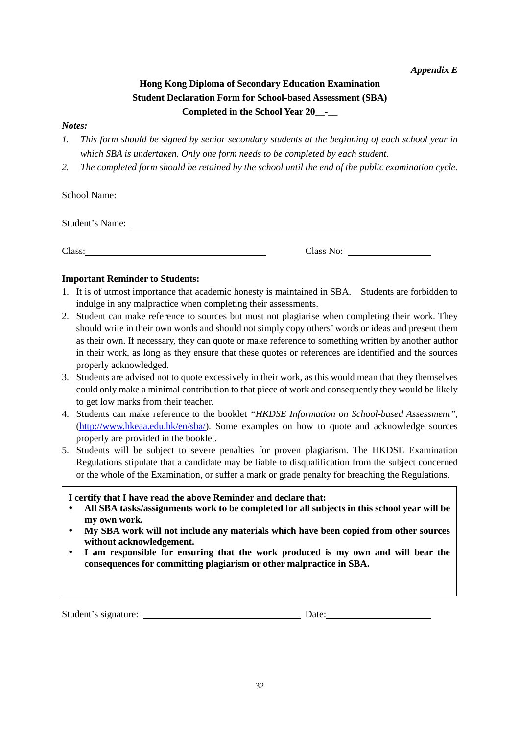*Appendix E*

**Hong Kong Diploma of Secondary Education Examination**
**Student Declaration Form for School-based Assessment (SBA)**
**Completed in the School Year 20__-__**

***Notes:***

1. *This form should be signed by senior secondary students at the beginning of each school year in which SBA is undertaken. Only one form needs to be completed by each student.*
2. *The completed form should be retained by the school until the end of the public examination cycle.*

School Name: ______________________________________________

Student's Name: ______________________________________________

Class: ______________________________ Class No: ______________

**Important Reminder to Students:**

1. It is of utmost importance that academic honesty is maintained in SBA. Students are forbidden to indulge in any malpractice when completing their assessments.
2. Student can make reference to sources but must not plagiarise when completing their work. They should write in their own words and should not simply copy others' words or ideas and present them as their own. If necessary, they can quote or make reference to something written by another author in their work, as long as they ensure that these quotes or references are identified and the sources properly acknowledged.
3. Students are advised not to quote excessively in their work, as this would mean that they themselves could only make a minimal contribution to that piece of work and consequently they would be likely to get low marks from their teacher.
4. Students can make reference to the booklet "*HKDSE Information on School-based Assessment*", (http://www.hkeaa.edu.hk/en/sba/). Some examples on how to quote and acknowledge sources properly are provided in the booklet.
5. Students will be subject to severe penalties for proven plagiarism. The HKDSE Examination Regulations stipulate that a candidate may be liable to disqualification from the subject concerned or the whole of the Examination, or suffer a mark or grade penalty for breaching the Regulations.

**I certify that I have read the above Reminder and declare that:**

- **All SBA tasks/assignments work to be completed for all subjects in this school year will be my own work.**
- **My SBA work will not include any materials which have been copied from other sources without acknowledgement.**
- **I am responsible for ensuring that the work produced is my own and will bear the consequences for committing plagiarism or other malpractice in SBA.**

Student's signature: ______________________________ Date: ____________________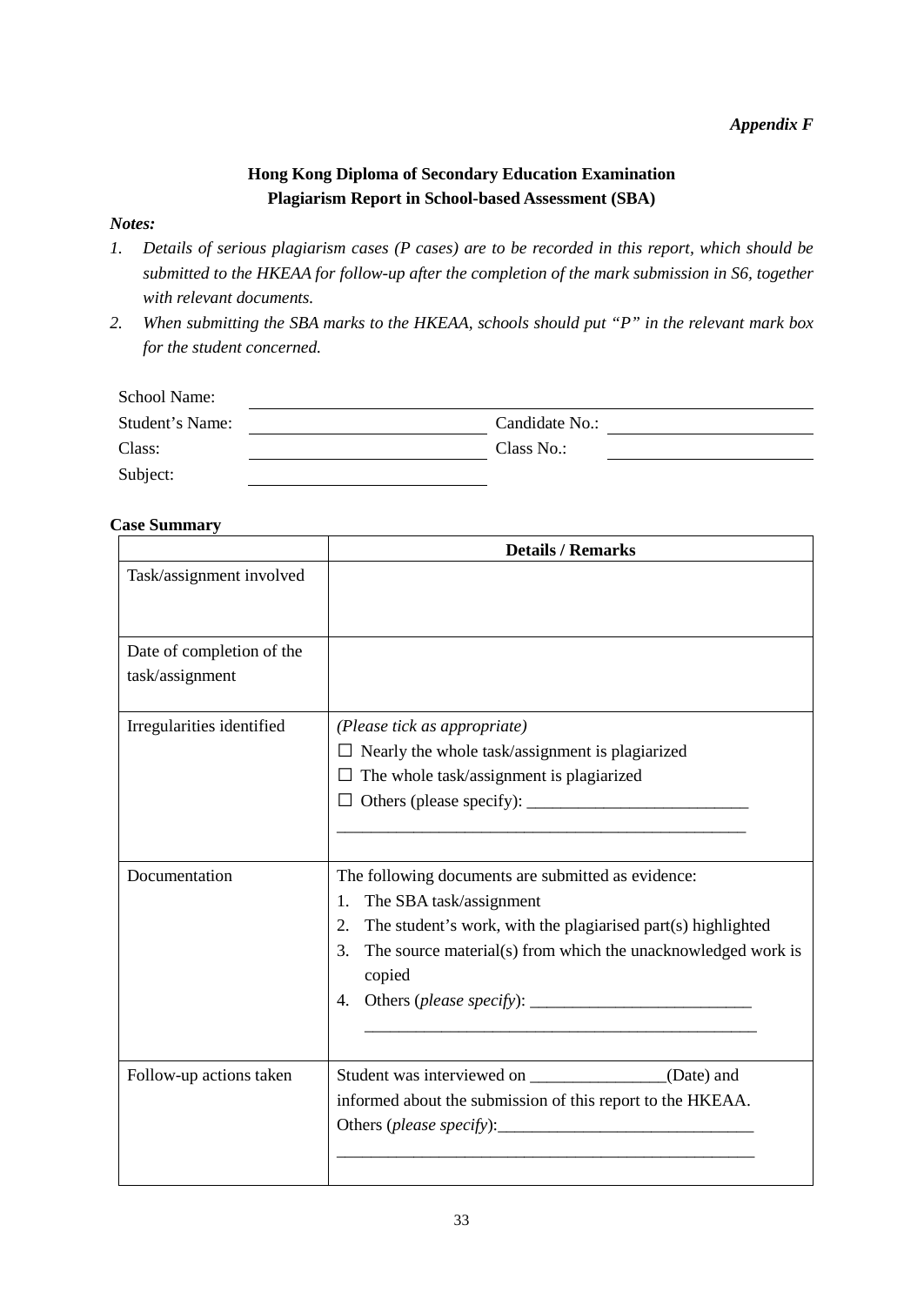*Appendix F*

**Hong Kong Diploma of Secondary Education Examination**
**Plagiarism Report in School-based Assessment (SBA)**

***Notes:***

1. *Details of serious plagiarism cases (P cases) are to be recorded in this report, which should be submitted to the HKEAA for follow-up after the completion of the mark submission in S6, together with relevant documents.*
2. *When submitting the SBA marks to the HKEAA, schools should put "P" in the relevant mark box for the student concerned.*

School Name: ______________________________

Student's Name: ______________________ Candidate No.: ______________________

Class: ______________________ Class No.: ______________________

Subject: ______________________

**Case Summary**

| | **Details / Remarks** |
|---|---|
| Task/assignment involved | |
| Date of completion of the task/assignment | |
| Irregularities identified | *(Please tick as appropriate)*<br>☐ Nearly the whole task/assignment is plagiarized<br>☐ The whole task/assignment is plagiarized<br>☐ Others (please specify): __________________________<br>_______________________________________________ |
| Documentation | The following documents are submitted as evidence:<br>1. The SBA task/assignment<br>2. The student's work, with the plagiarised part(s) highlighted<br>3. The source material(s) from which the unacknowledged work is copied<br>4. Others (*please specify*): __________________________<br>_______________________________________________ |
| Follow-up actions taken | Student was interviewed on ________________(Date) and informed about the submission of this report to the HKEAA.<br>Others (*please specify*):______________________________<br>_______________________________________________ |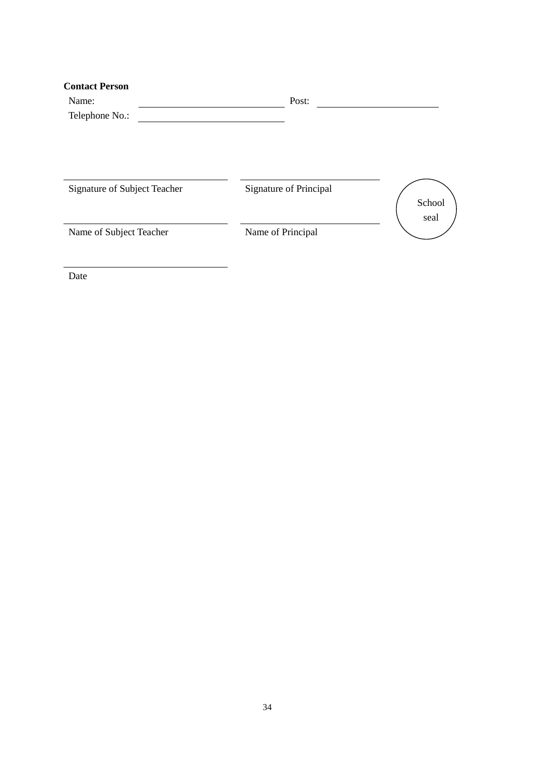**Contact Person**

Name: \_\_\_\_\_\_\_\_\_\_\_\_\_\_\_\_\_\_\_\_\_\_\_\_ Post: \_\_\_\_\_\_\_\_\_\_\_\_\_\_\_\_\_\_\_\_\_\_\_\_

Telephone No.: \_\_\_\_\_\_\_\_\_\_\_\_\_\_\_\_\_\_\_\_\_\_\_\_

| | | |
|---|---|---|
| \_\_\_\_\_\_\_\_\_\_\_\_\_\_\_\_\_\_\_\_\_\_\_\_ | \_\_\_\_\_\_\_\_\_\_\_\_\_\_\_\_\_\_\_\_\_\_\_\_ | |
| Signature of Subject Teacher | Signature of Principal | School seal |
| \_\_\_\_\_\_\_\_\_\_\_\_\_\_\_\_\_\_\_\_\_\_\_\_ | \_\_\_\_\_\_\_\_\_\_\_\_\_\_\_\_\_\_\_\_\_\_\_\_ | |
| Name of Subject Teacher | Name of Principal | |

\_\_\_\_\_\_\_\_\_\_\_\_\_\_\_\_\_\_\_\_\_\_\_\_

Date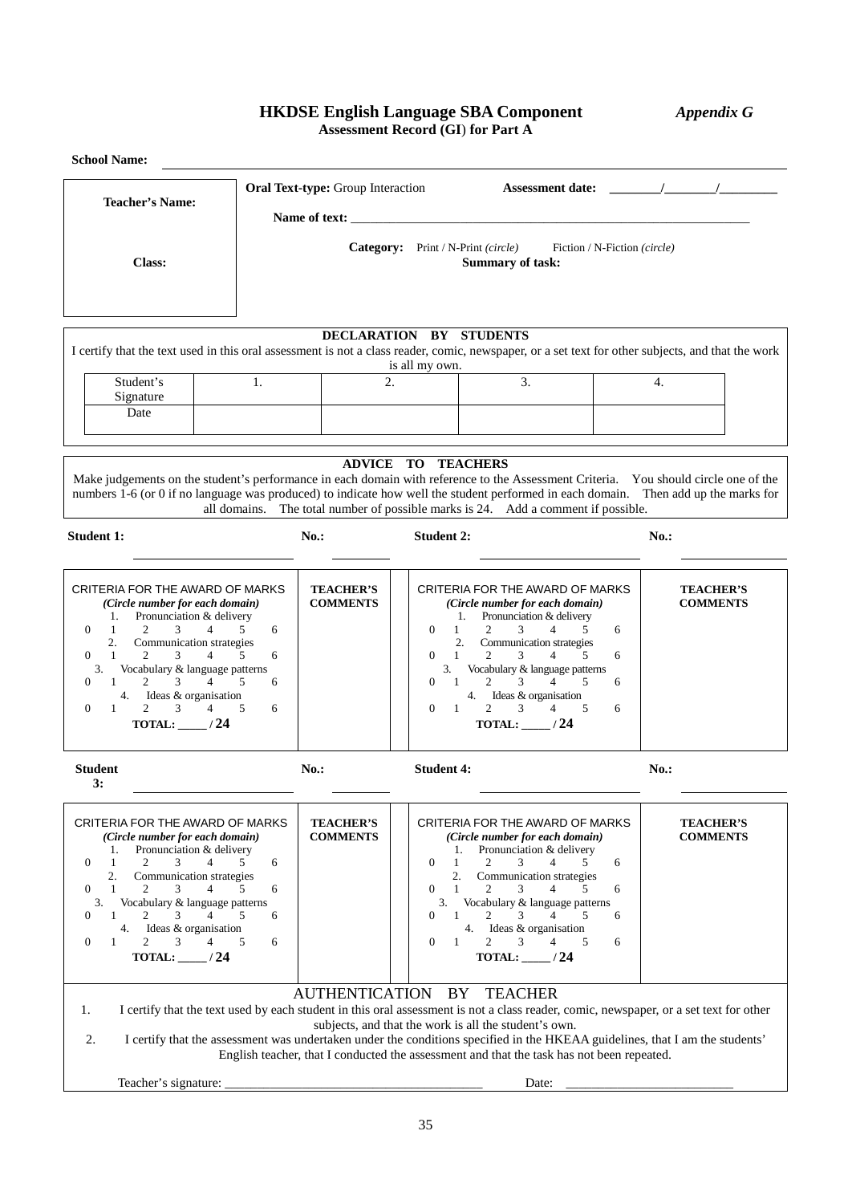# HKDSE English Language SBA Component *Appendix G*

**Assessment Record (GI) for Part A**

**School Name:** ________________________________________________

| **Teacher's Name:** | **Oral Text-type:** Group Interaction **Assessment date:** ________/________/_________ |
|---|---|
| | **Name of text:** ________________________________________________ |
| **Class:** | **Category:** Print / N-Print *(circle)* Fiction / N-Fiction *(circle)* |
| | **Summary of task:** |

**DECLARATION BY STUDENTS**

I certify that the text used in this oral assessment is not a class reader, comic, newspaper, or a set text for other subjects, and that the work is all my own.

| Student's Signature | 1. | 2. | 3. | 4. |
|---|---|---|---|---|
| Date | | | | |

**ADVICE TO TEACHERS**

Make judgements on the student's performance in each domain with reference to the Assessment Criteria. You should circle one of the numbers 1-6 (or 0 if no language was produced) to indicate how well the student performed in each domain. Then add up the marks for all domains. The total number of possible marks is 24. Add a comment if possible.

**Student 1:** ____________________ **No.:** ________ **Student 2:** ____________________ **No.:** ________

| CRITERIA FOR THE AWARD OF MARKS *(Circle number for each domain)* | TEACHER'S COMMENTS | CRITERIA FOR THE AWARD OF MARKS *(Circle number for each domain)* | TEACHER'S COMMENTS |
|---|---|---|---|
| 1. Pronunciation & delivery<br>0 1 2 3 4 5 6<br>2. Communication strategies<br>0 1 2 3 4 5 6<br>3. Vocabulary & language patterns<br>0 1 2 3 4 5 6<br>4. Ideas & organisation<br>0 1 2 3 4 5 6<br>**TOTAL: _____ / 24** | | 1. Pronunciation & delivery<br>0 1 2 3 4 5 6<br>2. Communication strategies<br>0 1 2 3 4 5 6<br>3. Vocabulary & language patterns<br>0 1 2 3 4 5 6<br>4. Ideas & organisation<br>0 1 2 3 4 5 6<br>**TOTAL: _____ / 24** | |

**Student 3:** ____________________ **No.:** ________ **Student 4:** ____________________ **No.:** ________

| CRITERIA FOR THE AWARD OF MARKS *(Circle number for each domain)* | TEACHER'S COMMENTS | CRITERIA FOR THE AWARD OF MARKS *(Circle number for each domain)* | TEACHER'S COMMENTS |
|---|---|---|---|
| 1. Pronunciation & delivery<br>0 1 2 3 4 5 6<br>2. Communication strategies<br>0 1 2 3 4 5 6<br>3. Vocabulary & language patterns<br>0 1 2 3 4 5 6<br>4. Ideas & organisation<br>0 1 2 3 4 5 6<br>**TOTAL: _____ / 24** | | 1. Pronunciation & delivery<br>0 1 2 3 4 5 6<br>2. Communication strategies<br>0 1 2 3 4 5 6<br>3. Vocabulary & language patterns<br>0 1 2 3 4 5 6<br>4. Ideas & organisation<br>0 1 2 3 4 5 6<br>**TOTAL: _____ / 24** | |

AUTHENTICATION BY TEACHER

1. I certify that the text used by each student in this oral assessment is not a class reader, comic, newspaper, or a set text for other subjects, and that the work is all the student's own.
2. I certify that the assessment was undertaken under the conditions specified in the HKEAA guidelines, that I am the students' English teacher, that I conducted the assessment and that the task has not been repeated.

Teacher's signature: ________________________________________ Date: __________________________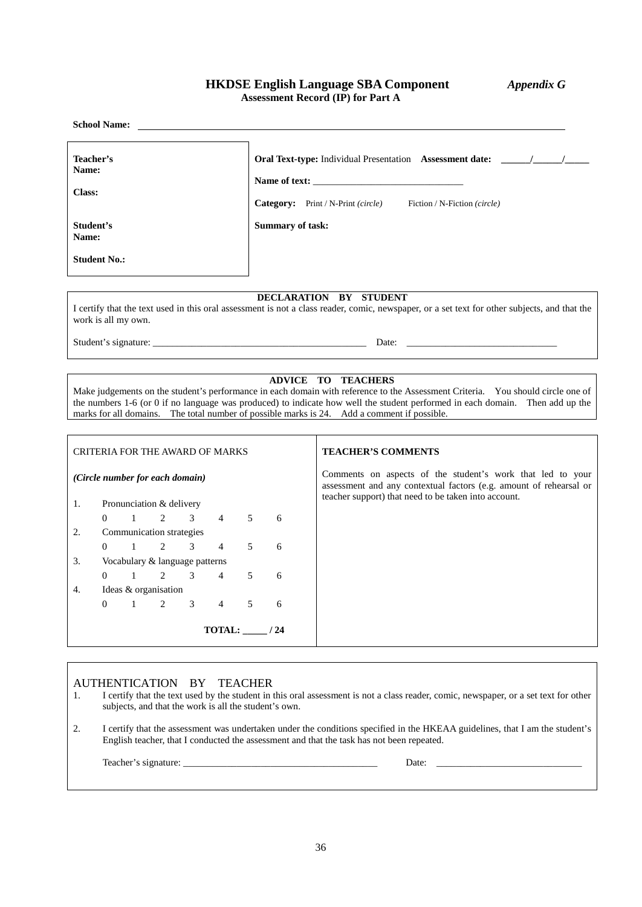# HKDSE English Language SBA Component *Appendix G*

**Assessment Record (IP) for Part A**

**School Name:** ____________________

| | |
|---|---|
| **Teacher's Name:** | **Oral Text-type:** Individual Presentation **Assessment date:** ______/______/_____ |
| **Class:** | **Name of text:** ______________________________ |
| | **Category:** Print / N-Print *(circle)* Fiction / N-Fiction *(circle)* |
| **Student's Name:** | **Summary of task:** |
| **Student No.:** | |

**DECLARATION BY STUDENT**

I certify that the text used in this oral assessment is not a class reader, comic, newspaper, or a set text for other subjects, and that the work is all my own.

Student's signature: ____________________________________________ Date: ______________________________

**ADVICE TO TEACHERS**

Make judgements on the student's performance in each domain with reference to the Assessment Criteria. You should circle one of the numbers 1-6 (or 0 if no language was produced) to indicate how well the student performed in each domain. Then add up the marks for all domains. The total number of possible marks is 24. Add a comment if possible.

| CRITERIA FOR THE AWARD OF MARKS | TEACHER'S COMMENTS |
|---|---|
| *(Circle number for each domain)* | Comments on aspects of the student's work that led to your assessment and any contextual factors (e.g. amount of rehearsal or teacher support) that need to be taken into account. |
| 1. Pronunciation & delivery<br>0 1 2 3 4 5 6 | |
| 2. Communication strategies<br>0 1 2 3 4 5 6 | |
| 3. Vocabulary & language patterns<br>0 1 2 3 4 5 6 | |
| 4. Ideas & organisation<br>0 1 2 3 4 5 6 | |
| **TOTAL: _____ / 24** | |

AUTHENTICATION BY TEACHER

1. I certify that the text used by the student in this oral assessment is not a class reader, comic, newspaper, or a set text for other subjects, and that the work is all the student's own.

2. I certify that the assessment was undertaken under the conditions specified in the HKEAA guidelines, that I am the student's English teacher, that I conducted the assessment and that the task has not been repeated.

Teacher's signature: ________________________________________ Date: ______________________________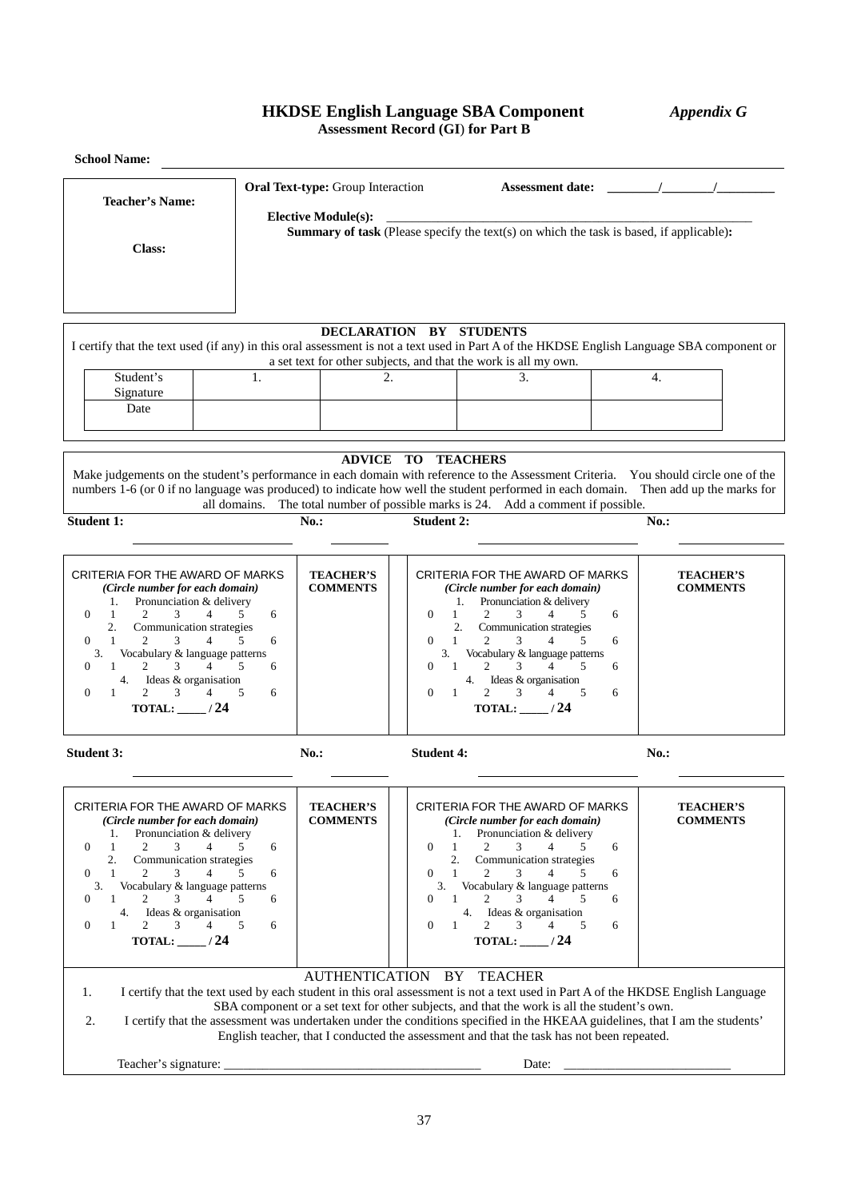# HKDSE English Language SBA Component *Appendix G*

**Assessment Record (GI) for Part B**

**School Name:** ______________________________

| **Teacher's Name:** <br><br> **Class:** | **Oral Text-type:** Group Interaction **Assessment date:** ________/________/_________ <br> **Elective Module(s):** ______________________________ <br> **Summary of task** (Please specify the text(s) on which the task is based, if applicable)**:** |
|---|---|

**DECLARATION BY STUDENTS**

I certify that the text used (if any) in this oral assessment is not a text used in Part A of the HKDSE English Language SBA component or a set text for other subjects, and that the work is all my own.

| Student's Signature | 1. | 2. | 3. | 4. |
|---|---|---|---|---|
| Date | | | | |

**ADVICE TO TEACHERS**

Make judgements on the student's performance in each domain with reference to the Assessment Criteria. You should circle one of the numbers 1-6 (or 0 if no language was produced) to indicate how well the student performed in each domain. Then add up the marks for all domains. The total number of possible marks is 24. Add a comment if possible.

**Student 1:** ______________ **No.:** ________ **Student 2:** ______________ **No.:** ________

| CRITERIA FOR THE AWARD OF MARKS *(Circle number for each domain)* | **TEACHER'S COMMENTS** | | CRITERIA FOR THE AWARD OF MARKS *(Circle number for each domain)* | **TEACHER'S COMMENTS** |
|---|---|---|---|---|
| 1. Pronunciation & delivery <br> 0 1 2 3 4 5 6 <br> 2. Communication strategies <br> 0 1 2 3 4 5 6 <br> 3. Vocabulary & language patterns <br> 0 1 2 3 4 5 6 <br> 4. Ideas & organisation <br> 0 1 2 3 4 5 6 <br> **TOTAL: _____ / 24** | | | 1. Pronunciation & delivery <br> 0 1 2 3 4 5 6 <br> 2. Communication strategies <br> 0 1 2 3 4 5 6 <br> 3. Vocabulary & language patterns <br> 0 1 2 3 4 5 6 <br> 4. Ideas & organisation <br> 0 1 2 3 4 5 6 <br> **TOTAL: _____ / 24** | |

**Student 3:** ______________ **No.:** ________ **Student 4:** ______________ **No.:** ________

| CRITERIA FOR THE AWARD OF MARKS *(Circle number for each domain)* | **TEACHER'S COMMENTS** | | CRITERIA FOR THE AWARD OF MARKS *(Circle number for each domain)* | **TEACHER'S COMMENTS** |
|---|---|---|---|---|
| 1. Pronunciation & delivery <br> 0 1 2 3 4 5 6 <br> 2. Communication strategies <br> 0 1 2 3 4 5 6 <br> 3. Vocabulary & language patterns <br> 0 1 2 3 4 5 6 <br> 4. Ideas & organisation <br> 0 1 2 3 4 5 6 <br> **TOTAL: _____ / 24** | | | 1. Pronunciation & delivery <br> 0 1 2 3 4 5 6 <br> 2. Communication strategies <br> 0 1 2 3 4 5 6 <br> 3. Vocabulary & language patterns <br> 0 1 2 3 4 5 6 <br> 4. Ideas & organisation <br> 0 1 2 3 4 5 6 <br> **TOTAL: _____ / 24** | |

AUTHENTICATION BY TEACHER

1. I certify that the text used by each student in this oral assessment is not a text used in Part A of the HKDSE English Language SBA component or a set text for other subjects, and that the work is all the student's own.
2. I certify that the assessment was undertaken under the conditions specified in the HKEAA guidelines, that I am the students' English teacher, that I conducted the assessment and that the task has not been repeated.

Teacher's signature: _______________________________ Date: _____________________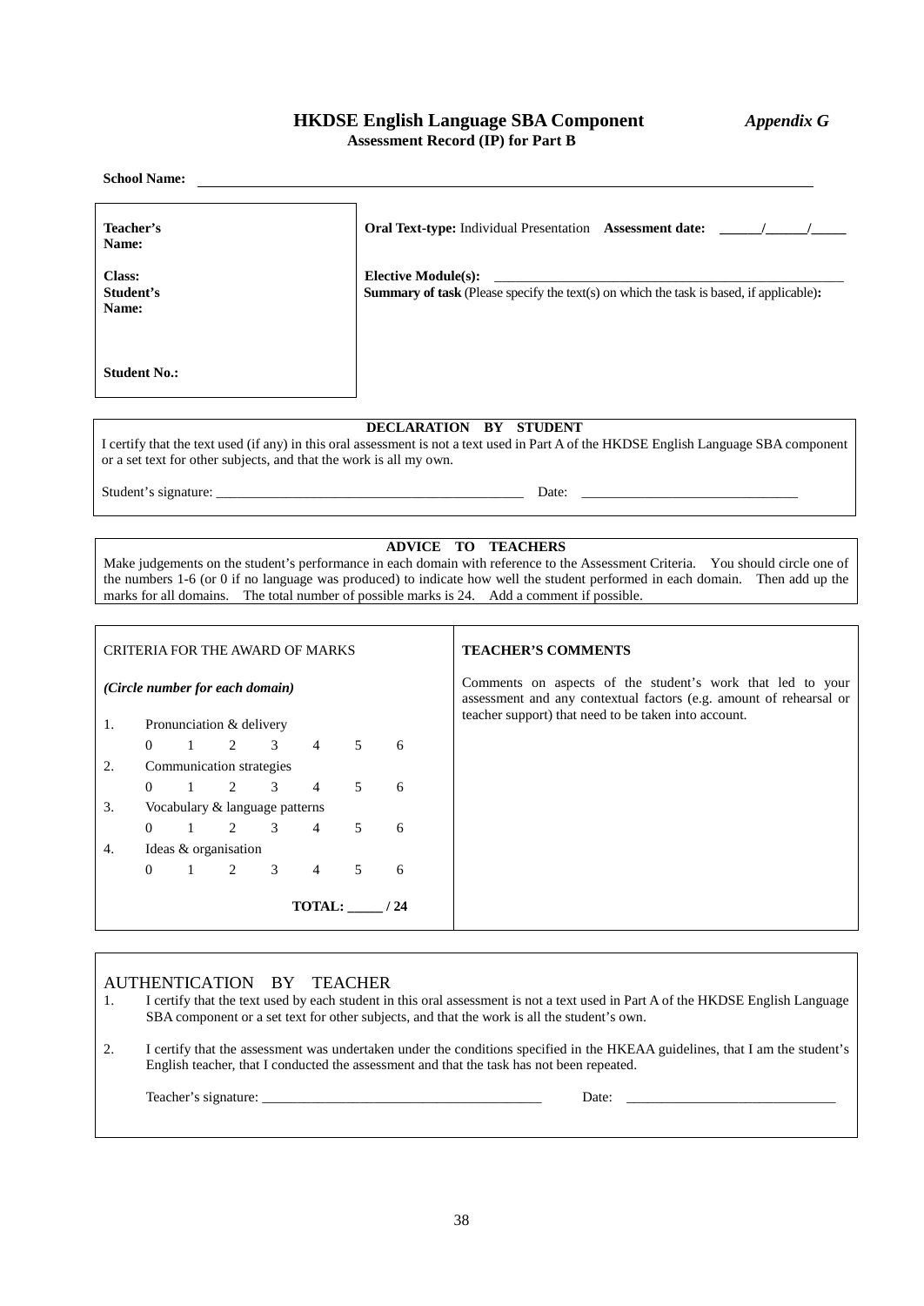# HKDSE English Language SBA Component *Appendix G*

## Assessment Record (IP) for Part B

**School Name:** ______________________________

| | |
|---|---|
| **Teacher's Name:** | **Oral Text-type:** Individual Presentation **Assessment date:** ______/______/_____ |
| **Class:** | **Elective Module(s):** ______________________________ |
| **Student's Name:** | **Summary of task** (Please specify the text(s) on which the task is based, if applicable)**:** |
| **Student No.:** | |

**DECLARATION BY STUDENT**

I certify that the text used (if any) in this oral assessment is not a text used in Part A of the HKDSE English Language SBA component or a set text for other subjects, and that the work is all my own.

Student's signature: ______________________________ Date: ______________________________

**ADVICE TO TEACHERS**

Make judgements on the student's performance in each domain with reference to the Assessment Criteria. You should circle one of the numbers 1-6 (or 0 if no language was produced) to indicate how well the student performed in each domain. Then add up the marks for all domains. The total number of possible marks is 24. Add a comment if possible.

| CRITERIA FOR THE AWARD OF MARKS | TEACHER'S COMMENTS |
|---|---|
| *(Circle number for each domain)* | Comments on aspects of the student's work that led to your assessment and any contextual factors (e.g. amount of rehearsal or teacher support) that need to be taken into account. |
| 1. Pronunciation & delivery<br>0 1 2 3 4 5 6 | |
| 2. Communication strategies<br>0 1 2 3 4 5 6 | |
| 3. Vocabulary & language patterns<br>0 1 2 3 4 5 6 | |
| 4. Ideas & organisation<br>0 1 2 3 4 5 6 | |
| **TOTAL: _____ / 24** | |

AUTHENTICATION BY TEACHER

1. I certify that the text used by each student in this oral assessment is not a text used in Part A of the HKDSE English Language SBA component or a set text for other subjects, and that the work is all the student's own.
2. I certify that the assessment was undertaken under the conditions specified in the HKEAA guidelines, that I am the student's English teacher, that I conducted the assessment and that the task has not been repeated.

Teacher's signature: ______________________________ Date: ______________________________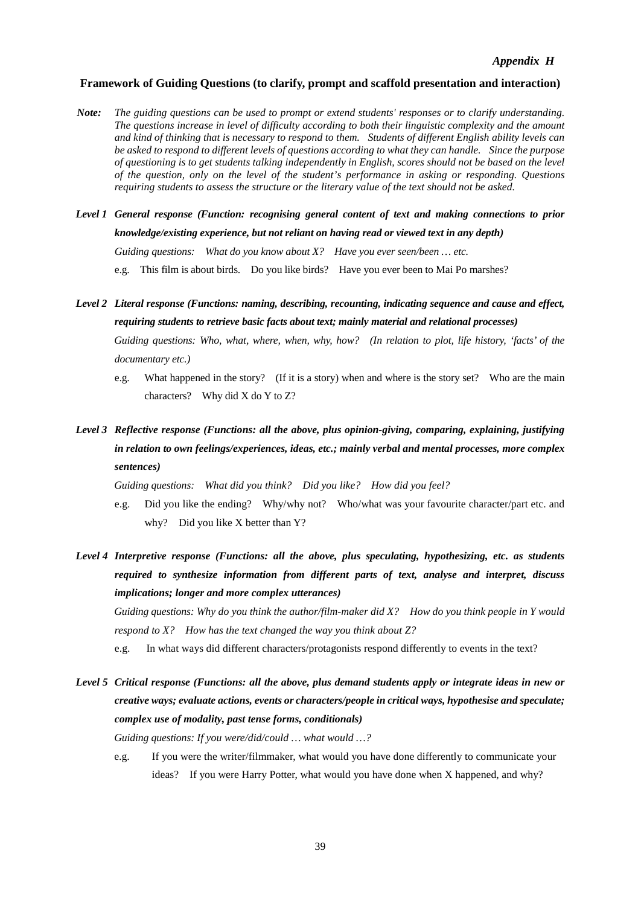*Appendix H*

## Framework of Guiding Questions (to clarify, prompt and scaffold presentation and interaction)

***Note:*** *The guiding questions can be used to prompt or extend students' responses or to clarify understanding. The questions increase in level of difficulty according to both their linguistic complexity and the amount and kind of thinking that is necessary to respond to them. Students of different English ability levels can be asked to respond to different levels of questions according to what they can handle. Since the purpose of questioning is to get students talking independently in English, scores should not be based on the level of the question, only on the level of the student's performance in asking or responding. Questions requiring students to assess the structure or the literary value of the text should not be asked.*

***Level 1 General response (Function: recognising general content of text and making connections to prior knowledge/existing experience, but not reliant on having read or viewed text in any depth)***

*Guiding questions: What do you know about X? Have you ever seen/been … etc.*

e.g. This film is about birds. Do you like birds? Have you ever been to Mai Po marshes?

***Level 2 Literal response (Functions: naming, describing, recounting, indicating sequence and cause and effect, requiring students to retrieve basic facts about text; mainly material and relational processes)***

*Guiding questions: Who, what, where, when, why, how? (In relation to plot, life history, 'facts' of the documentary etc.)*

e.g. What happened in the story? (If it is a story) when and where is the story set? Who are the main characters? Why did X do Y to Z?

***Level 3 Reflective response (Functions: all the above, plus opinion-giving, comparing, explaining, justifying in relation to own feelings/experiences, ideas, etc.; mainly verbal and mental processes, more complex sentences)***

*Guiding questions: What did you think? Did you like? How did you feel?*

e.g. Did you like the ending? Why/why not? Who/what was your favourite character/part etc. and why? Did you like X better than Y?

***Level 4 Interpretive response (Functions: all the above, plus speculating, hypothesizing, etc. as students required to synthesize information from different parts of text, analyse and interpret, discuss implications; longer and more complex utterances)***

*Guiding questions: Why do you think the author/film-maker did X? How do you think people in Y would respond to X? How has the text changed the way you think about Z?*

e.g. In what ways did different characters/protagonists respond differently to events in the text?

***Level 5 Critical response (Functions: all the above, plus demand students apply or integrate ideas in new or creative ways; evaluate actions, events or characters/people in critical ways, hypothesise and speculate; complex use of modality, past tense forms, conditionals)***

*Guiding questions: If you were/did/could … what would …?*

e.g. If you were the writer/filmmaker, what would you have done differently to communicate your ideas? If you were Harry Potter, what would you have done when X happened, and why?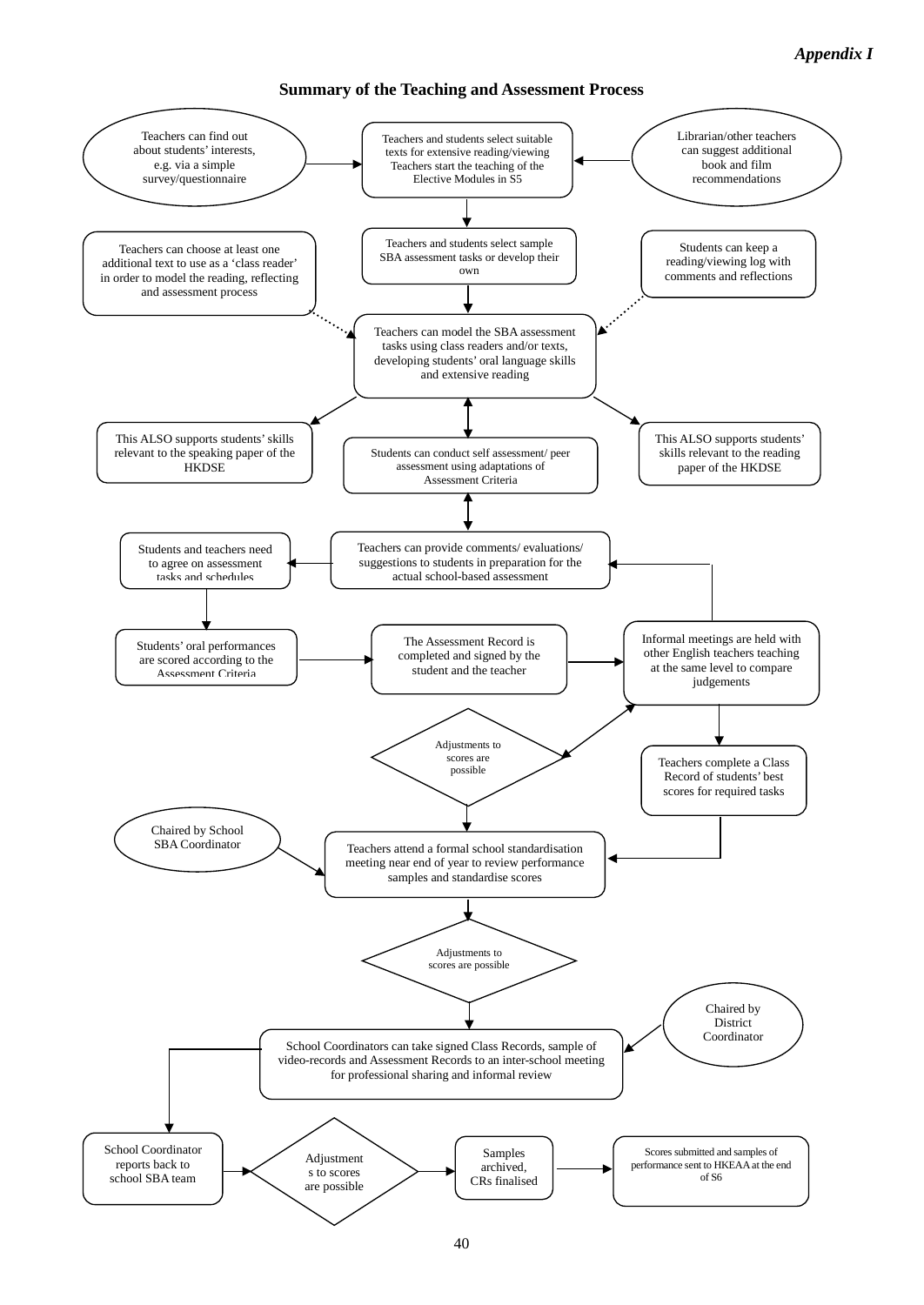*Appendix I*

## Summary of the Teaching and Assessment Process

Teachers can find out about students' interests, e.g. via a simple survey/questionnaire

Teachers and students select suitable texts for extensive reading/viewing Teachers start the teaching of the Elective Modules in S5

Librarian/other teachers can suggest additional book and film recommendations

Teachers can choose at least one additional text to use as a 'class reader' in order to model the reading, reflecting and assessment process

Teachers and students select sample SBA assessment tasks or develop their own

Students can keep a reading/viewing log with comments and reflections

Teachers can model the SBA assessment tasks using class readers and/or texts, developing students' oral language skills and extensive reading

This ALSO supports students' skills relevant to the speaking paper of the HKDSE

Students can conduct self assessment/ peer assessment using adaptations of Assessment Criteria

This ALSO supports students' skills relevant to the reading paper of the HKDSE

Students and teachers need to agree on assessment tasks and schedules

Teachers can provide comments/ evaluations/ suggestions to students in preparation for the actual school-based assessment

Students' oral performances are scored according to the Assessment Criteria

The Assessment Record is completed and signed by the student and the teacher

Informal meetings are held with other English teachers teaching at the same level to compare judgements

Adjustments to scores are possible

Teachers complete a Class Record of students' best scores for required tasks

Chaired by School SBA Coordinator

Teachers attend a formal school standardisation meeting near end of year to review performance samples and standardise scores

Adjustments to scores are possible

Chaired by District Coordinator

School Coordinators can take signed Class Records, sample of video-records and Assessment Records to an inter-school meeting for professional sharing and informal review

School Coordinator reports back to school SBA team

Adjustments to scores are possible

Samples archived, CRs finalised

Scores submitted and samples of performance sent to HKEAA at the end of S6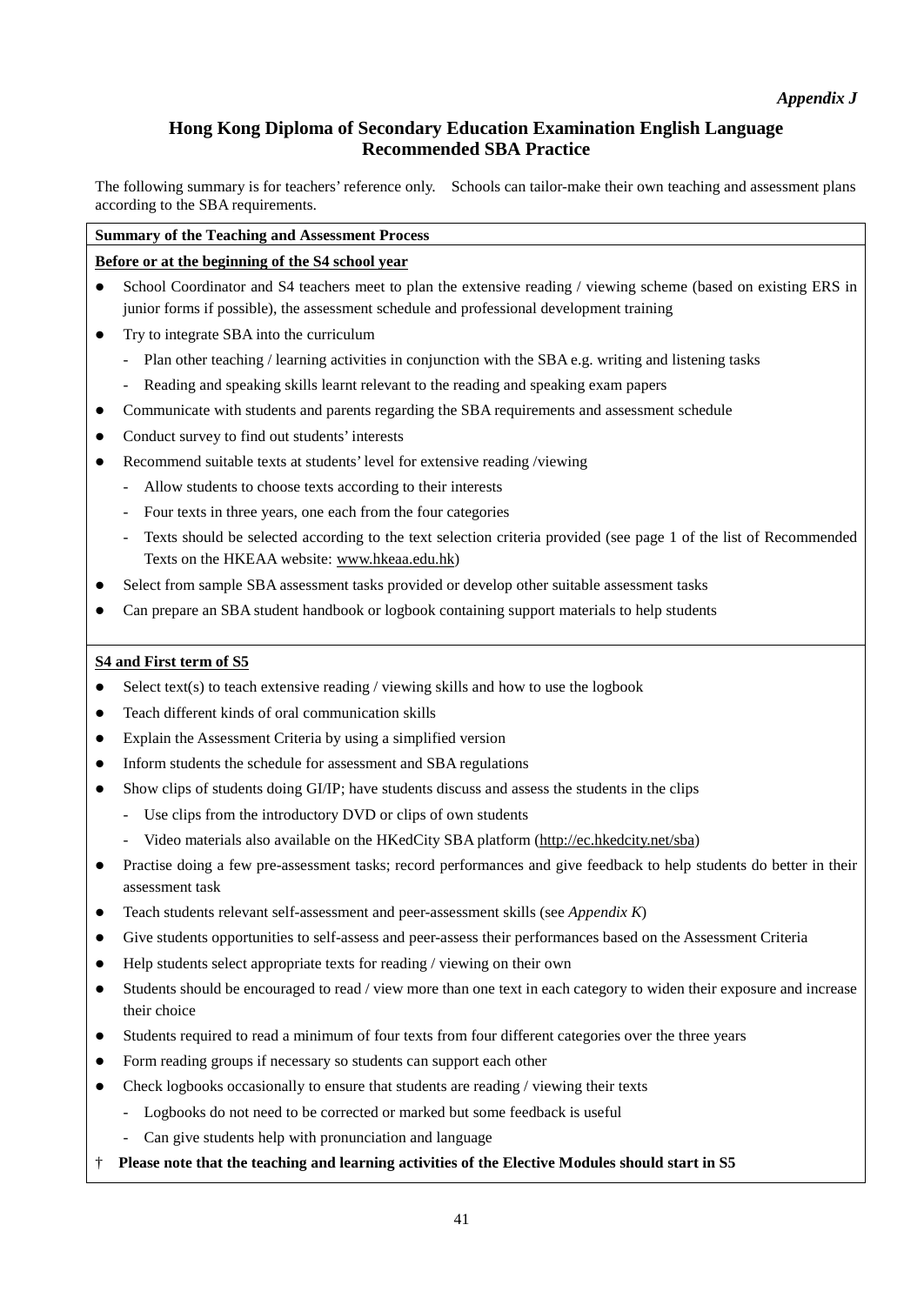*Appendix J*

# Hong Kong Diploma of Secondary Education Examination English Language
# Recommended SBA Practice

The following summary is for teachers' reference only. Schools can tailor-make their own teaching and assessment plans according to the SBA requirements.

**Summary of the Teaching and Assessment Process**

**Before or at the beginning of the S4 school year**

- School Coordinator and S4 teachers meet to plan the extensive reading / viewing scheme (based on existing ERS in junior forms if possible), the assessment schedule and professional development training
- Try to integrate SBA into the curriculum
  - Plan other teaching / learning activities in conjunction with the SBA e.g. writing and listening tasks
  - Reading and speaking skills learnt relevant to the reading and speaking exam papers
- Communicate with students and parents regarding the SBA requirements and assessment schedule
- Conduct survey to find out students' interests
- Recommend suitable texts at students' level for extensive reading /viewing
  - Allow students to choose texts according to their interests
  - Four texts in three years, one each from the four categories
  - Texts should be selected according to the text selection criteria provided (see page 1 of the list of Recommended Texts on the HKEAA website: www.hkeaa.edu.hk)
- Select from sample SBA assessment tasks provided or develop other suitable assessment tasks
- Can prepare an SBA student handbook or logbook containing support materials to help students

**S4 and First term of S5**

- Select text(s) to teach extensive reading / viewing skills and how to use the logbook
- Teach different kinds of oral communication skills
- Explain the Assessment Criteria by using a simplified version
- Inform students the schedule for assessment and SBA regulations
- Show clips of students doing GI/IP; have students discuss and assess the students in the clips
  - Use clips from the introductory DVD or clips of own students
  - Video materials also available on the HKedCity SBA platform (http://ec.hkedcity.net/sba)
- Practise doing a few pre-assessment tasks; record performances and give feedback to help students do better in their assessment task
- Teach students relevant self-assessment and peer-assessment skills (see *Appendix K*)
- Give students opportunities to self-assess and peer-assess their performances based on the Assessment Criteria
- Help students select appropriate texts for reading / viewing on their own
- Students should be encouraged to read / view more than one text in each category to widen their exposure and increase their choice
- Students required to read a minimum of four texts from four different categories over the three years
- Form reading groups if necessary so students can support each other
- Check logbooks occasionally to ensure that students are reading / viewing their texts
  - Logbooks do not need to be corrected or marked but some feedback is useful
  - Can give students help with pronunciation and language

† **Please note that the teaching and learning activities of the Elective Modules should start in S5**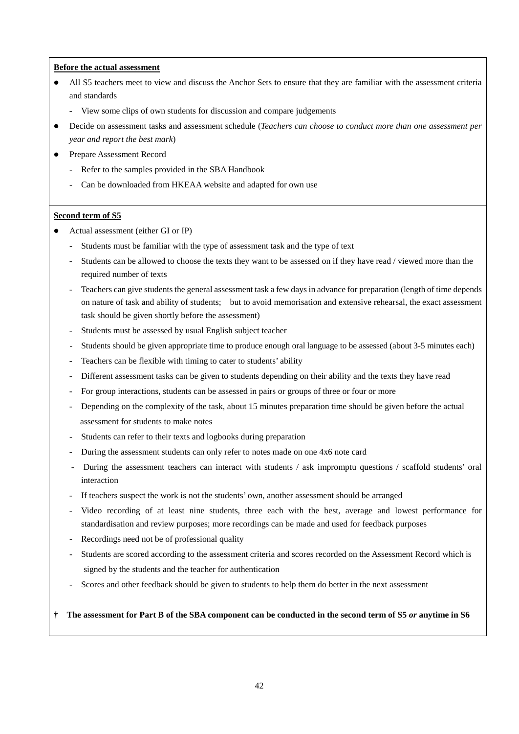**<u>Before the actual assessment</u>**

- All S5 teachers meet to view and discuss the Anchor Sets to ensure that they are familiar with the assessment criteria and standards
  - View some clips of own students for discussion and compare judgements
- Decide on assessment tasks and assessment schedule (*Teachers can choose to conduct more than one assessment per year and report the best mark*)
- Prepare Assessment Record
  - Refer to the samples provided in the SBA Handbook
  - Can be downloaded from HKEAA website and adapted for own use

**<u>Second term of S5</u>**

- Actual assessment (either GI or IP)
  - Students must be familiar with the type of assessment task and the type of text
  - Students can be allowed to choose the texts they want to be assessed on if they have read / viewed more than the required number of texts
  - Teachers can give students the general assessment task a few days in advance for preparation (length of time depends on nature of task and ability of students; but to avoid memorisation and extensive rehearsal, the exact assessment task should be given shortly before the assessment)
  - Students must be assessed by usual English subject teacher
  - Students should be given appropriate time to produce enough oral language to be assessed (about 3-5 minutes each)
  - Teachers can be flexible with timing to cater to students' ability
  - Different assessment tasks can be given to students depending on their ability and the texts they have read
  - For group interactions, students can be assessed in pairs or groups of three or four or more
  - Depending on the complexity of the task, about 15 minutes preparation time should be given before the actual assessment for students to make notes
  - Students can refer to their texts and logbooks during preparation
  - During the assessment students can only refer to notes made on one 4x6 note card
  - During the assessment teachers can interact with students / ask impromptu questions / scaffold students' oral interaction
  - If teachers suspect the work is not the students' own, another assessment should be arranged
  - Video recording of at least nine students, three each with the best, average and lowest performance for standardisation and review purposes; more recordings can be made and used for feedback purposes
  - Recordings need not be of professional quality
  - Students are scored according to the assessment criteria and scores recorded on the Assessment Record which is signed by the students and the teacher for authentication
  - Scores and other feedback should be given to students to help them do better in the next assessment

**† The assessment for Part B of the SBA component can be conducted in the second term of S5 *or* anytime in S6**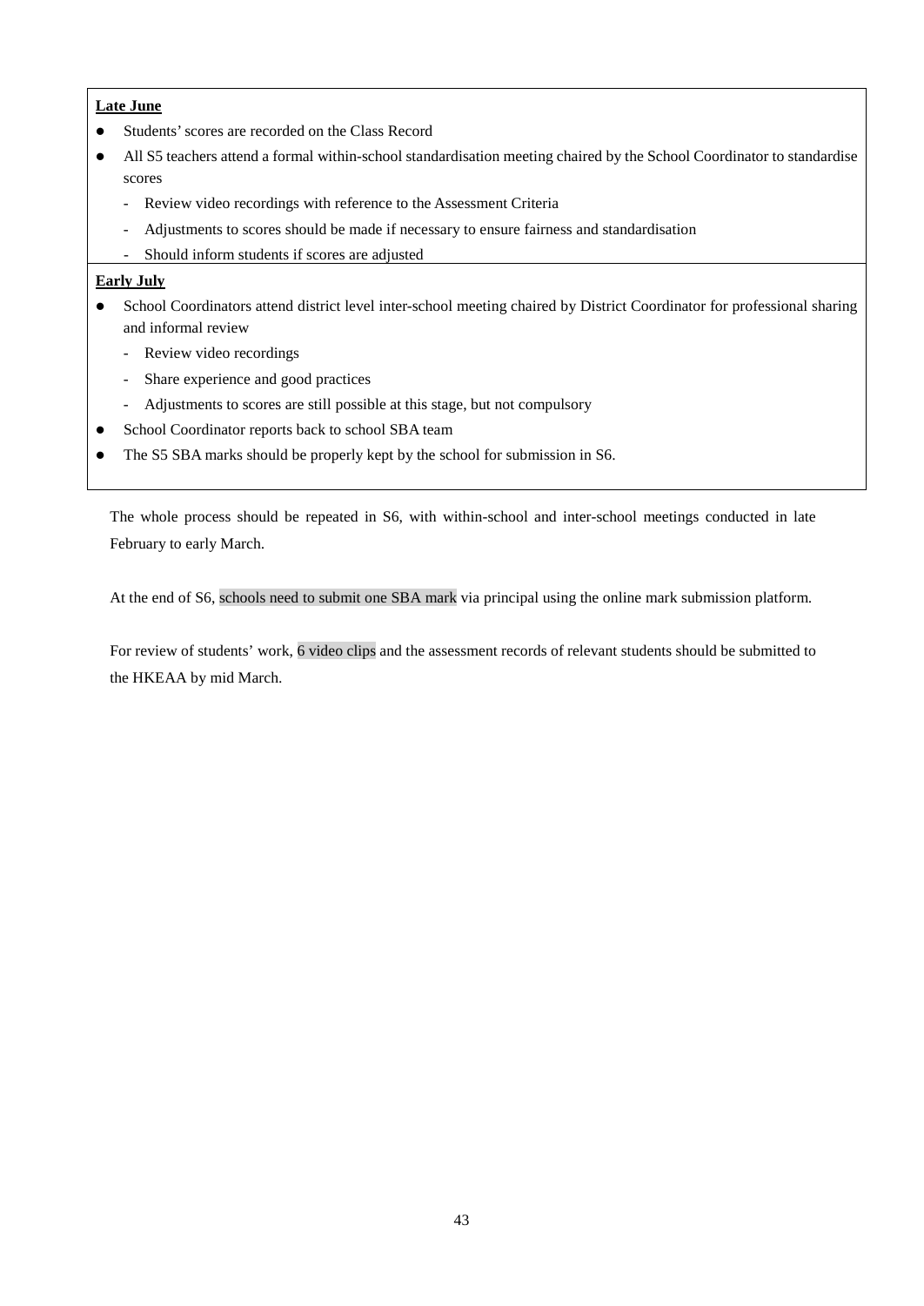**Late June**

- Students' scores are recorded on the Class Record
- All S5 teachers attend a formal within-school standardisation meeting chaired by the School Coordinator to standardise scores
  - Review video recordings with reference to the Assessment Criteria
  - Adjustments to scores should be made if necessary to ensure fairness and standardisation
  - Should inform students if scores are adjusted

**Early July**

- School Coordinators attend district level inter-school meeting chaired by District Coordinator for professional sharing and informal review
  - Review video recordings
  - Share experience and good practices
  - Adjustments to scores are still possible at this stage, but not compulsory
- School Coordinator reports back to school SBA team
- The S5 SBA marks should be properly kept by the school for submission in S6.

The whole process should be repeated in S6, with within-school and inter-school meetings conducted in late February to early March.

At the end of S6, schools need to submit one SBA mark via principal using the online mark submission platform.

For review of students' work, 6 video clips and the assessment records of relevant students should be submitted to the HKEAA by mid March.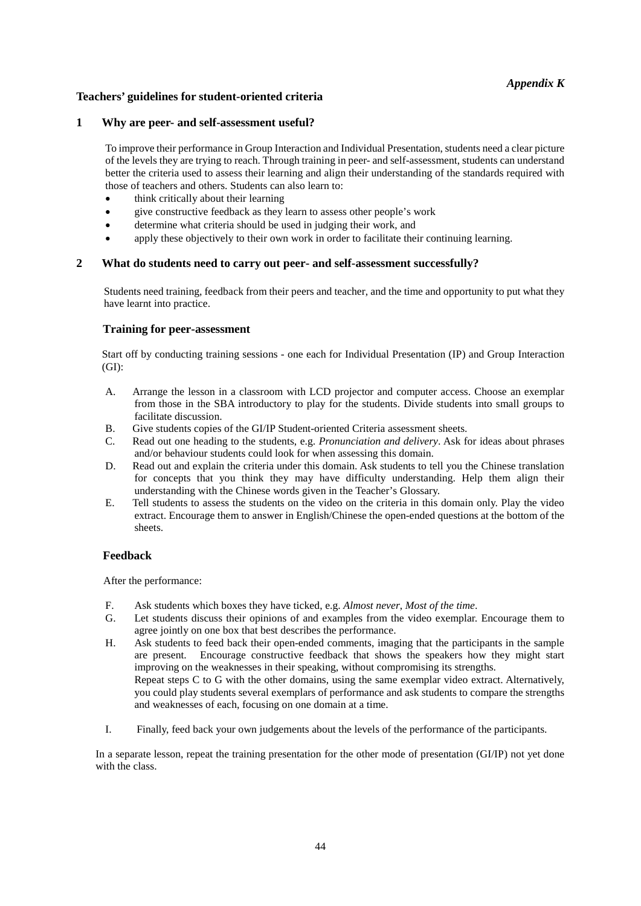*Appendix K*

**Teachers' guidelines for student-oriented criteria**

## 1 Why are peer- and self-assessment useful?

To improve their performance in Group Interaction and Individual Presentation, students need a clear picture of the levels they are trying to reach. Through training in peer- and self-assessment, students can understand better the criteria used to assess their learning and align their understanding of the standards required with those of teachers and others. Students can also learn to:

- think critically about their learning
- give constructive feedback as they learn to assess other people's work
- determine what criteria should be used in judging their work, and
- apply these objectively to their own work in order to facilitate their continuing learning.

## 2 What do students need to carry out peer- and self-assessment successfully?

Students need training, feedback from their peers and teacher, and the time and opportunity to put what they have learnt into practice.

### Training for peer-assessment

Start off by conducting training sessions - one each for Individual Presentation (IP) and Group Interaction (GI):

A. Arrange the lesson in a classroom with LCD projector and computer access. Choose an exemplar from those in the SBA introductory to play for the students. Divide students into small groups to facilitate discussion.

B. Give students copies of the GI/IP Student-oriented Criteria assessment sheets.

C. Read out one heading to the students, e.g. *Pronunciation and delivery*. Ask for ideas about phrases and/or behaviour students could look for when assessing this domain.

D. Read out and explain the criteria under this domain. Ask students to tell you the Chinese translation for concepts that you think they may have difficulty understanding. Help them align their understanding with the Chinese words given in the Teacher's Glossary.

E. Tell students to assess the students on the video on the criteria in this domain only. Play the video extract. Encourage them to answer in English/Chinese the open-ended questions at the bottom of the sheets.

### Feedback

After the performance:

F. Ask students which boxes they have ticked, e.g. *Almost never*, *Most of the time*.

G. Let students discuss their opinions of and examples from the video exemplar. Encourage them to agree jointly on one box that best describes the performance.

H. Ask students to feed back their open-ended comments, imaging that the participants in the sample are present. Encourage constructive feedback that shows the speakers how they might start improving on the weaknesses in their speaking, without compromising its strengths.
Repeat steps C to G with the other domains, using the same exemplar video extract. Alternatively, you could play students several exemplars of performance and ask students to compare the strengths and weaknesses of each, focusing on one domain at a time.

I. Finally, feed back your own judgements about the levels of the performance of the participants.

In a separate lesson, repeat the training presentation for the other mode of presentation (GI/IP) not yet done with the class.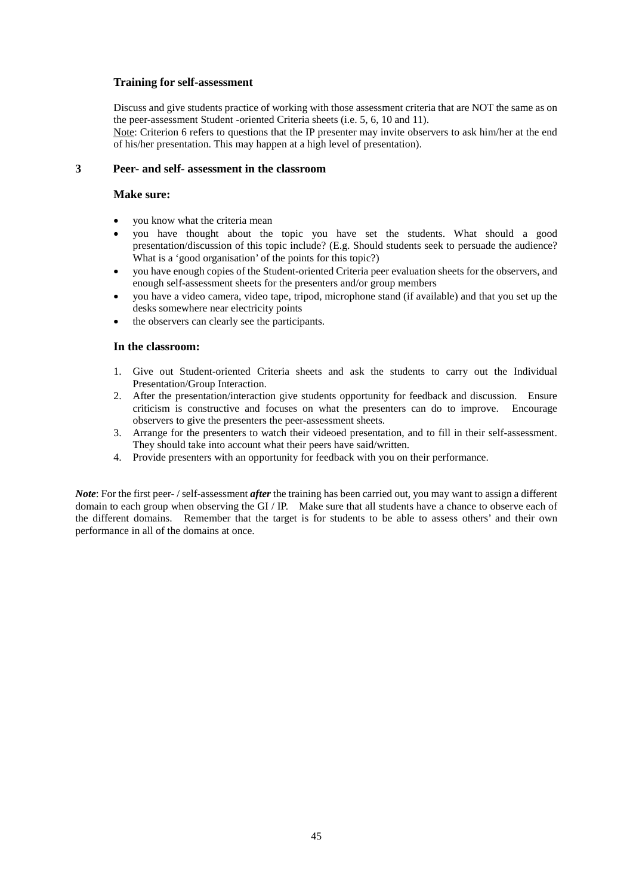### Training for self-assessment

Discuss and give students practice of working with those assessment criteria that are NOT the same as on the peer-assessment Student -oriented Criteria sheets (i.e. 5, 6, 10 and 11).
Note: Criterion 6 refers to questions that the IP presenter may invite observers to ask him/her at the end of his/her presentation. This may happen at a high level of presentation).

## 3 Peer- and self- assessment in the classroom

### Make sure:

- you know what the criteria mean
- you have thought about the topic you have set the students. What should a good presentation/discussion of this topic include? (E.g. Should students seek to persuade the audience? What is a 'good organisation' of the points for this topic?)
- you have enough copies of the Student-oriented Criteria peer evaluation sheets for the observers, and enough self-assessment sheets for the presenters and/or group members
- you have a video camera, video tape, tripod, microphone stand (if available) and that you set up the desks somewhere near electricity points
- the observers can clearly see the participants.

### In the classroom:

1. Give out Student-oriented Criteria sheets and ask the students to carry out the Individual Presentation/Group Interaction.
2. After the presentation/interaction give students opportunity for feedback and discussion. Ensure criticism is constructive and focuses on what the presenters can do to improve. Encourage observers to give the presenters the peer-assessment sheets.
3. Arrange for the presenters to watch their videoed presentation, and to fill in their self-assessment. They should take into account what their peers have said/written.
4. Provide presenters with an opportunity for feedback with you on their performance.

***Note***: For the first peer- / self-assessment ***after*** the training has been carried out, you may want to assign a different domain to each group when observing the GI / IP. Make sure that all students have a chance to observe each of the different domains. Remember that the target is for students to be able to assess others' and their own performance in all of the domains at once.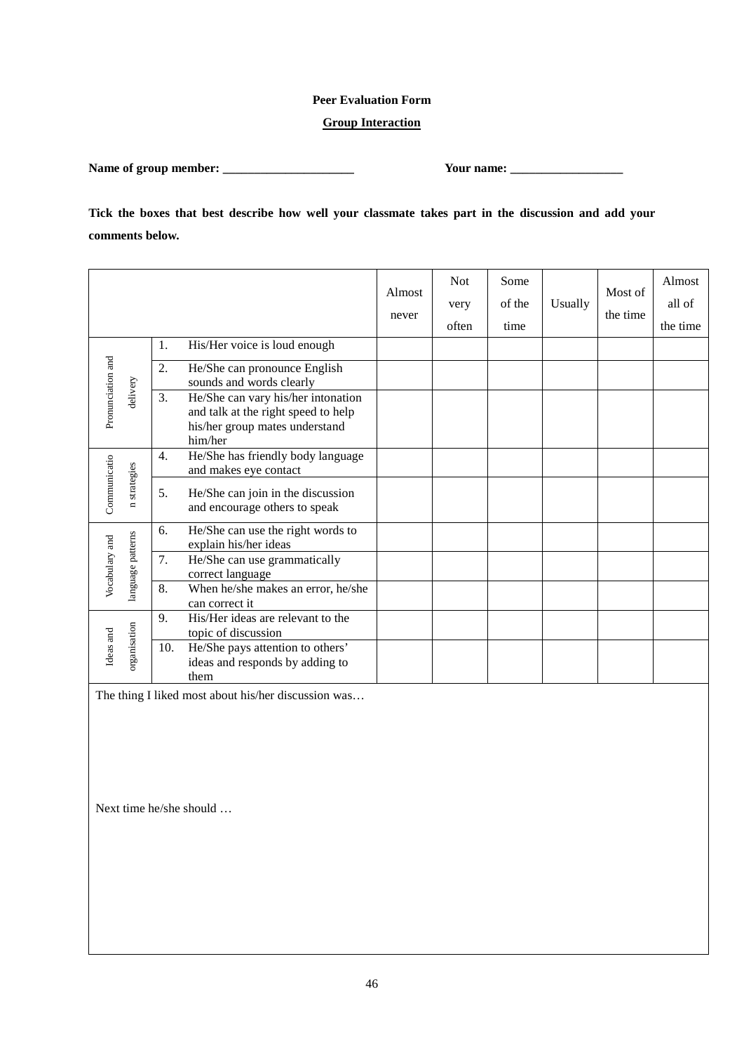**Peer Evaluation Form**

**<u>Group Interaction</u>**

**Name of group member: _____________________** **Your name: __________________**

**Tick the boxes that best describe how well your classmate takes part in the discussion and add your comments below.**

| | | Almost never | Not very often | Some of the time | Usually | Most of the time | Almost all of the time |
|---|---|---|---|---|---|---|---|
| Pronunciation and delivery | 1. His/Her voice is loud enough | | | | | | |
| | 2. He/She can pronounce English sounds and words clearly | | | | | | |
| | 3. He/She can vary his/her intonation and talk at the right speed to help his/her group mates understand him/her | | | | | | |
| Communication strategies | 4. He/She has friendly body language and makes eye contact | | | | | | |
| | 5. He/She can join in the discussion and encourage others to speak | | | | | | |
| Vocabulary and language patterns | 6. He/She can use the right words to explain his/her ideas | | | | | | |
| | 7. He/She can use grammatically correct language | | | | | | |
| | 8. When he/she makes an error, he/she can correct it | | | | | | |
| Ideas and organisation | 9. His/Her ideas are relevant to the topic of discussion | | | | | | |
| | 10. He/She pays attention to others' ideas and responds by adding to them | | | | | | |

The thing I liked most about his/her discussion was…

Next time he/she should …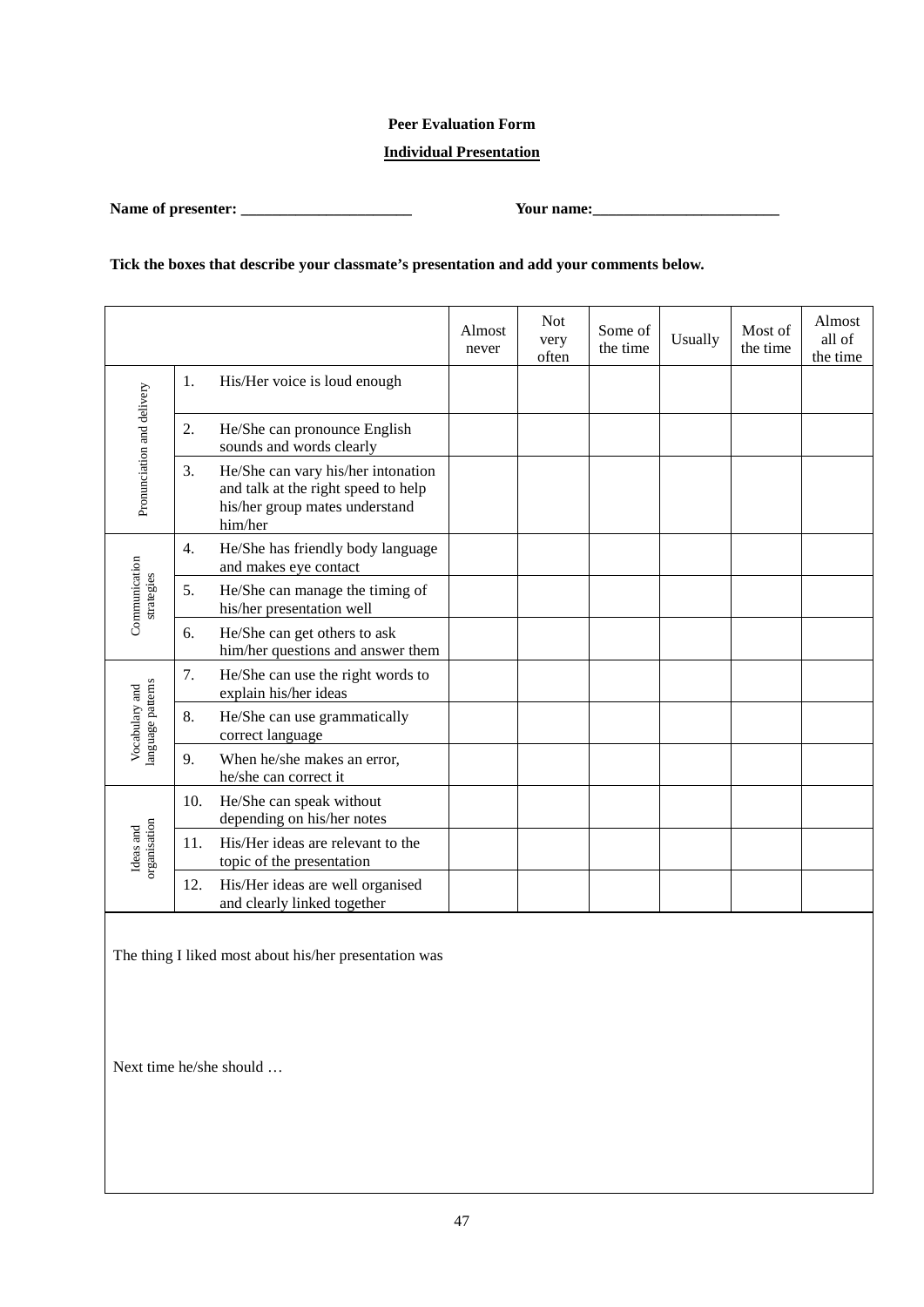**Peer Evaluation Form**

**Individual Presentation**

**Name of presenter: ______________________ Your name:________________________**

**Tick the boxes that describe your classmate's presentation and add your comments below.**

| | | Almost never | Not very often | Some of the time | Usually | Most of the time | Almost all of the time |
|---|---|---|---|---|---|---|---|
| Pronunciation and delivery | 1. His/Her voice is loud enough | | | | | | |
| | 2. He/She can pronounce English sounds and words clearly | | | | | | |
| | 3. He/She can vary his/her intonation and talk at the right speed to help his/her group mates understand him/her | | | | | | |
| Communication strategies | 4. He/She has friendly body language and makes eye contact | | | | | | |
| | 5. He/She can manage the timing of his/her presentation well | | | | | | |
| | 6. He/She can get others to ask him/her questions and answer them | | | | | | |
| Vocabulary and language patterns | 7. He/She can use the right words to explain his/her ideas | | | | | | |
| | 8. He/She can use grammatically correct language | | | | | | |
| | 9. When he/she makes an error, he/she can correct it | | | | | | |
| Ideas and organisation | 10. He/She can speak without depending on his/her notes | | | | | | |
| | 11. His/Her ideas are relevant to the topic of the presentation | | | | | | |
| | 12. His/Her ideas are well organised and clearly linked together | | | | | | |

The thing I liked most about his/her presentation was

Next time he/she should …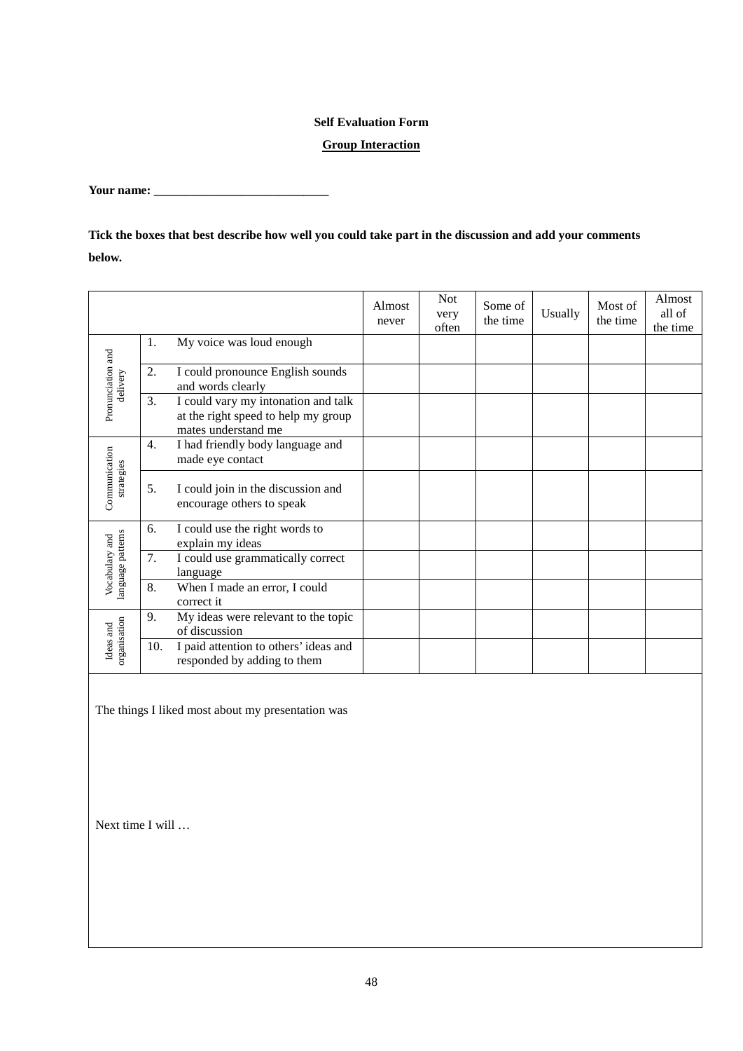**Self Evaluation Form**

**Group Interaction**

**Your name: ____________________________**

**Tick the boxes that best describe how well you could take part in the discussion and add your comments below.**

| | | Almost never | Not very often | Some of the time | Usually | Most of the time | Almost all of the time |
|---|---|---|---|---|---|---|---|
| Pronunciation and delivery | 1. My voice was loud enough | | | | | | |
| | 2. I could pronounce English sounds and words clearly | | | | | | |
| | 3. I could vary my intonation and talk at the right speed to help my group mates understand me | | | | | | |
| Communication strategies | 4. I had friendly body language and made eye contact | | | | | | |
| | 5. I could join in the discussion and encourage others to speak | | | | | | |
| Vocabulary and language patterns | 6. I could use the right words to explain my ideas | | | | | | |
| | 7. I could use grammatically correct language | | | | | | |
| | 8. When I made an error, I could correct it | | | | | | |
| Ideas and organisation | 9. My ideas were relevant to the topic of discussion | | | | | | |
| | 10. I paid attention to others' ideas and responded by adding to them | | | | | | |

The things I liked most about my presentation was

Next time I will …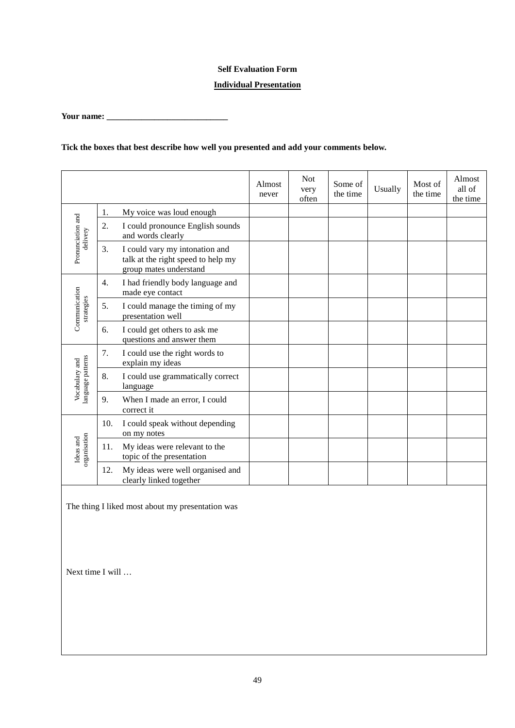**Self Evaluation Form**

**Individual Presentation**

**Your name: ____________________________**

**Tick the boxes that best describe how well you presented and add your comments below.**

| | | Almost never | Not very often | Some of the time | Usually | Most of the time | Almost all of the time |
|---|---|---|---|---|---|---|---|
| Pronunciation and delivery | 1. My voice was loud enough | | | | | | |
| | 2. I could pronounce English sounds and words clearly | | | | | | |
| | 3. I could vary my intonation and talk at the right speed to help my group mates understand | | | | | | |
| Communication strategies | 4. I had friendly body language and made eye contact | | | | | | |
| | 5. I could manage the timing of my presentation well | | | | | | |
| | 6. I could get others to ask me questions and answer them | | | | | | |
| Vocabulary and language patterns | 7. I could use the right words to explain my ideas | | | | | | |
| | 8. I could use grammatically correct language | | | | | | |
| | 9. When I made an error, I could correct it | | | | | | |
| Ideas and organisation | 10. I could speak without depending on my notes | | | | | | |
| | 11. My ideas were relevant to the topic of the presentation | | | | | | |
| | 12. My ideas were well organised and clearly linked together | | | | | | |

The thing I liked most about my presentation was

Next time I will …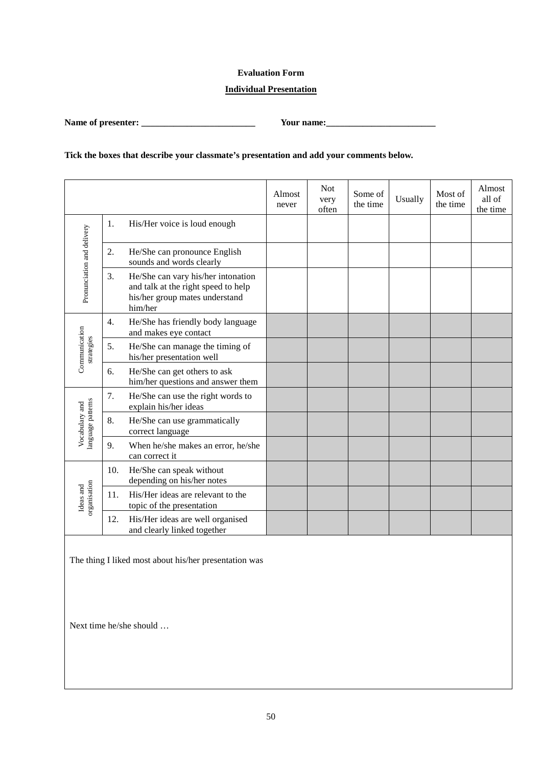**Evaluation Form**

**Individual Presentation**

**Name of presenter: _________________________ Your name:________________________**

**Tick the boxes that describe your classmate's presentation and add your comments below.**

| | | | Almost never | Not very often | Some of the time | Usually | Most of the time | Almost all of the time |
|---|---|---|---|---|---|---|---|---|
| Pronunciation and delivery | 1. | His/Her voice is loud enough | | | | | | |
| | 2. | He/She can pronounce English sounds and words clearly | | | | | | |
| | 3. | He/She can vary his/her intonation and talk at the right speed to help his/her group mates understand him/her | | | | | | |
| Communication strategies | 4. | He/She has friendly body language and makes eye contact | | | | | | |
| | 5. | He/She can manage the timing of his/her presentation well | | | | | | |
| | 6. | He/She can get others to ask him/her questions and answer them | | | | | | |
| Vocabulary and language patterns | 7. | He/She can use the right words to explain his/her ideas | | | | | | |
| | 8. | He/She can use grammatically correct language | | | | | | |
| | 9. | When he/she makes an error, he/she can correct it | | | | | | |
| Ideas and organisation | 10. | He/She can speak without depending on his/her notes | | | | | | |
| | 11. | His/Her ideas are relevant to the topic of the presentation | | | | | | |
| | 12. | His/Her ideas are well organised and clearly linked together | | | | | | |

The thing I liked most about his/her presentation was

Next time he/she should …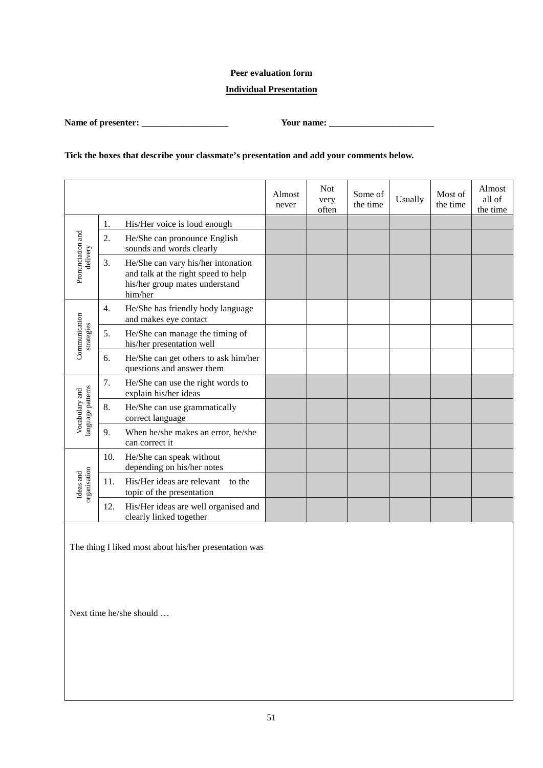**Peer evaluation form**

**Individual Presentation**

**Name of presenter: ___________________** **Your name: _______________________**

**Tick the boxes that describe your classmate's presentation and add your comments below.**

| | | Almost never | Not very often | Some of the time | Usually | Most of the time | Almost all of the time |
|---|---|---|---|---|---|---|---|
| Pronunciation and delivery | 1. His/Her voice is loud enough | | | | | | |
| | 2. He/She can pronounce English sounds and words clearly | | | | | | |
| | 3. He/She can vary his/her intonation and talk at the right speed to help his/her group mates understand him/her | | | | | | |
| Communication strategies | 4. He/She has friendly body language and makes eye contact | | | | | | |
| | 5. He/She can manage the timing of his/her presentation well | | | | | | |
| | 6. He/She can get others to ask him/her questions and answer them | | | | | | |
| Vocabulary and language patterns | 7. He/She can use the right words to explain his/her ideas | | | | | | |
| | 8. He/She can use grammatically correct language | | | | | | |
| | 9. When he/she makes an error, he/she can correct it | | | | | | |
| Ideas and organisation | 10. He/She can speak without depending on his/her notes | | | | | | |
| | 11. His/Her ideas are relevant to the topic of the presentation | | | | | | |
| | 12. His/Her ideas are well organised and clearly linked together | | | | | | |

The thing I liked most about his/her presentation was

Next time he/she should …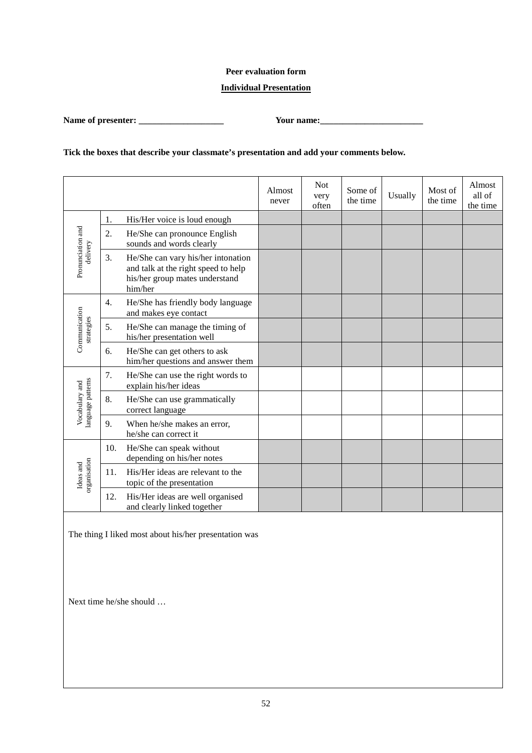**Peer evaluation form**

**Individual Presentation**

**Name of presenter: ___________________** **Your name:_______________________**

**Tick the boxes that describe your classmate's presentation and add your comments below.**

| | | Almost never | Not very often | Some of the time | Usually | Most of the time | Almost all of the time |
|---|---|---|---|---|---|---|---|
| Pronunciation and delivery | 1. His/Her voice is loud enough | | | | | | |
| | 2. He/She can pronounce English sounds and words clearly | | | | | | |
| | 3. He/She can vary his/her intonation and talk at the right speed to help his/her group mates understand him/her | | | | | | |
| Communication strategies | 4. He/She has friendly body language and makes eye contact | | | | | | |
| | 5. He/She can manage the timing of his/her presentation well | | | | | | |
| | 6. He/She can get others to ask him/her questions and answer them | | | | | | |
| Vocabulary and language patterns | 7. He/She can use the right words to explain his/her ideas | | | | | | |
| | 8. He/She can use grammatically correct language | | | | | | |
| | 9. When he/she makes an error, he/she can correct it | | | | | | |
| Ideas and organisation | 10. He/She can speak without depending on his/her notes | | | | | | |
| | 11. His/Her ideas are relevant to the topic of the presentation | | | | | | |
| | 12. His/Her ideas are well organised and clearly linked together | | | | | | |

The thing I liked most about his/her presentation was

Next time he/she should …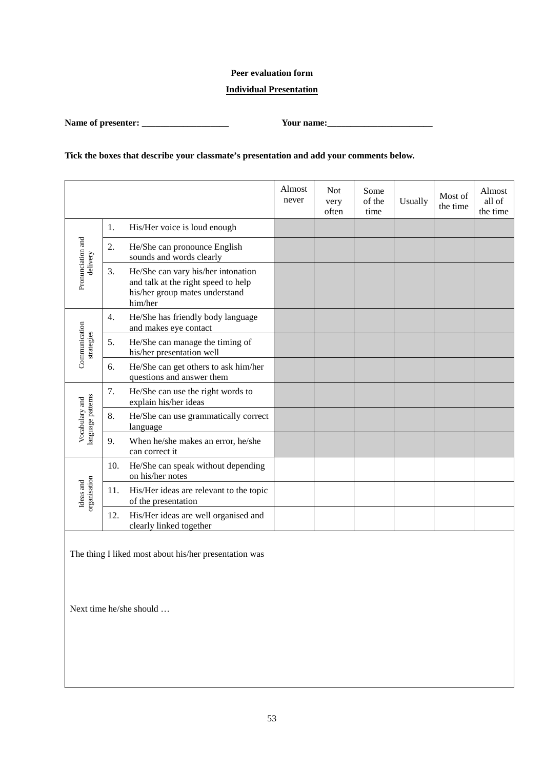**Peer evaluation form**

**Individual Presentation**

**Name of presenter: ___________________** **Your name:_______________________**

**Tick the boxes that describe your classmate's presentation and add your comments below.**

| | | | Almost never | Not very often | Some of the time | Usually | Most of the time | Almost all of the time |
|---|---|---|---|---|---|---|---|---|
| Pronunciation and delivery | 1. | His/Her voice is loud enough | | | | | | |
| | 2. | He/She can pronounce English sounds and words clearly | | | | | | |
| | 3. | He/She can vary his/her intonation and talk at the right speed to help his/her group mates understand him/her | | | | | | |
| Communication strategies | 4. | He/She has friendly body language and makes eye contact | | | | | | |
| | 5. | He/She can manage the timing of his/her presentation well | | | | | | |
| | 6. | He/She can get others to ask him/her questions and answer them | | | | | | |
| Vocabulary and language patterns | 7. | He/She can use the right words to explain his/her ideas | | | | | | |
| | 8. | He/She can use grammatically correct language | | | | | | |
| | 9. | When he/she makes an error, he/she can correct it | | | | | | |
| Ideas and organisation | 10. | He/She can speak without depending on his/her notes | | | | | | |
| | 11. | His/Her ideas are relevant to the topic of the presentation | | | | | | |
| | 12. | His/Her ideas are well organised and clearly linked together | | | | | | |

The thing I liked most about his/her presentation was

Next time he/she should …